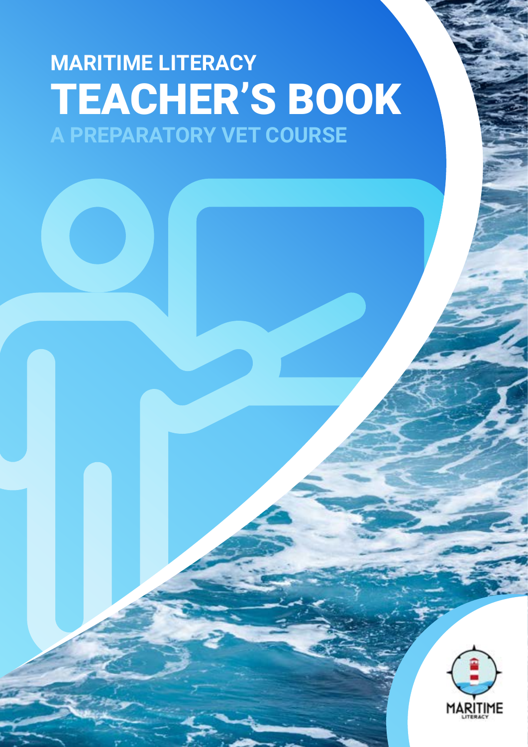# MARITIME LITERACY

# TEACHER'S BOOK

## A PREPARATORY VET COURSE

MARITIME
LITERACY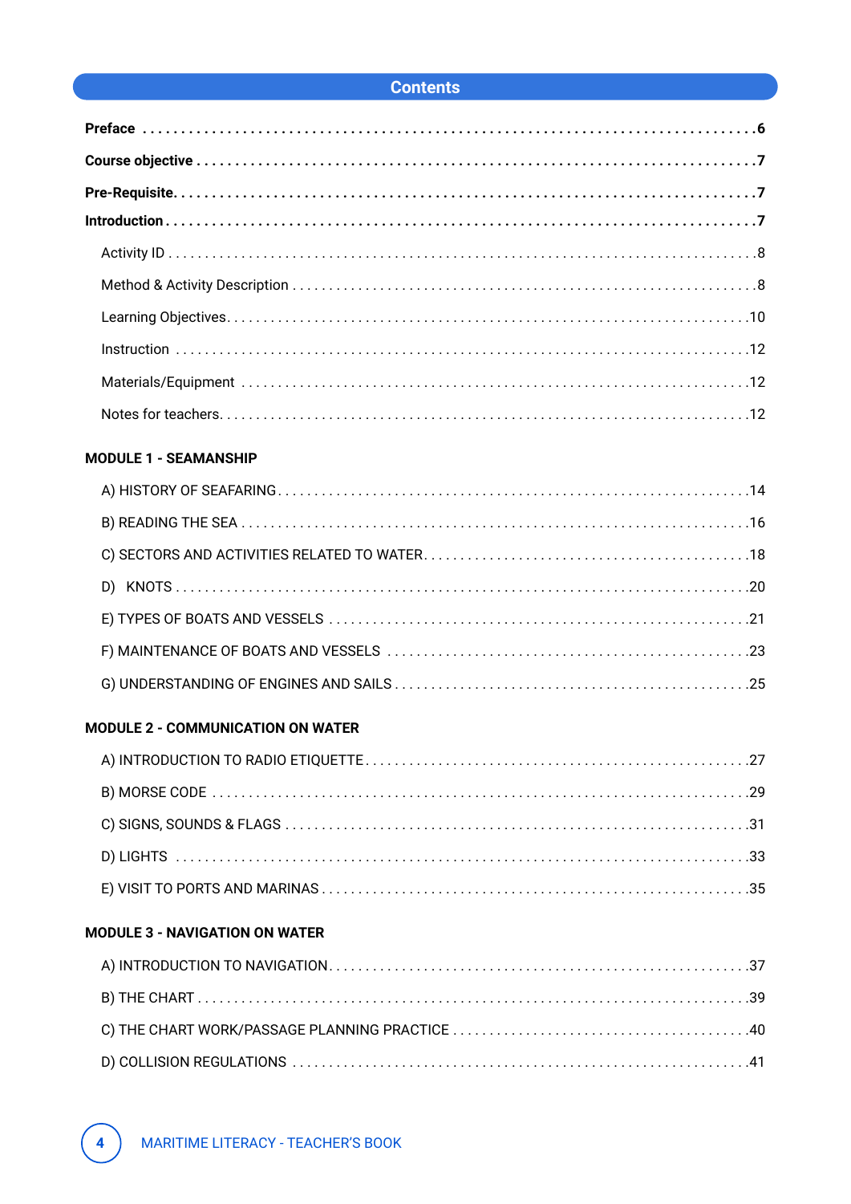# Contents

**Preface** . . . . . . . . . . . . . . . . . . . . . . . . . . . . . . . . . . . . . . . . . . . . . . . . . . . . . . . . . . . . 6

**Course objective** . . . . . . . . . . . . . . . . . . . . . . . . . . . . . . . . . . . . . . . . . . . . . . . . . . . . . 7

**Pre-Requisite** . . . . . . . . . . . . . . . . . . . . . . . . . . . . . . . . . . . . . . . . . . . . . . . . . . . . . . . 7

**Introduction** . . . . . . . . . . . . . . . . . . . . . . . . . . . . . . . . . . . . . . . . . . . . . . . . . . . . . . . . 7

- Activity ID . . . . . . . . . . . . . . . . . . . . . . . . . . . . . . . . . . . . . . . . . . . . . . . . . . . . . . . 8
- Method & Activity Description . . . . . . . . . . . . . . . . . . . . . . . . . . . . . . . . . . . . . . . . 8
- Learning Objectives . . . . . . . . . . . . . . . . . . . . . . . . . . . . . . . . . . . . . . . . . . . . . . . . 10
- Instruction . . . . . . . . . . . . . . . . . . . . . . . . . . . . . . . . . . . . . . . . . . . . . . . . . . . . . . 12
- Materials/Equipment . . . . . . . . . . . . . . . . . . . . . . . . . . . . . . . . . . . . . . . . . . . . . . . 12
- Notes for teachers . . . . . . . . . . . . . . . . . . . . . . . . . . . . . . . . . . . . . . . . . . . . . . . . . 12

**MODULE 1 - SEAMANSHIP**

- A) HISTORY OF SEAFARING . . . . . . . . . . . . . . . . . . . . . . . . . . . . . . . . . . . . . . . . . . 14
- B) READING THE SEA . . . . . . . . . . . . . . . . . . . . . . . . . . . . . . . . . . . . . . . . . . . . . . . 16
- C) SECTORS AND ACTIVITIES RELATED TO WATER . . . . . . . . . . . . . . . . . . . . . . . . . . 18
- D) KNOTS . . . . . . . . . . . . . . . . . . . . . . . . . . . . . . . . . . . . . . . . . . . . . . . . . . . . . . . . 20
- E) TYPES OF BOATS AND VESSELS . . . . . . . . . . . . . . . . . . . . . . . . . . . . . . . . . . . . . . 21
- F) MAINTENANCE OF BOATS AND VESSELS . . . . . . . . . . . . . . . . . . . . . . . . . . . . . . . 23
- G) UNDERSTANDING OF ENGINES AND SAILS . . . . . . . . . . . . . . . . . . . . . . . . . . . . . . 25

**MODULE 2 - COMMUNICATION ON WATER**

- A) INTRODUCTION TO RADIO ETIQUETTE . . . . . . . . . . . . . . . . . . . . . . . . . . . . . . . . . 27
- B) MORSE CODE . . . . . . . . . . . . . . . . . . . . . . . . . . . . . . . . . . . . . . . . . . . . . . . . . . . 29
- C) SIGNS, SOUNDS & FLAGS . . . . . . . . . . . . . . . . . . . . . . . . . . . . . . . . . . . . . . . . . . 31
- D) LIGHTS . . . . . . . . . . . . . . . . . . . . . . . . . . . . . . . . . . . . . . . . . . . . . . . . . . . . . . . . 33
- E) VISIT TO PORTS AND MARINAS . . . . . . . . . . . . . . . . . . . . . . . . . . . . . . . . . . . . . . 35

**MODULE 3 - NAVIGATION ON WATER**

- A) INTRODUCTION TO NAVIGATION . . . . . . . . . . . . . . . . . . . . . . . . . . . . . . . . . . . . . 37
- B) THE CHART . . . . . . . . . . . . . . . . . . . . . . . . . . . . . . . . . . . . . . . . . . . . . . . . . . . . . 39
- C) THE CHART WORK/PASSAGE PLANNING PRACTICE . . . . . . . . . . . . . . . . . . . . . . . . 40
- D) COLLISION REGULATIONS . . . . . . . . . . . . . . . . . . . . . . . . . . . . . . . . . . . . . . . . . . 41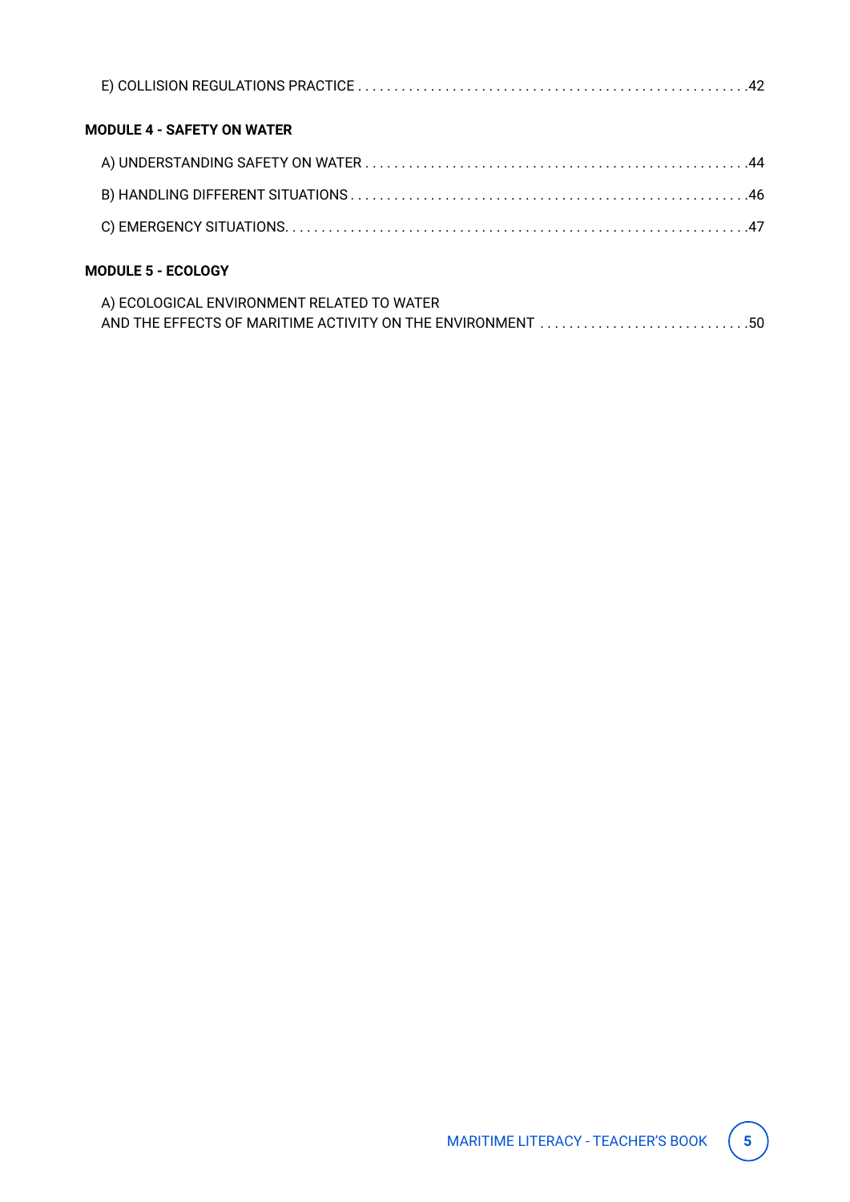E) COLLISION REGULATIONS PRACTICE . . . . . . . . . . . . . . . . . . . . . . . . . . . . . . . . . . . . . . . . . . . . . . . . . . . 42

**MODULE 4 - SAFETY ON WATER**

A) UNDERSTANDING SAFETY ON WATER . . . . . . . . . . . . . . . . . . . . . . . . . . . . . . . . . . . . . . . . . . . . . . . . 44

B) HANDLING DIFFERENT SITUATIONS . . . . . . . . . . . . . . . . . . . . . . . . . . . . . . . . . . . . . . . . . . . . . . . . . . 46

C) EMERGENCY SITUATIONS. . . . . . . . . . . . . . . . . . . . . . . . . . . . . . . . . . . . . . . . . . . . . . . . . . . . . . . . . . . 47

**MODULE 5 - ECOLOGY**

A) ECOLOGICAL ENVIRONMENT RELATED TO WATER
AND THE EFFECTS OF MARITIME ACTIVITY ON THE ENVIRONMENT . . . . . . . . . . . . . . . . . . . . . . . . . . . 50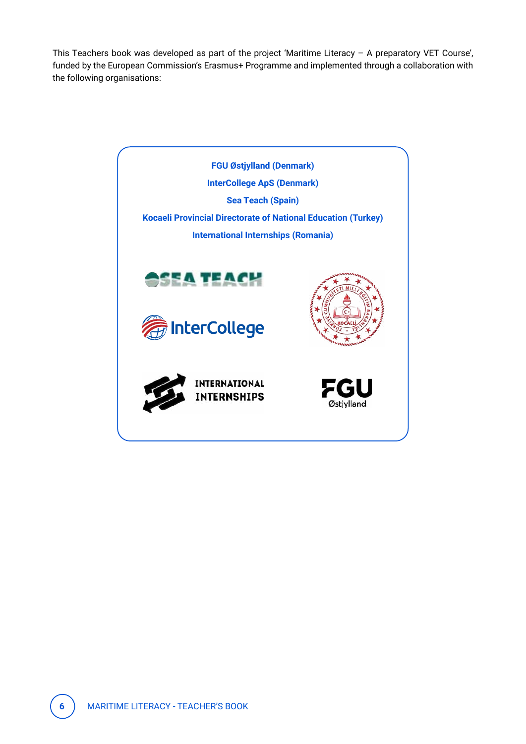This Teachers book was developed as part of the project 'Maritime Literacy – A preparatory VET Course', funded by the European Commission's Erasmus+ Programme and implemented through a collaboration with the following organisations:

**FGU Østjylland (Denmark)**

**InterCollege ApS (Denmark)**

**Sea Teach (Spain)**

**Kocaeli Provincial Directorate of National Education (Turkey)**

**International Internships (Romania)**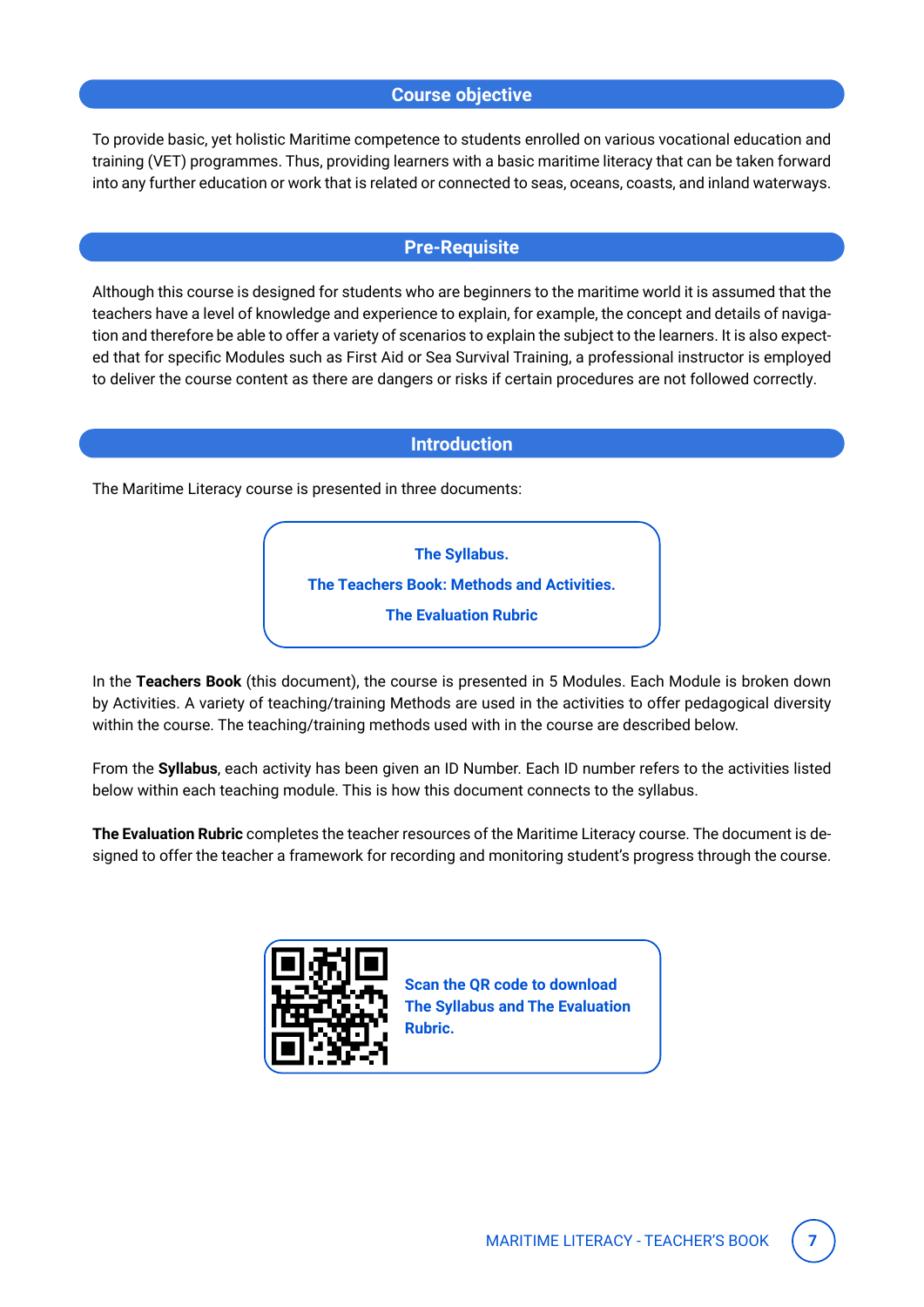## Course objective

To provide basic, yet holistic Maritime competence to students enrolled on various vocational education and training (VET) programmes. Thus, providing learners with a basic maritime literacy that can be taken forward into any further education or work that is related or connected to seas, oceans, coasts, and inland waterways.

## Pre-Requisite

Although this course is designed for students who are beginners to the maritime world it is assumed that the teachers have a level of knowledge and experience to explain, for example, the concept and details of navigation and therefore be able to offer a variety of scenarios to explain the subject to the learners. It is also expected that for specific Modules such as First Aid or Sea Survival Training, a professional instructor is employed to deliver the course content as there are dangers or risks if certain procedures are not followed correctly.

## Introduction

The Maritime Literacy course is presented in three documents:

**The Syllabus.**

**The Teachers Book: Methods and Activities.**

**The Evaluation Rubric**

In the **Teachers Book** (this document), the course is presented in 5 Modules. Each Module is broken down by Activities. A variety of teaching/training Methods are used in the activities to offer pedagogical diversity within the course. The teaching/training methods used with in the course are described below.

From the **Syllabus**, each activity has been given an ID Number. Each ID number refers to the activities listed below within each teaching module. This is how this document connects to the syllabus.

**The Evaluation Rubric** completes the teacher resources of the Maritime Literacy course. The document is designed to offer the teacher a framework for recording and monitoring student's progress through the course.

**Scan the QR code to download The Syllabus and The Evaluation Rubric.**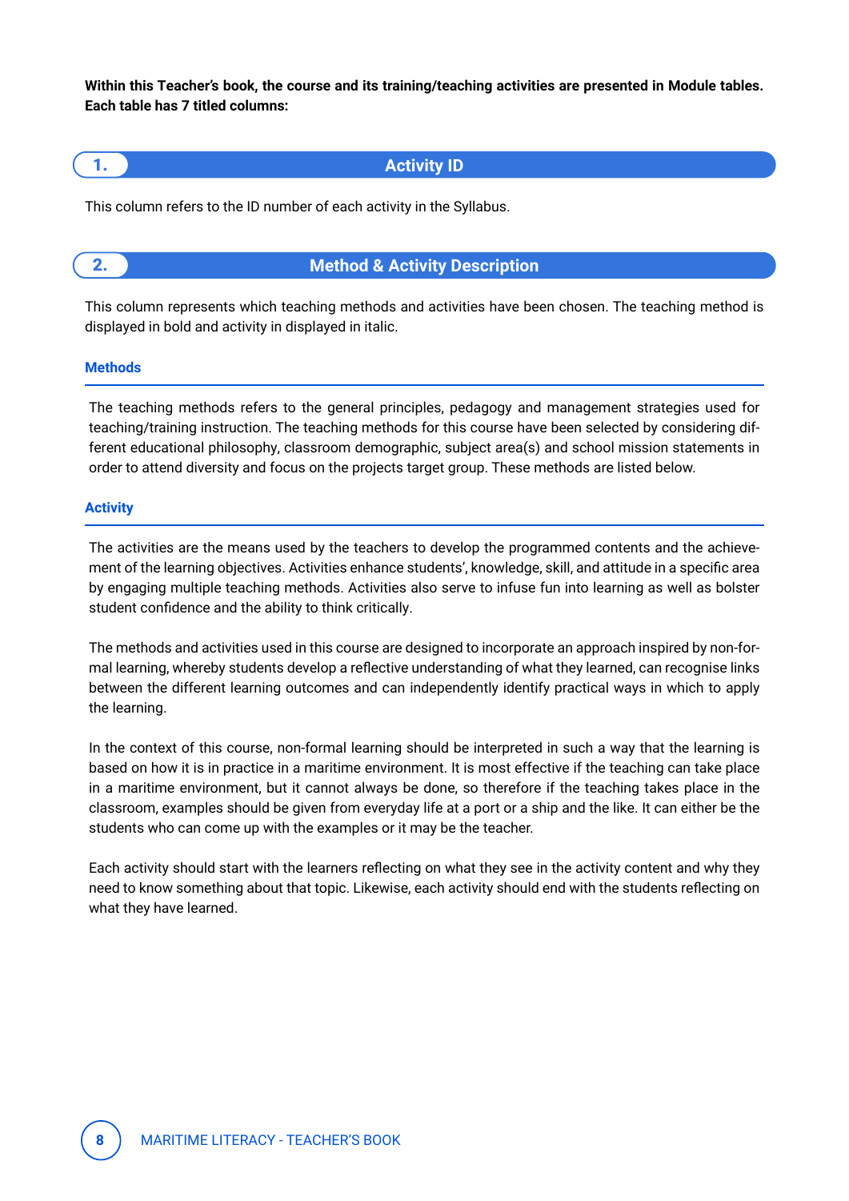**Within this Teacher's book, the course and its training/teaching activities are presented in Module tables. Each table has 7 titled columns:**

## 1. Activity ID

This column refers to the ID number of each activity in the Syllabus.

## 2. Method & Activity Description

This column represents which teaching methods and activities have been chosen. The teaching method is displayed in bold and activity in displayed in italic.

### Methods

The teaching methods refers to the general principles, pedagogy and management strategies used for teaching/training instruction. The teaching methods for this course have been selected by considering different educational philosophy, classroom demographic, subject area(s) and school mission statements in order to attend diversity and focus on the projects target group. These methods are listed below.

### Activity

The activities are the means used by the teachers to develop the programmed contents and the achievement of the learning objectives. Activities enhance students', knowledge, skill, and attitude in a specific area by engaging multiple teaching methods. Activities also serve to infuse fun into learning as well as bolster student confidence and the ability to think critically.

The methods and activities used in this course are designed to incorporate an approach inspired by non-formal learning, whereby students develop a reflective understanding of what they learned, can recognise links between the different learning outcomes and can independently identify practical ways in which to apply the learning.

In the context of this course, non-formal learning should be interpreted in such a way that the learning is based on how it is in practice in a maritime environment. It is most effective if the teaching can take place in a maritime environment, but it cannot always be done, so therefore if the teaching takes place in the classroom, examples should be given from everyday life at a port or a ship and the like. It can either be the students who can come up with the examples or it may be the teacher.

Each activity should start with the learners reflecting on what they see in the activity content and why they need to know something about that topic. Likewise, each activity should end with the students reflecting on what they have learned.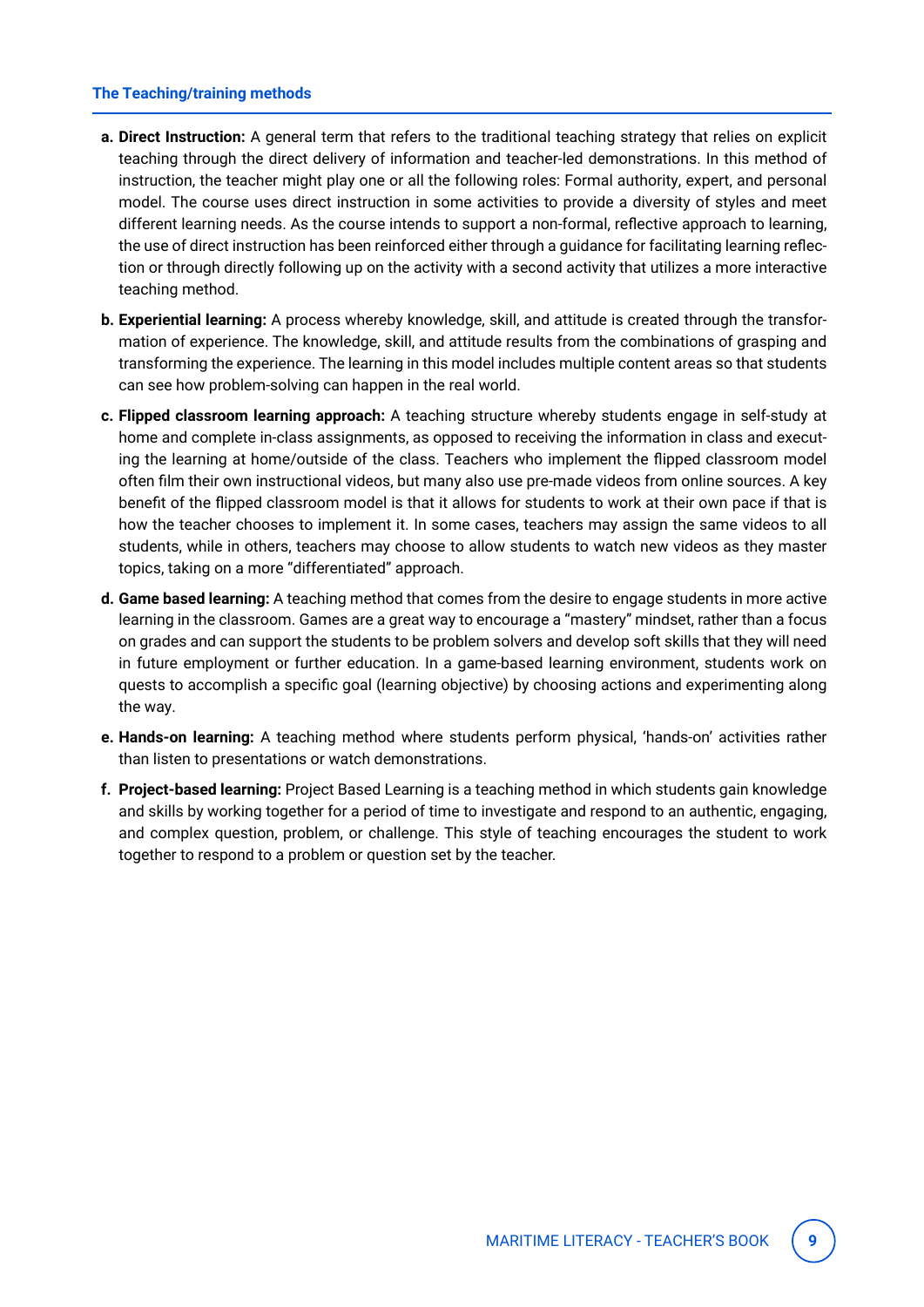### The Teaching/training methods

a. **Direct Instruction:** A general term that refers to the traditional teaching strategy that relies on explicit teaching through the direct delivery of information and teacher-led demonstrations. In this method of instruction, the teacher might play one or all the following roles: Formal authority, expert, and personal model. The course uses direct instruction in some activities to provide a diversity of styles and meet different learning needs. As the course intends to support a non-formal, reflective approach to learning, the use of direct instruction has been reinforced either through a guidance for facilitating learning reflection or through directly following up on the activity with a second activity that utilizes a more interactive teaching method.

b. **Experiential learning:** A process whereby knowledge, skill, and attitude is created through the transformation of experience. The knowledge, skill, and attitude results from the combinations of grasping and transforming the experience. The learning in this model includes multiple content areas so that students can see how problem-solving can happen in the real world.

c. **Flipped classroom learning approach:** A teaching structure whereby students engage in self-study at home and complete in-class assignments, as opposed to receiving the information in class and executing the learning at home/outside of the class. Teachers who implement the flipped classroom model often film their own instructional videos, but many also use pre-made videos from online sources. A key benefit of the flipped classroom model is that it allows for students to work at their own pace if that is how the teacher chooses to implement it. In some cases, teachers may assign the same videos to all students, while in others, teachers may choose to allow students to watch new videos as they master topics, taking on a more "differentiated" approach.

d. **Game based learning:** A teaching method that comes from the desire to engage students in more active learning in the classroom. Games are a great way to encourage a "mastery" mindset, rather than a focus on grades and can support the students to be problem solvers and develop soft skills that they will need in future employment or further education. In a game-based learning environment, students work on quests to accomplish a specific goal (learning objective) by choosing actions and experimenting along the way.

e. **Hands-on learning:** A teaching method where students perform physical, 'hands-on' activities rather than listen to presentations or watch demonstrations.

f. **Project-based learning:** Project Based Learning is a teaching method in which students gain knowledge and skills by working together for a period of time to investigate and respond to an authentic, engaging, and complex question, problem, or challenge. This style of teaching encourages the student to work together to respond to a problem or question set by the teacher.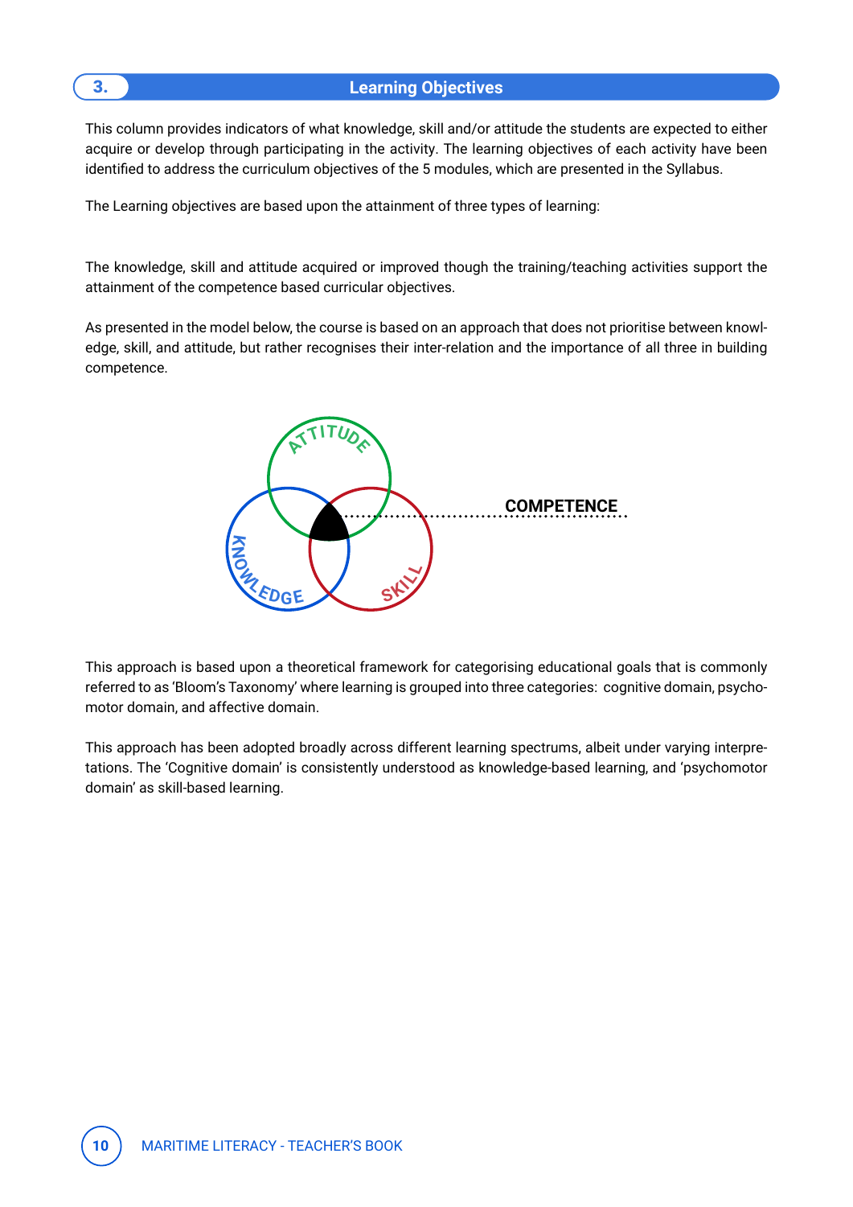## 3. Learning Objectives

This column provides indicators of what knowledge, skill and/or attitude the students are expected to either acquire or develop through participating in the activity. The learning objectives of each activity have been identified to address the curriculum objectives of the 5 modules, which are presented in the Syllabus.

The Learning objectives are based upon the attainment of three types of learning:

The knowledge, skill and attitude acquired or improved though the training/teaching activities support the attainment of the competence based curricular objectives.

As presented in the model below, the course is based on an approach that does not prioritise between knowledge, skill, and attitude, but rather recognises their inter-relation and the importance of all three in building competence.

ATTITUDE

KNOWLEDGE

SKILL

COMPETENCE

This approach is based upon a theoretical framework for categorising educational goals that is commonly referred to as 'Bloom's Taxonomy' where learning is grouped into three categories: cognitive domain, psychomotor domain, and affective domain.

This approach has been adopted broadly across different learning spectrums, albeit under varying interpretations. The 'Cognitive domain' is consistently understood as knowledge-based learning, and 'psychomotor domain' as skill-based learning.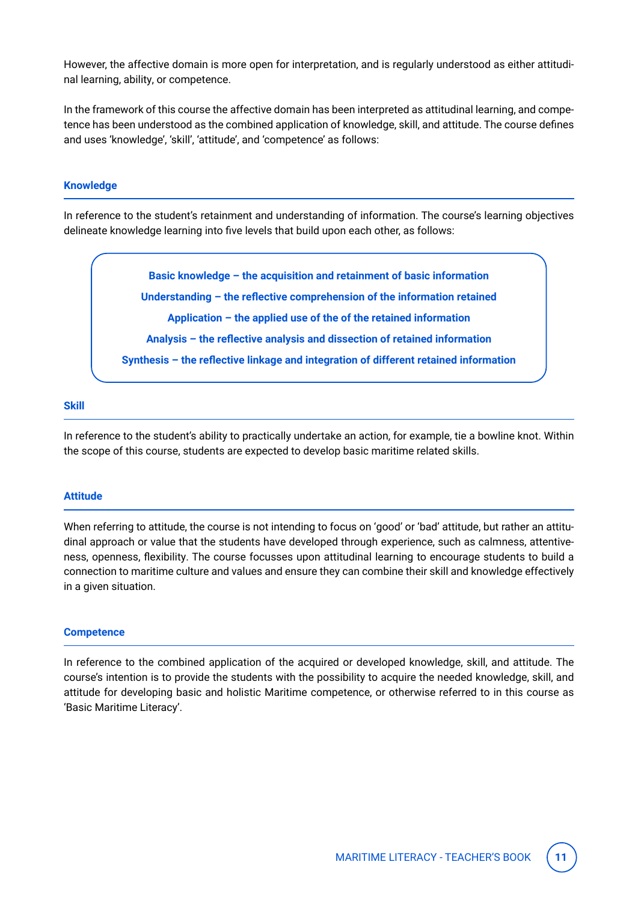However, the affective domain is more open for interpretation, and is regularly understood as either attitudinal learning, ability, or competence.

In the framework of this course the affective domain has been interpreted as attitudinal learning, and competence has been understood as the combined application of knowledge, skill, and attitude. The course defines and uses 'knowledge', 'skill', 'attitude', and 'competence' as follows:

### Knowledge

In reference to the student's retainment and understanding of information. The course's learning objectives delineate knowledge learning into five levels that build upon each other, as follows:

**Basic knowledge – the acquisition and retainment of basic information**

**Understanding – the reflective comprehension of the information retained**

**Application – the applied use of the of the retained information**

**Analysis – the reflective analysis and dissection of retained information**

**Synthesis – the reflective linkage and integration of different retained information**

### Skill

In reference to the student's ability to practically undertake an action, for example, tie a bowline knot. Within the scope of this course, students are expected to develop basic maritime related skills.

### Attitude

When referring to attitude, the course is not intending to focus on 'good' or 'bad' attitude, but rather an attitudinal approach or value that the students have developed through experience, such as calmness, attentiveness, openness, flexibility. The course focusses upon attitudinal learning to encourage students to build a connection to maritime culture and values and ensure they can combine their skill and knowledge effectively in a given situation.

### Competence

In reference to the combined application of the acquired or developed knowledge, skill, and attitude. The course's intention is to provide the students with the possibility to acquire the needed knowledge, skill, and attitude for developing basic and holistic Maritime competence, or otherwise referred to in this course as 'Basic Maritime Literacy'.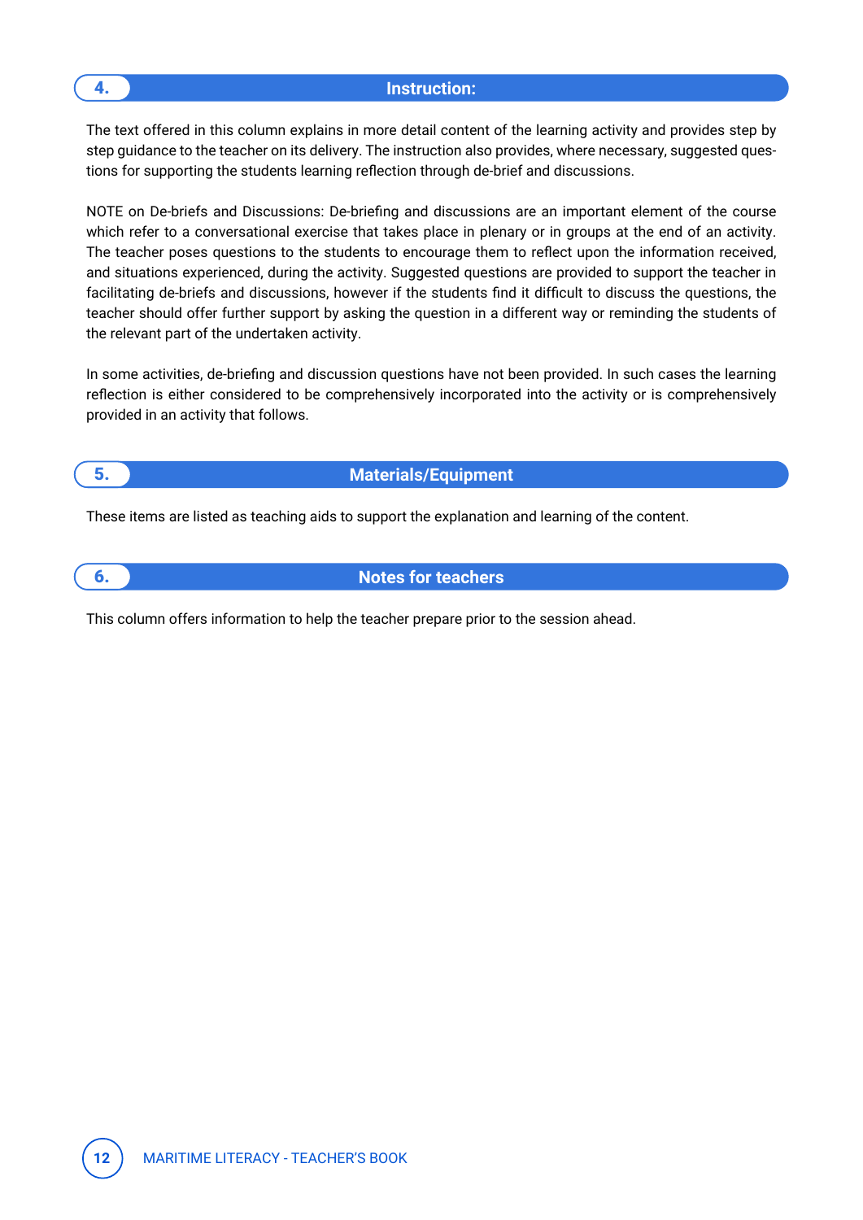## 4. Instruction:

The text offered in this column explains in more detail content of the learning activity and provides step by step guidance to the teacher on its delivery. The instruction also provides, where necessary, suggested questions for supporting the students learning reflection through de-brief and discussions.

NOTE on De-briefs and Discussions: De-briefing and discussions are an important element of the course which refer to a conversational exercise that takes place in plenary or in groups at the end of an activity. The teacher poses questions to the students to encourage them to reflect upon the information received, and situations experienced, during the activity. Suggested questions are provided to support the teacher in facilitating de-briefs and discussions, however if the students find it difficult to discuss the questions, the teacher should offer further support by asking the question in a different way or reminding the students of the relevant part of the undertaken activity.

In some activities, de-briefing and discussion questions have not been provided. In such cases the learning reflection is either considered to be comprehensively incorporated into the activity or is comprehensively provided in an activity that follows.

## 5. Materials/Equipment

These items are listed as teaching aids to support the explanation and learning of the content.

## 6. Notes for teachers

This column offers information to help the teacher prepare prior to the session ahead.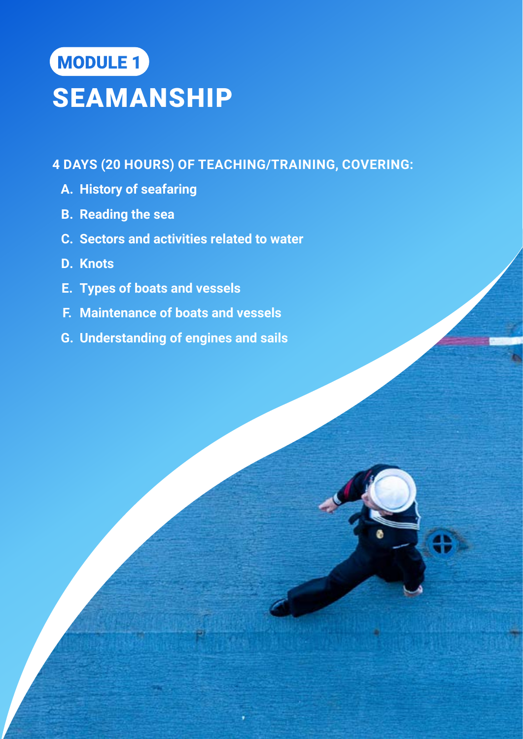MODULE 1

# SEAMANSHIP

**4 DAYS (20 HOURS) OF TEACHING/TRAINING, COVERING:**

- A. History of seafaring
- B. Reading the sea
- C. Sectors and activities related to water
- D. Knots
- E. Types of boats and vessels
- F. Maintenance of boats and vessels
- G. Understanding of engines and sails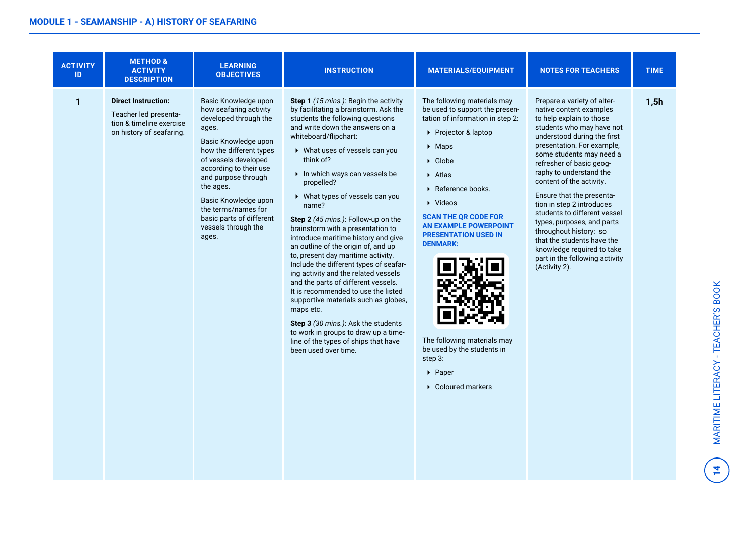## MODULE 1 - SEAMANSHIP - A) HISTORY OF SEAFARING

| ACTIVITY ID | METHOD & ACTIVITY DESCRIPTION | LEARNING OBJECTIVES | INSTRUCTION | MATERIALS/EQUIPMENT | NOTES FOR TEACHERS | TIME |
|---|---|---|---|---|---|---|
| **1** | **Direct Instruction:**<br><br>Teacher led presentation & timeline exercise on history of seafaring. | Basic Knowledge upon how seafaring activity developed through the ages.<br><br>Basic Knowledge upon how the different types of vessels developed according to their use and purpose through the ages.<br><br>Basic Knowledge upon the terms/names for basic parts of different vessels through the ages. | **Step 1** *(15 mins.)*: Begin the activity by facilitating a brainstorm. Ask the students the following questions and write down the answers on a whiteboard/flipchart:<br>• What uses of vessels can you think of?<br>• In which ways can vessels be propelled?<br>• What types of vessels can you name?<br><br>**Step 2** *(45 mins.)*: Follow-up on the brainstorm with a presentation to introduce maritime history and give an outline of the origin of, and up to, present day maritime activity. Include the different types of seafaring activity and the related vessels and the parts of different vessels. It is recommended to use the listed supportive materials such as globes, maps etc.<br><br>**Step 3** *(30 mins.)*: Ask the students to work in groups to draw up a timeline of the types of ships that have been used over time. | The following materials may be used to support the presentation of information in step 2:<br>• Projector & laptop<br>• Maps<br>• Globe<br>• Atlas<br>• Reference books.<br>• Videos<br><br>**SCAN THE QR CODE FOR AN EXAMPLE POWERPOINT PRESENTATION USED IN DENMARK:**<br><br>The following materials may be used by the students in step 3:<br>• Paper<br>• Coloured markers | Prepare a variety of alternative content examples to help explain to those students who may have not understood during the first presentation. For example, some students may need a refresher of basic geography to understand the content of the activity.<br><br>Ensure that the presentation in step 2 introduces students to different vessel types, purposes, and parts throughout history: so that the students have the knowledge required to take part in the following activity (Activity 2). | **1,5h** |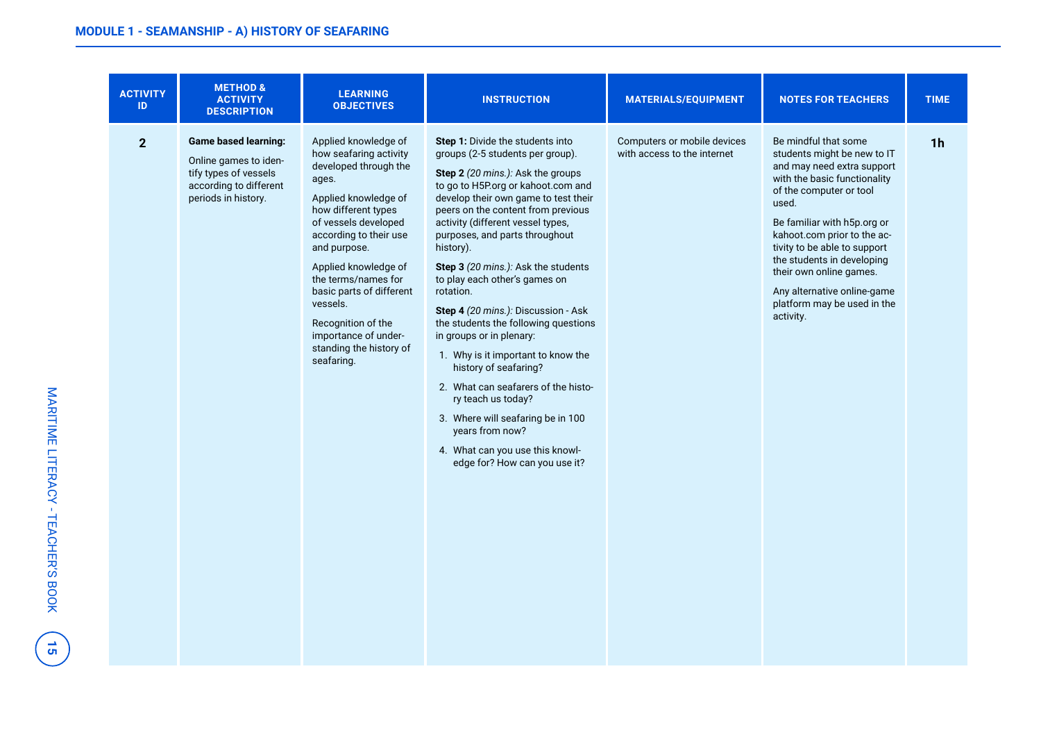| ACTIVITY ID | METHOD & ACTIVITY DESCRIPTION | LEARNING OBJECTIVES | INSTRUCTION | MATERIALS/EQUIPMENT | NOTES FOR TEACHERS | TIME |
|---|---|---|---|---|---|---|
| **2** | **Game based learning:**<br><br>Online games to identify types of vessels according to different periods in history. | Applied knowledge of how seafaring activity developed through the ages.<br><br>Applied knowledge of how different types of vessels developed according to their use and purpose.<br><br>Applied knowledge of the terms/names for basic parts of different vessels.<br><br>Recognition of the importance of understanding the history of seafaring. | **Step 1:** Divide the students into groups (2-5 students per group).<br><br>**Step 2** *(20 mins.):* Ask the groups to go to H5P.org or kahoot.com and develop their own game to test their peers on the content from previous activity (different vessel types, purposes, and parts throughout history).<br><br>**Step 3** *(20 mins.):* Ask the students to play each other's games on rotation.<br><br>**Step 4** *(20 mins.):* Discussion - Ask the students the following questions in groups or in plenary:<br>1. Why is it important to know the history of seafaring?<br>2. What can seafarers of the history teach us today?<br>3. Where will seafaring be in 100 years from now?<br>4. What can you use this knowledge for? How can you use it? | Computers or mobile devices with access to the internet | Be mindful that some students might be new to IT and may need extra support with the basic functionality of the computer or tool used.<br><br>Be familiar with h5p.org or kahoot.com prior to the activity to be able to support the students in developing their own online games.<br><br>Any alternative online-game platform may be used in the activity. | **1h** |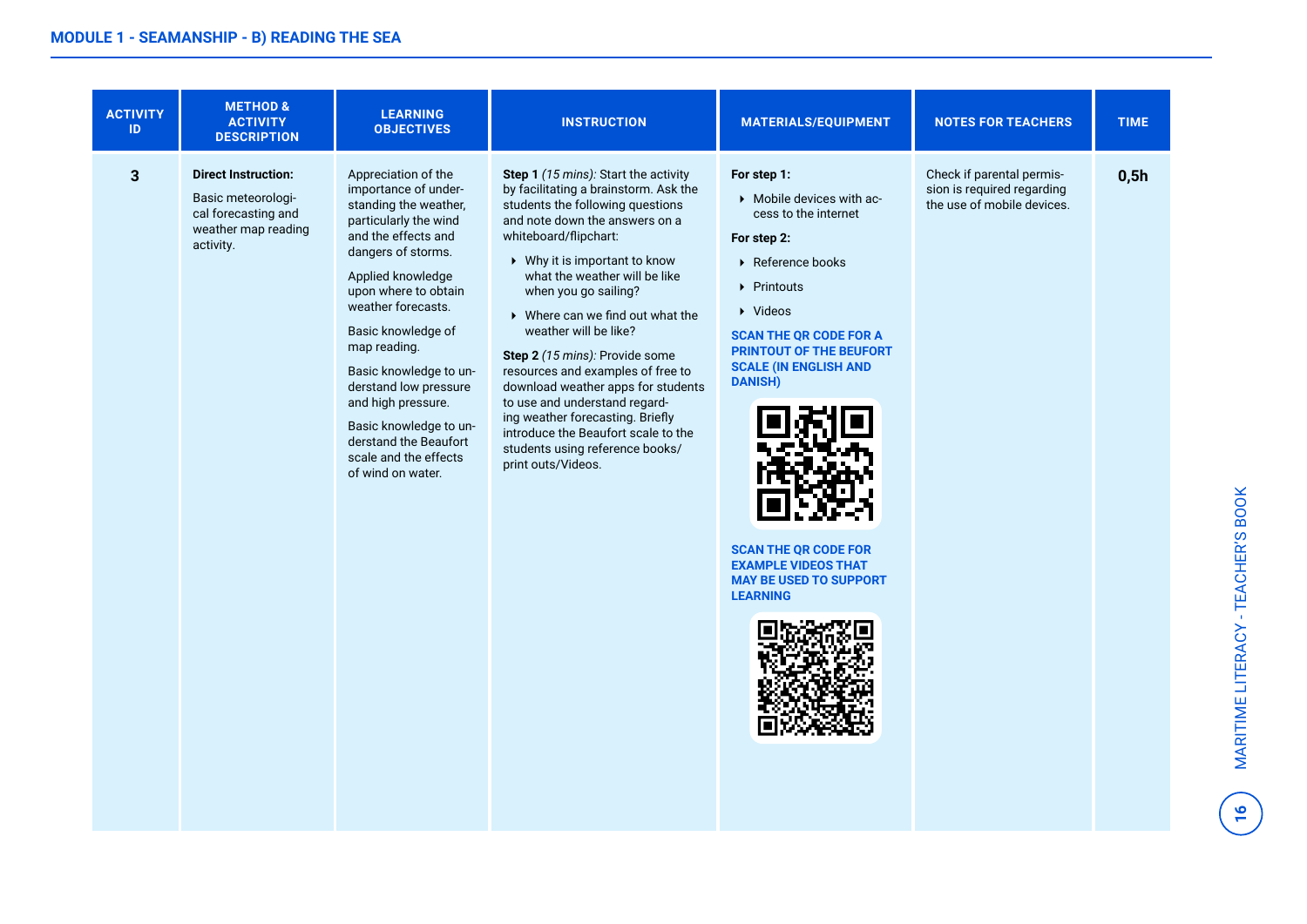## MODULE 1 - SEAMANSHIP - B) READING THE SEA

| ACTIVITY ID | METHOD & ACTIVITY DESCRIPTION | LEARNING OBJECTIVES | INSTRUCTION | MATERIALS/EQUIPMENT | NOTES FOR TEACHERS | TIME |
|---|---|---|---|---|---|---|
| **3** | **Direct Instruction:**<br><br>Basic meteorological forecasting and weather map reading activity. | Appreciation of the importance of understanding the weather, particularly the wind and the effects and dangers of storms.<br><br>Applied knowledge upon where to obtain weather forecasts.<br><br>Basic knowledge of map reading.<br><br>Basic knowledge to understand low pressure and high pressure.<br><br>Basic knowledge to understand the Beaufort scale and the effects of wind on water. | **Step 1** *(15 mins):* Start the activity by facilitating a brainstorm. Ask the students the following questions and note down the answers on a whiteboard/flipchart:<br>▸ Why it is important to know what the weather will be like when you go sailing?<br>▸ Where can we find out what the weather will be like?<br><br>**Step 2** *(15 mins):* Provide some resources and examples of free to download weather apps for students to use and understand regarding weather forecasting. Briefly introduce the Beaufort scale to the students using reference books/print outs/Videos. | **For step 1:**<br>▸ Mobile devices with access to the internet<br><br>**For step 2:**<br>▸ Reference books<br>▸ Printouts<br>▸ Videos<br><br>**SCAN THE QR CODE FOR A PRINTOUT OF THE BEAUFORT SCALE (IN ENGLISH AND DANISH)**<br><br>**SCAN THE QR CODE FOR EXAMPLE VIDEOS THAT MAY BE USED TO SUPPORT LEARNING** | Check if parental permission is required regarding the use of mobile devices. | **0,5h** |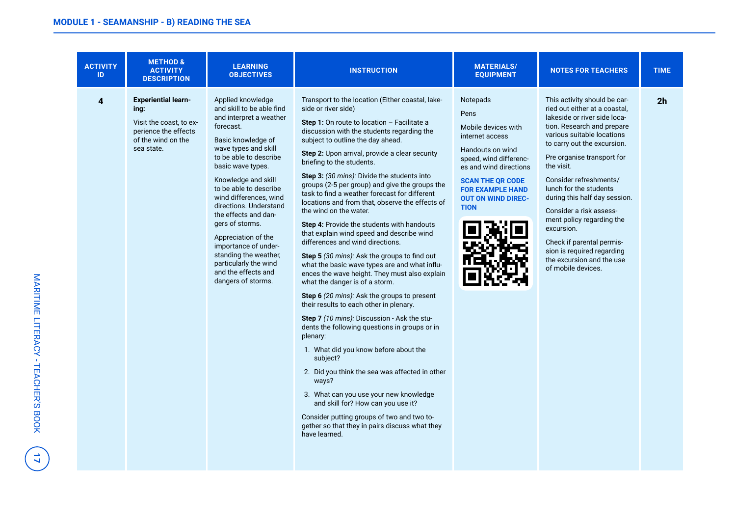## MODULE 1 - SEAMANSHIP - B) READING THE SEA

| ACTIVITY ID | METHOD & ACTIVITY DESCRIPTION | LEARNING OBJECTIVES | INSTRUCTION | MATERIALS/ EQUIPMENT | NOTES FOR TEACHERS | TIME |
|---|---|---|---|---|---|---|
| **4** | **Experiential learning:**<br><br>Visit the coast, to experience the effects of the wind on the sea state. | Applied knowledge and skill to be able find and interpret a weather forecast.<br><br>Basic knowledge of wave types and skill to be able to describe basic wave types.<br><br>Knowledge and skill to be able to describe wind differences, wind directions. Understand the effects and dangers of storms.<br><br>Appreciation of the importance of understanding the weather, particularly the wind and the effects and dangers of storms. | Transport to the location (Either coastal, lakeside or river side)<br><br>**Step 1:** On route to location – Facilitate a discussion with the students regarding the subject to outline the day ahead.<br><br>**Step 2:** Upon arrival, provide a clear security briefing to the students.<br><br>**Step 3:** *(30 mins):* Divide the students into groups (2-5 per group) and give the groups the task to find a weather forecast for different locations and from that, observe the effects of the wind on the water.<br><br>**Step 4:** Provide the students with handouts that explain wind speed and describe wind differences and wind directions.<br><br>**Step 5** *(30 mins):* Ask the groups to find out what the basic wave types are and what influences the wave height. They must also explain what the danger is of a storm.<br><br>**Step 6** *(20 mins):* Ask the groups to present their results to each other in plenary.<br><br>**Step 7** *(10 mins):* Discussion - Ask the students the following questions in groups or in plenary:<br><br>1. What did you know before about the subject?<br>2. Did you think the sea was affected in other ways?<br>3. What can you use your new knowledge and skill for? How can you use it?<br><br>Consider putting groups of two and two together so that they in pairs discuss what they have learned. | Notepads<br><br>Pens<br><br>Mobile devices with internet access<br><br>Handouts on wind speed, wind differences and wind directions<br><br>**SCAN THE QR CODE FOR EXAMPLE HAND OUT ON WIND DIRECTION** | This activity should be carried out either at a coastal, lakeside or river side location. Research and prepare various suitable locations to carry out the excursion.<br><br>Pre organise transport for the visit.<br><br>Consider refreshments/ lunch for the students during this half day session.<br><br>Consider a risk assessment policy regarding the excursion.<br><br>Check if parental permission is required regarding the excursion and the use of mobile devices. | **2h** |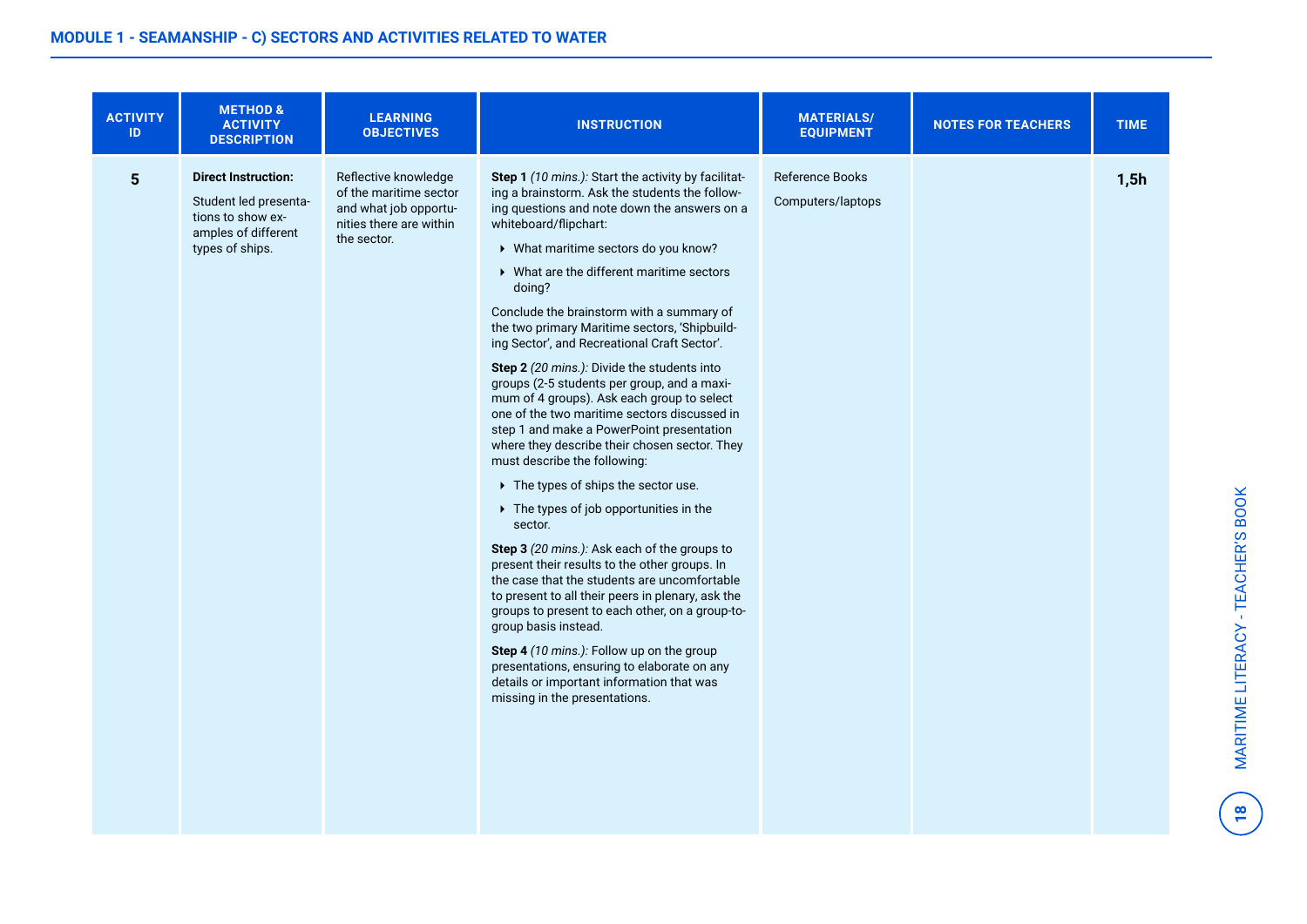## MODULE 1 - SEAMANSHIP - C) SECTORS AND ACTIVITIES RELATED TO WATER

| ACTIVITY ID | METHOD & ACTIVITY DESCRIPTION | LEARNING OBJECTIVES | INSTRUCTION | MATERIALS/ EQUIPMENT | NOTES FOR TEACHERS | TIME |
|---|---|---|---|---|---|---|
| **5** | **Direct Instruction:**<br><br>Student led presentations to show examples of different types of ships. | Reflective knowledge of the maritime sector and what job opportunities there are within the sector. | **Step 1** *(10 mins.):* Start the activity by facilitating a brainstorm. Ask the students the following questions and note down the answers on a whiteboard/flipchart:<br>‣ What maritime sectors do you know?<br>‣ What are the different maritime sectors doing?<br><br>Conclude the brainstorm with a summary of the two primary Maritime sectors, 'Shipbuilding Sector', and Recreational Craft Sector'.<br><br>**Step 2** *(20 mins.):* Divide the students into groups (2-5 students per group, and a maximum of 4 groups). Ask each group to select one of the two maritime sectors discussed in step 1 and make a PowerPoint presentation where they describe their chosen sector. They must describe the following:<br>‣ The types of ships the sector use.<br>‣ The types of job opportunities in the sector.<br><br>**Step 3** *(20 mins.):* Ask each of the groups to present their results to the other groups. In the case that the students are uncomfortable to present to all their peers in plenary, ask the groups to present to each other, on a group-to-group basis instead.<br><br>**Step 4** *(10 mins.):* Follow up on the group presentations, ensuring to elaborate on any details or important information that was missing in the presentations. | Reference Books<br><br>Computers/laptops | | **1,5h** |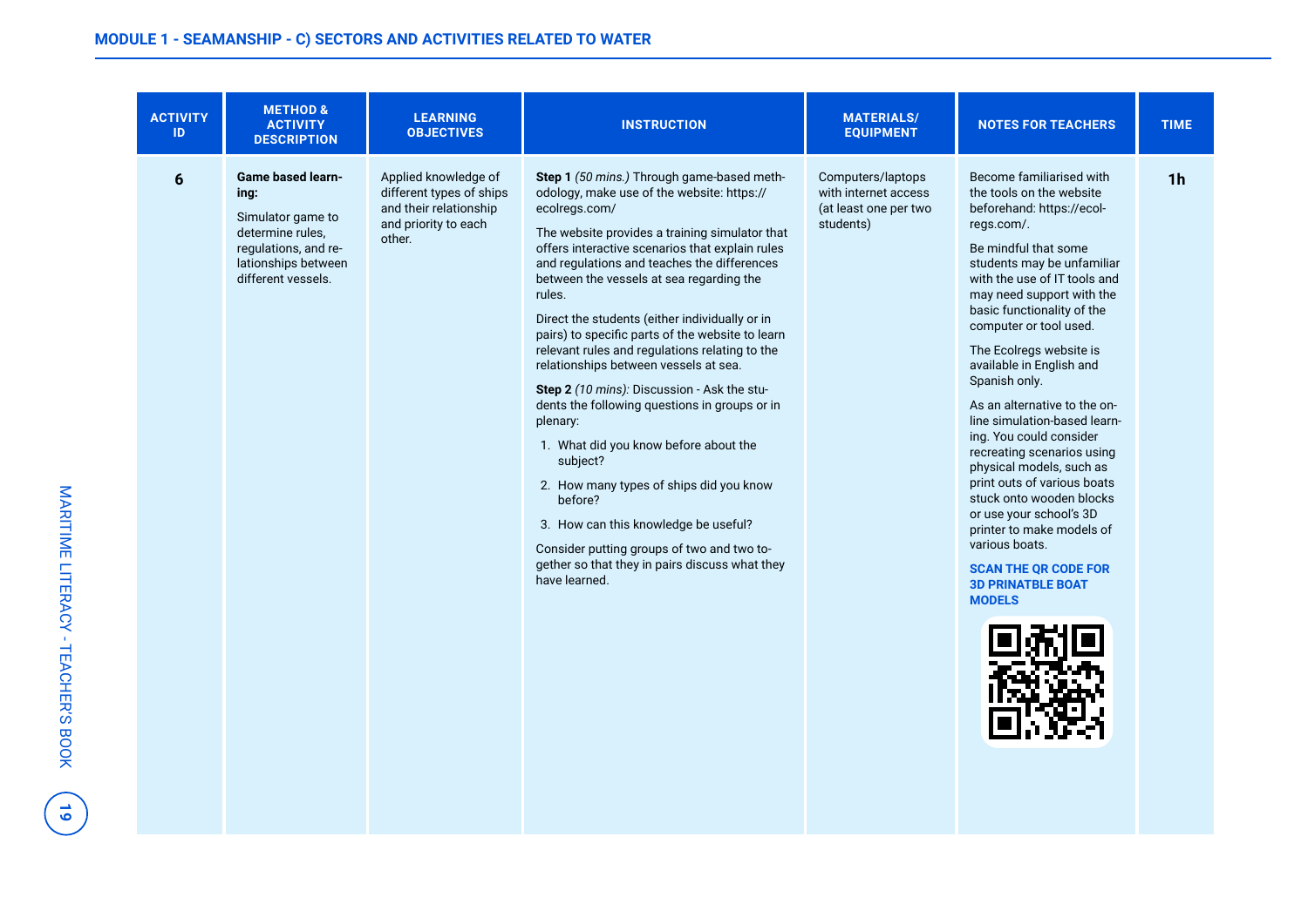## MODULE 1 - SEAMANSHIP - C) SECTORS AND ACTIVITIES RELATED TO WATER

| ACTIVITY ID | METHOD & ACTIVITY DESCRIPTION | LEARNING OBJECTIVES | INSTRUCTION | MATERIALS/ EQUIPMENT | NOTES FOR TEACHERS | TIME |
|---|---|---|---|---|---|---|
| 6 | **Game based learning:**<br><br>Simulator game to determine rules, regulations, and relationships between different vessels. | Applied knowledge of different types of ships and their relationship and priority to each other. | **Step 1** *(50 mins.)* Through game-based methodology, make use of the website: https://ecolregs.com/<br><br>The website provides a training simulator that offers interactive scenarios that explain rules and regulations and teaches the differences between the vessels at sea regarding the rules.<br><br>Direct the students (either individually or in pairs) to specific parts of the website to learn relevant rules and regulations relating to the relationships between vessels at sea.<br><br>**Step 2** *(10 mins):* Discussion - Ask the students the following questions in groups or in plenary:<br><br>1. What did you know before about the subject?<br>2. How many types of ships did you know before?<br>3. How can this knowledge be useful?<br><br>Consider putting groups of two and two together so that they in pairs discuss what they have learned. | Computers/laptops with internet access (at least one per two students) | Become familiarised with the tools on the website beforehand: https://ecolregs.com/.<br><br>Be mindful that some students may be unfamiliar with the use of IT tools and may need support with the basic functionality of the computer or tool used.<br><br>The Ecolregs website is available in English and Spanish only.<br><br>As an alternative to the online simulation-based learning. You could consider recreating scenarios using physical models, such as print outs of various boats stuck onto wooden blocks or use your school's 3D printer to make models of various boats.<br><br>**SCAN THE QR CODE FOR 3D PRINTABLE BOAT MODELS** | 1h |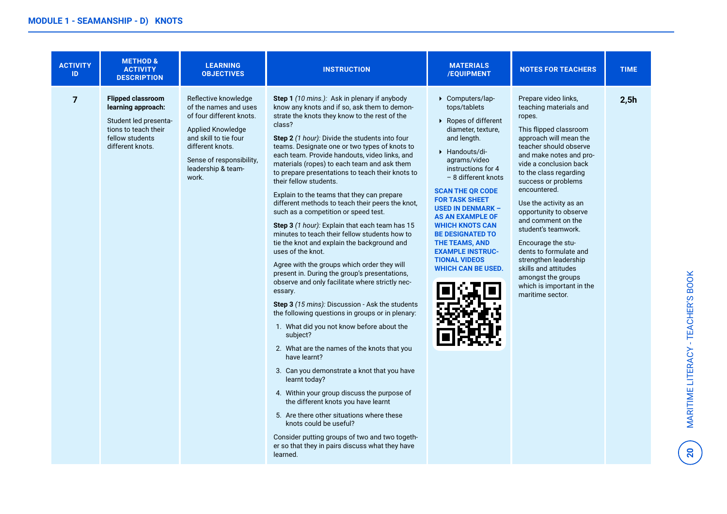## MODULE 1 - SEAMANSHIP - D) KNOTS

| ACTIVITY ID | METHOD & ACTIVITY DESCRIPTION | LEARNING OBJECTIVES | INSTRUCTION | MATERIALS /EQUIPMENT | NOTES FOR TEACHERS | TIME |
|---|---|---|---|---|---|---|
| **7** | **Flipped classroom learning approach:**<br><br>Student led presentations to teach their fellow students different knots. | Reflective knowledge of the names and uses of four different knots.<br><br>Applied Knowledge and skill to tie four different knots.<br><br>Sense of responsibility, leadership & teamwork. | **Step 1** *(10 mins.):* Ask in plenary if anybody know any knots and if so, ask them to demonstrate the knots they know to the rest of the class?<br><br>**Step 2** *(1 hour):* Divide the students into four teams. Designate one or two types of knots to each team. Provide handouts, video links, and materials (ropes) to each team and ask them to prepare presentations to teach their knots to their fellow students.<br><br>Explain to the teams that they can prepare different methods to teach their peers the knot, such as a competition or speed test.<br><br>**Step 3** *(1 hour):* Explain that each team has 15 minutes to teach their fellow students how to tie the knot and explain the background and uses of the knot.<br><br>Agree with the groups which order they will present in. During the group's presentations, observe and only facilitate where strictly necessary.<br><br>**Step 3** *(15 mins):* Discussion - Ask the students the following questions in groups or in plenary:<br>1. What did you not know before about the subject?<br>2. What are the names of the knots that you have learnt?<br>3. Can you demonstrate a knot that you have learnt today?<br>4. Within your group discuss the purpose of the different knots you have learnt<br>5. Are there other situations where these knots could be useful?<br><br>Consider putting groups of two and two together so that they in pairs discuss what they have learned. | ‣ Computers/laptops/tablets<br>‣ Ropes of different diameter, texture, and length.<br>‣ Handouts/diagrams/video instructions for 4 – 8 different knots<br><br>**SCAN THE QR CODE FOR TASK SHEET USED IN DENMARK – AS AN EXAMPLE OF WHICH KNOTS CAN BE DESIGNATED TO THE TEAMS, AND EXAMPLE INSTRUCTIONAL VIDEOS WHICH CAN BE USED.** | Prepare video links, teaching materials and ropes.<br><br>This flipped classroom approach will mean the teacher should observe and make notes and provide a conclusion back to the class regarding success or problems encountered.<br><br>Use the activity as an opportunity to observe and comment on the student's teamwork.<br><br>Encourage the students to formulate and strengthen leadership skills and attitudes amongst the groups which is important in the maritime sector. | **2,5h** |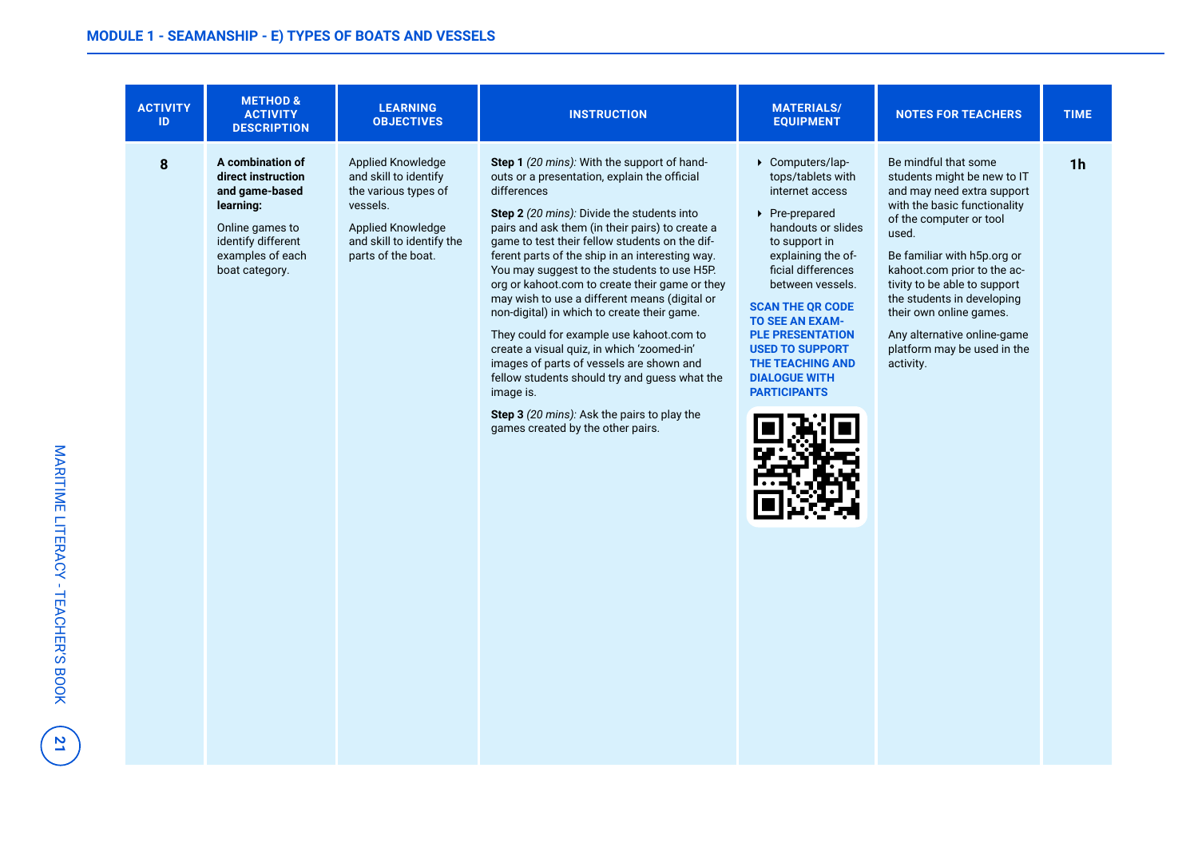## MODULE 1 - SEAMANSHIP - E) TYPES OF BOATS AND VESSELS

| ACTIVITY ID | METHOD & ACTIVITY DESCRIPTION | LEARNING OBJECTIVES | INSTRUCTION | MATERIALS/ EQUIPMENT | NOTES FOR TEACHERS | TIME |
|---|---|---|---|---|---|---|
| 8 | **A combination of direct instruction and game-based learning:**<br><br>Online games to identify different examples of each boat category. | Applied Knowledge and skill to identify the various types of vessels.<br><br>Applied Knowledge and skill to identify the parts of the boat. | **Step 1** *(20 mins):* With the support of handouts or a presentation, explain the official differences<br><br>**Step 2** *(20 mins):* Divide the students into pairs and ask them (in their pairs) to create a game to test their fellow students on the different parts of the ship in an interesting way. You may suggest to the students to use H5P.org or kahoot.com to create their game or they may wish to use a different means (digital or non-digital) in which to create their game.<br><br>They could for example use kahoot.com to create a visual quiz, in which 'zoomed-in' images of parts of vessels are shown and fellow students should try and guess what the image is.<br><br>**Step 3** *(20 mins):* Ask the pairs to play the games created by the other pairs. | - Computers/laptops/tablets with internet access<br>- Pre-prepared handouts or slides to support in explaining the official differences between vessels.<br><br>**SCAN THE QR CODE TO SEE AN EXAMPLE PRESENTATION USED TO SUPPORT THE TEACHING AND DIALOGUE WITH PARTICIPANTS** | Be mindful that some students might be new to IT and may need extra support with the basic functionality of the computer or tool used.<br><br>Be familiar with h5p.org or kahoot.com prior to the activity to be able to support the students in developing their own online games.<br><br>Any alternative online-game platform may be used in the activity. | 1h |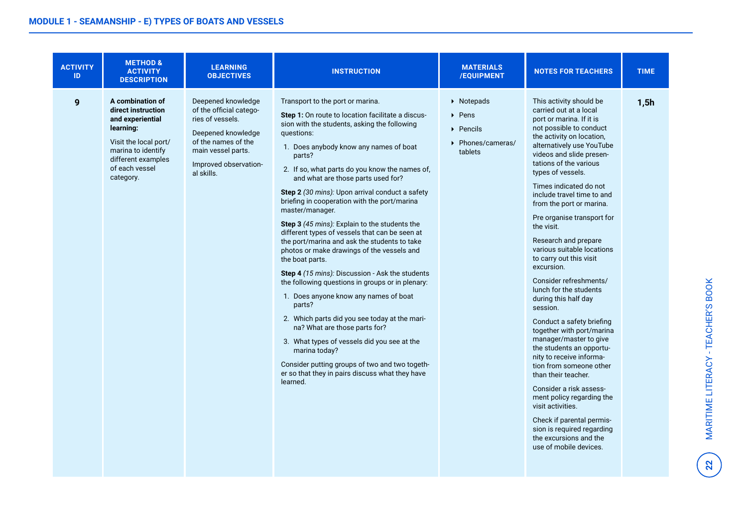## MODULE 1 - SEAMANSHIP - E) TYPES OF BOATS AND VESSELS

| ACTIVITY ID | METHOD & ACTIVITY DESCRIPTION | LEARNING OBJECTIVES | INSTRUCTION | MATERIALS /EQUIPMENT | NOTES FOR TEACHERS | TIME |
|---|---|---|---|---|---|---|
| **9** | **A combination of direct instruction and experiential learning:**<br><br>Visit the local port/marina to identify different examples of each vessel category. | Deepened knowledge of the official categories of vessels.<br><br>Deepened knowledge of the names of the main vessel parts.<br><br>Improved observational skills. | Transport to the port or marina.<br><br>**Step 1:** On route to location facilitate a discussion with the students, asking the following questions:<br>1. Does anybody know any names of boat parts?<br>2. If so, what parts do you know the names of, and what are those parts used for?<br><br>**Step 2** *(30 mins):* Upon arrival conduct a safety briefing in cooperation with the port/marina master/manager.<br><br>**Step 3** *(45 mins):* Explain to the students the different types of vessels that can be seen at the port/marina and ask the students to take photos or make drawings of the vessels and the boat parts.<br><br>**Step 4** *(15 mins):* Discussion - Ask the students the following questions in groups or in plenary:<br>1. Does anyone know any names of boat parts?<br>2. Which parts did you see today at the marina? What are those parts for?<br>3. What types of vessels did you see at the marina today?<br><br>Consider putting groups of two and two together so that they in pairs discuss what they have learned. | - Notepads<br>- Pens<br>- Pencils<br>- Phones/cameras/tablets | This activity should be carried out at a local port or marina. If it is not possible to conduct the activity on location, alternatively use YouTube videos and slide presentations of the various types of vessels.<br><br>Times indicated do not include travel time to and from the port or marina.<br><br>Pre organise transport for the visit.<br><br>Research and prepare various suitable locations to carry out this visit excursion.<br><br>Consider refreshments/lunch for the students during this half day session.<br><br>Conduct a safety briefing together with port/marina manager/master to give the students an opportunity to receive information from someone other than their teacher.<br><br>Consider a risk assessment policy regarding the visit activities.<br><br>Check if parental permission is required regarding the excursions and the use of mobile devices. | **1,5h** |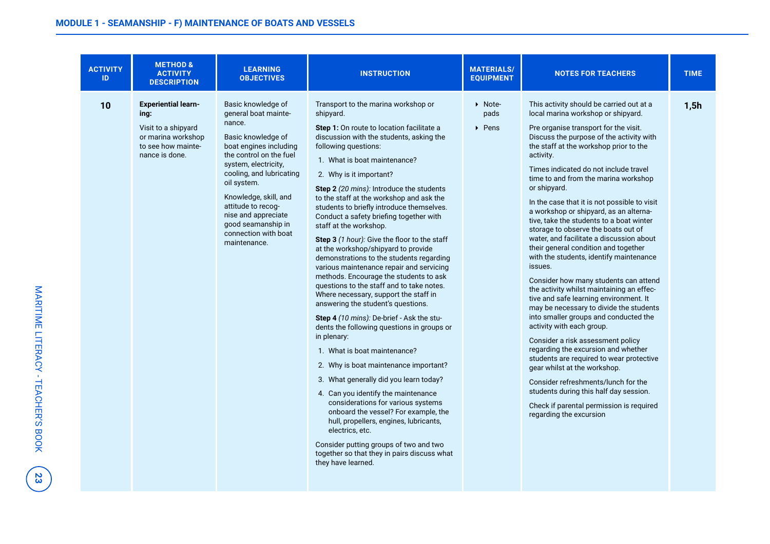## MODULE 1 - SEAMANSHIP - F) MAINTENANCE OF BOATS AND VESSELS

| ACTIVITY ID | METHOD & ACTIVITY DESCRIPTION | LEARNING OBJECTIVES | INSTRUCTION | MATERIALS/ EQUIPMENT | NOTES FOR TEACHERS | TIME |
|---|---|---|---|---|---|---|
| **10** | **Experiential learning:**<br><br>Visit to a shipyard or marina workshop to see how maintenance is done. | Basic knowledge of general boat maintenance.<br><br>Basic knowledge of boat engines including the control on the fuel system, electricity, cooling, and lubricating oil system.<br><br>Knowledge, skill, and attitude to recognise and appreciate good seamanship in connection with boat maintenance. | Transport to the marina workshop or shipyard.<br><br>**Step 1:** On route to location facilitate a discussion with the students, asking the following questions:<br>1. What is boat maintenance?<br>2. Why is it important?<br><br>**Step 2** *(20 mins):* Introduce the students to the staff at the workshop and ask the students to briefly introduce themselves. Conduct a safety briefing together with staff at the workshop.<br><br>**Step 3** *(1 hour):* Give the floor to the staff at the workshop/shipyard to provide demonstrations to the students regarding various maintenance repair and servicing methods. Encourage the students to ask questions to the staff and to take notes. Where necessary, support the staff in answering the student's questions.<br><br>**Step 4** *(10 mins):* De-brief - Ask the students the following questions in groups or in plenary:<br>1. What is boat maintenance?<br>2. Why is boat maintenance important?<br>3. What generally did you learn today?<br>4. Can you identify the maintenance considerations for various systems onboard the vessel? For example, the hull, propellers, engines, lubricants, electrics, etc.<br><br>Consider putting groups of two and two together so that they in pairs discuss what they have learned. | ‣ Notepads<br>‣ Pens | This activity should be carried out at a local marina workshop or shipyard.<br><br>Pre organise transport for the visit. Discuss the purpose of the activity with the staff at the workshop prior to the activity.<br><br>Times indicated do not include travel time to and from the marina workshop or shipyard.<br><br>In the case that it is not possible to visit a workshop or shipyard, as an alternative, take the students to a boat winter storage to observe the boats out of water, and facilitate a discussion about their general condition and together with the students, identify maintenance issues.<br><br>Consider how many students can attend the activity whilst maintaining an effective and safe learning environment. It may be necessary to divide the students into smaller groups and conducted the activity with each group.<br><br>Consider a risk assessment policy regarding the excursion and whether students are required to wear protective gear whilst at the workshop.<br><br>Consider refreshments/lunch for the students during this half day session.<br><br>Check if parental permission is required regarding the excursion | **1,5h** |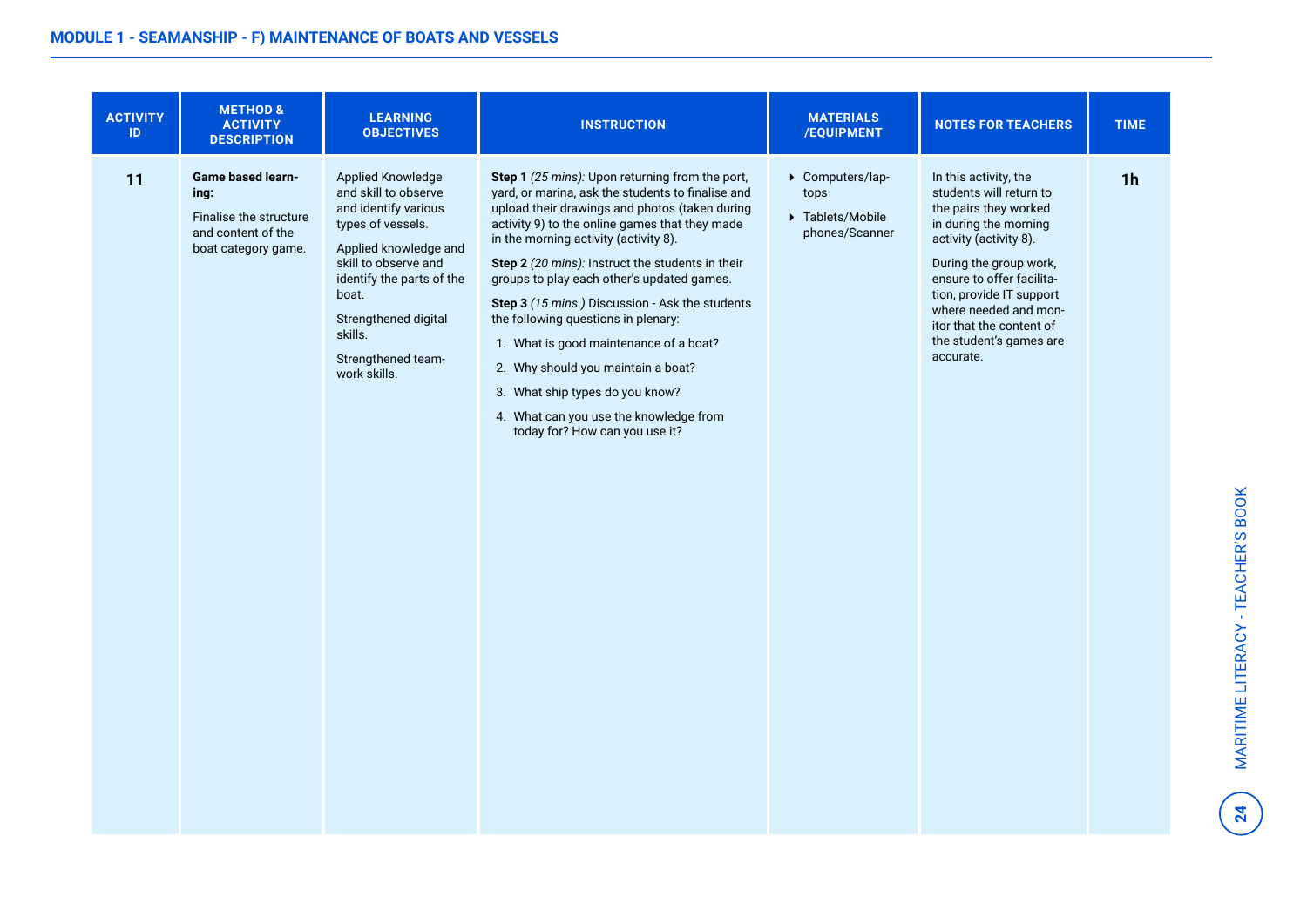## MODULE 1 - SEAMANSHIP - F) MAINTENANCE OF BOATS AND VESSELS

| ACTIVITY ID | METHOD & ACTIVITY DESCRIPTION | LEARNING OBJECTIVES | INSTRUCTION | MATERIALS /EQUIPMENT | NOTES FOR TEACHERS | TIME |
|---|---|---|---|---|---|---|
| **11** | **Game based learning:**<br><br>Finalise the structure and content of the boat category game. | Applied Knowledge and skill to observe and identify various types of vessels.<br><br>Applied knowledge and skill to observe and identify the parts of the boat.<br><br>Strengthened digital skills.<br><br>Strengthened teamwork skills. | **Step 1** *(25 mins):* Upon returning from the port, yard, or marina, ask the students to finalise and upload their drawings and photos (taken during activity 9) to the online games that they made in the morning activity (activity 8).<br><br>**Step 2** *(20 mins):* Instruct the students in their groups to play each other's updated games.<br><br>**Step 3** *(15 mins.)* Discussion - Ask the students the following questions in plenary:<br>1. What is good maintenance of a boat?<br>2. Why should you maintain a boat?<br>3. What ship types do you know?<br>4. What can you use the knowledge from today for? How can you use it? | - Computers/laptops<br>- Tablets/Mobile phones/Scanner | In this activity, the students will return to the pairs they worked in during the morning activity (activity 8).<br><br>During the group work, ensure to offer facilitation, provide IT support where needed and monitor that the content of the student's games are accurate. | **1h** |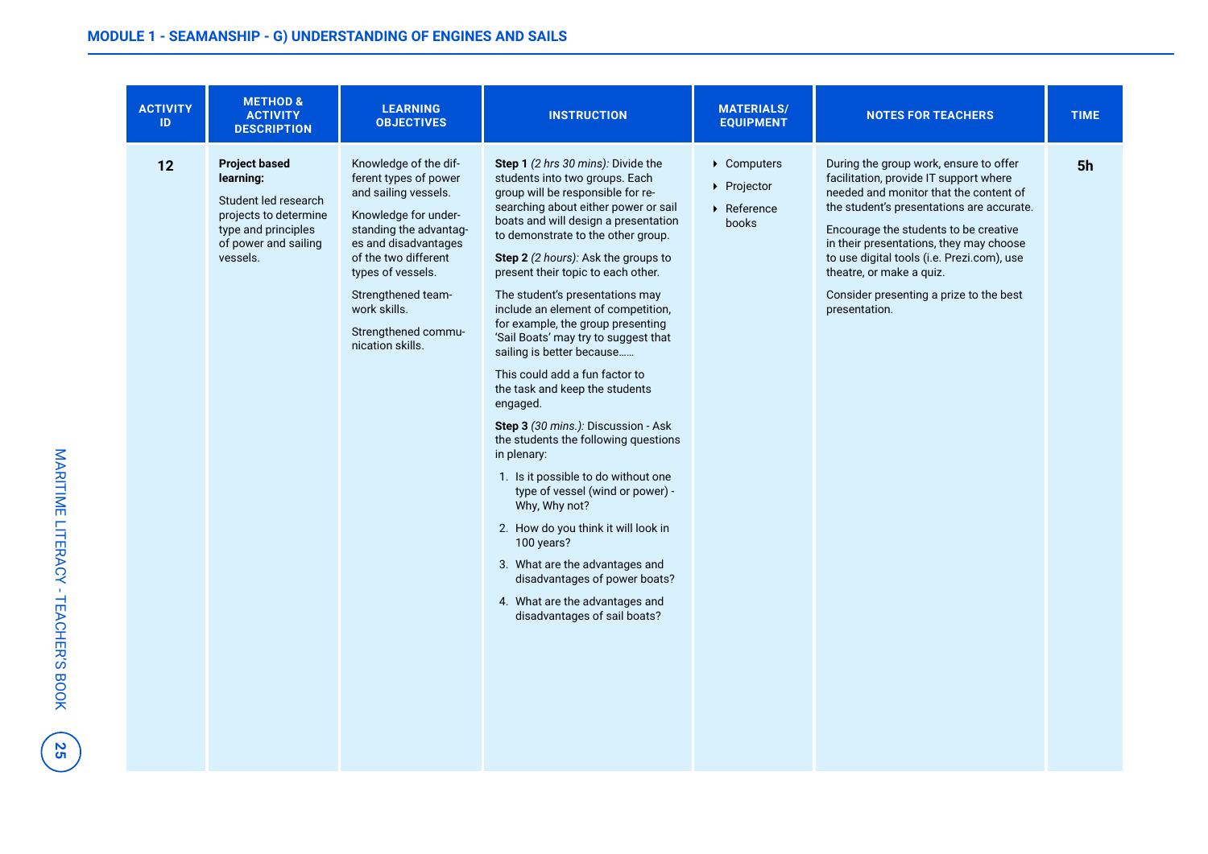## MODULE 1 - SEAMANSHIP - G) UNDERSTANDING OF ENGINES AND SAILS

| ACTIVITY ID | METHOD & ACTIVITY DESCRIPTION | LEARNING OBJECTIVES | INSTRUCTION | MATERIALS/ EQUIPMENT | NOTES FOR TEACHERS | TIME |
|---|---|---|---|---|---|---|
| **12** | **Project based learning:**<br><br>Student led research projects to determine type and principles of power and sailing vessels. | Knowledge of the different types of power and sailing vessels.<br><br>Knowledge for understanding the advantages and disadvantages of the two different types of vessels.<br><br>Strengthened teamwork skills.<br><br>Strengthened communication skills. | **Step 1** *(2 hrs 30 mins):* Divide the students into two groups. Each group will be responsible for researching about either power or sail boats and will design a presentation to demonstrate to the other group.<br><br>**Step 2** *(2 hours):* Ask the groups to present their topic to each other.<br><br>The student's presentations may include an element of competition, for example, the group presenting 'Sail Boats' may try to suggest that sailing is better because……<br><br>This could add a fun factor to the task and keep the students engaged.<br><br>**Step 3** *(30 mins.):* Discussion - Ask the students the following questions in plenary:<br><br>1. Is it possible to do without one type of vessel (wind or power) - Why, Why not?<br>2. How do you think it will look in 100 years?<br>3. What are the advantages and disadvantages of power boats?<br>4. What are the advantages and disadvantages of sail boats? | - Computers<br>- Projector<br>- Reference books | During the group work, ensure to offer facilitation, provide IT support where needed and monitor that the content of the student's presentations are accurate.<br><br>Encourage the students to be creative in their presentations, they may choose to use digital tools (i.e. Prezi.com), use theatre, or make a quiz.<br><br>Consider presenting a prize to the best presentation. | **5h** |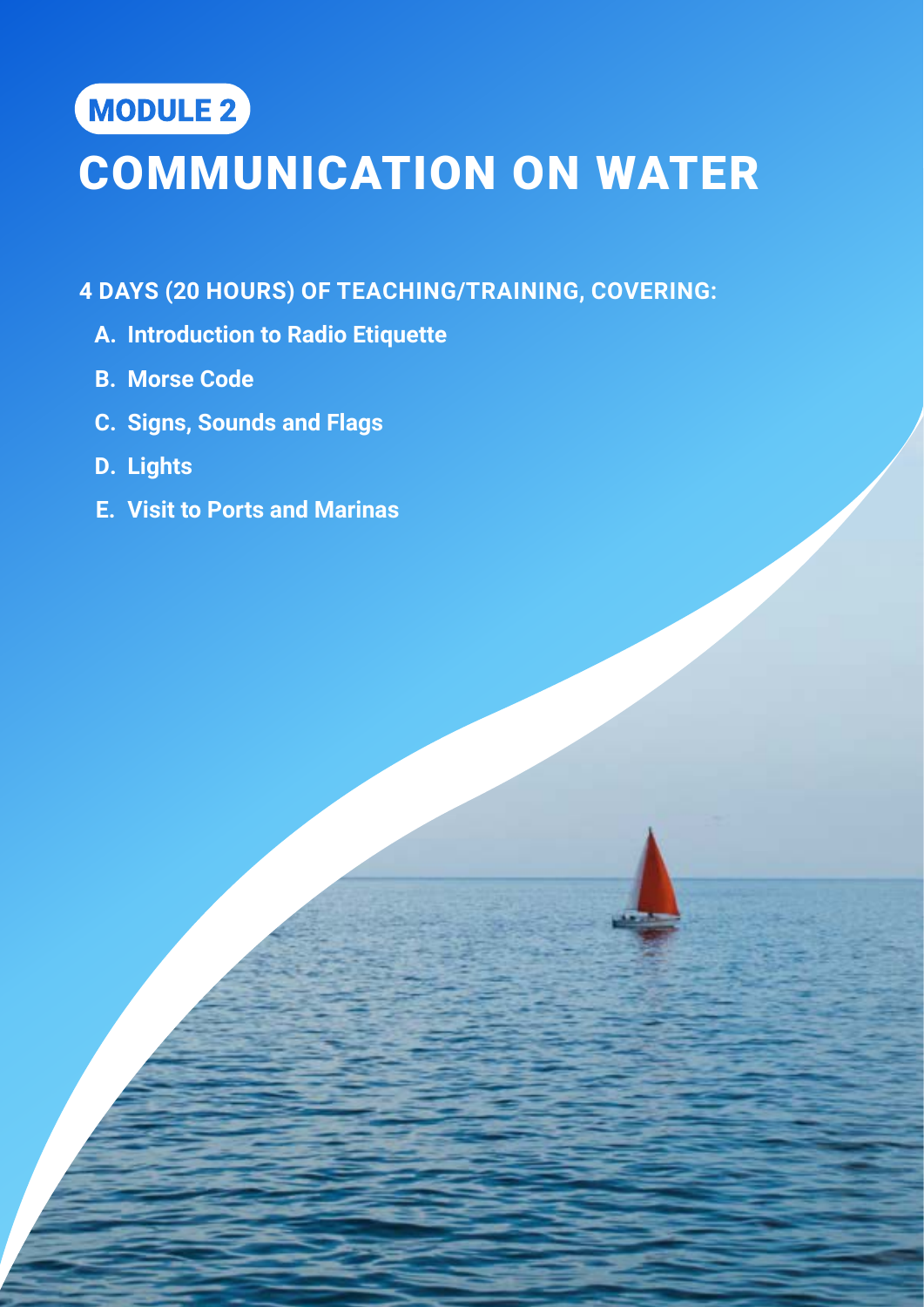MODULE 2

# COMMUNICATION ON WATER

**4 DAYS (20 HOURS) OF TEACHING/TRAINING, COVERING:**

A. **Introduction to Radio Etiquette**
B. **Morse Code**
C. **Signs, Sounds and Flags**
D. **Lights**
E. **Visit to Ports and Marinas**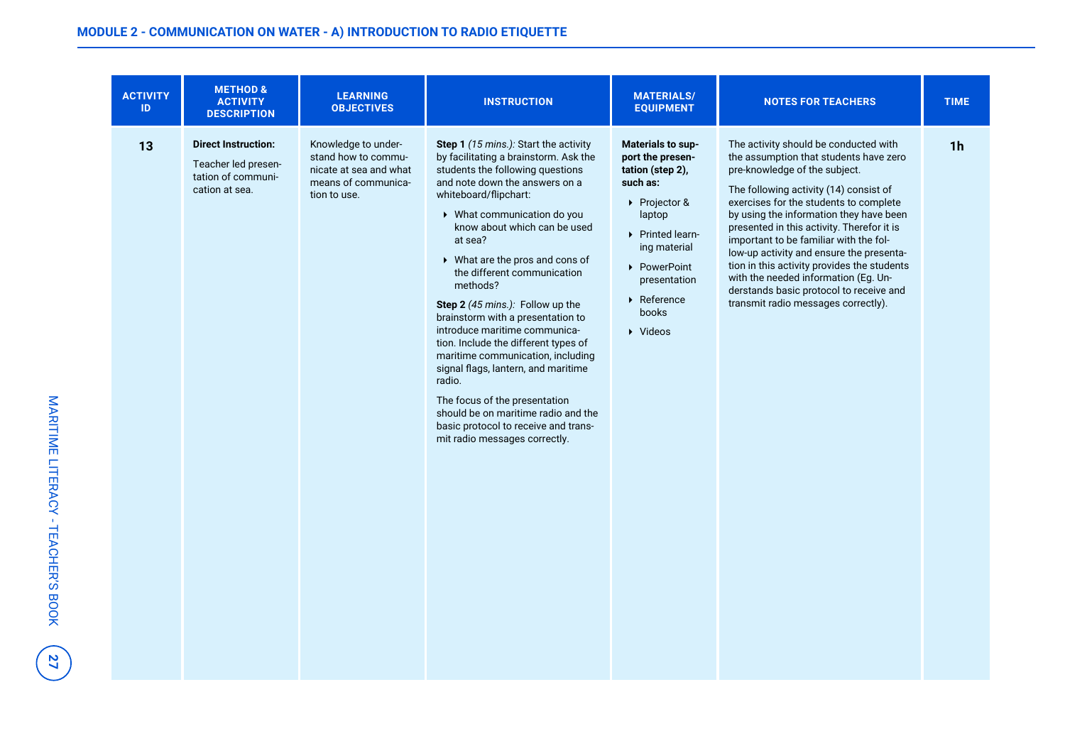## MODULE 2 - COMMUNICATION ON WATER - A) INTRODUCTION TO RADIO ETIQUETTE

| ACTIVITY ID | METHOD & ACTIVITY DESCRIPTION | LEARNING OBJECTIVES | INSTRUCTION | MATERIALS/ EQUIPMENT | NOTES FOR TEACHERS | TIME |
|---|---|---|---|---|---|---|
| 13 | **Direct Instruction:**<br><br>Teacher led presentation of communication at sea. | Knowledge to understand how to communicate at sea and what means of communication to use. | **Step 1** *(15 mins.):* Start the activity by facilitating a brainstorm. Ask the students the following questions and note down the answers on a whiteboard/flipchart:<br>‣ What communication do you know about which can be used at sea?<br>‣ What are the pros and cons of the different communication methods?<br><br>**Step 2** *(45 mins.):* Follow up the brainstorm with a presentation to introduce maritime communication. Include the different types of maritime communication, including signal flags, lantern, and maritime radio.<br><br>The focus of the presentation should be on maritime radio and the basic protocol to receive and transmit radio messages correctly. | **Materials to support the presentation (step 2), such as:**<br>‣ Projector & laptop<br>‣ Printed learning material<br>‣ PowerPoint presentation<br>‣ Reference books<br>‣ Videos | The activity should be conducted with the assumption that students have zero pre-knowledge of the subject.<br><br>The following activity (14) consist of exercises for the students to complete by using the information they have been presented in this activity. Therefor it is important to be familiar with the follow-up activity and ensure the presentation in this activity provides the students with the needed information (Eg. Understands basic protocol to receive and transmit radio messages correctly). | 1h |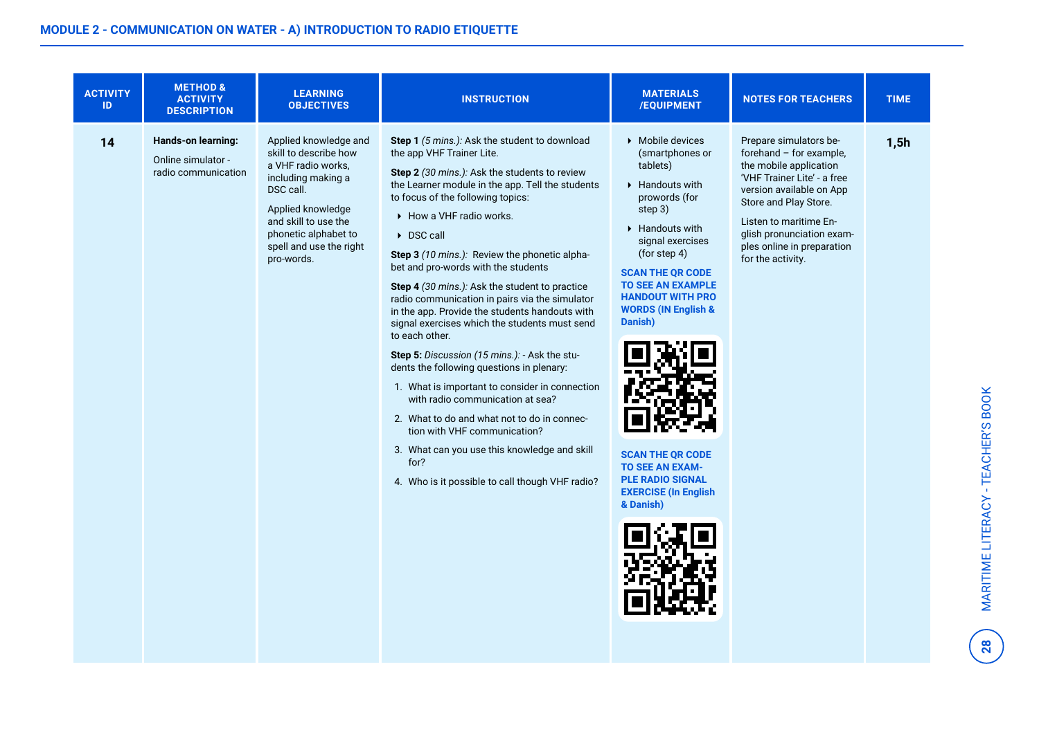## MODULE 2 - COMMUNICATION ON WATER - A) INTRODUCTION TO RADIO ETIQUETTE

| ACTIVITY ID | METHOD & ACTIVITY DESCRIPTION | LEARNING OBJECTIVES | INSTRUCTION | MATERIALS /EQUIPMENT | NOTES FOR TEACHERS | TIME |
|---|---|---|---|---|---|---|
| **14** | **Hands-on learning:**<br><br>Online simulator - radio communication | Applied knowledge and skill to describe how a VHF radio works, including making a DSC call.<br><br>Applied knowledge and skill to use the phonetic alphabet to spell and use the right pro-words. | **Step 1** *(5 mins.):* Ask the student to download the app VHF Trainer Lite.<br><br>**Step 2** *(30 mins.):* Ask the students to review the Learner module in the app. Tell the students to focus of the following topics:<br>‣ How a VHF radio works.<br>‣ DSC call<br><br>**Step 3** *(10 mins.):* Review the phonetic alphabet and pro-words with the students<br><br>**Step 4** *(30 mins.):* Ask the student to practice radio communication in pairs via the simulator in the app. Provide the students handouts with signal exercises which the students must send to each other.<br><br>**Step 5:** *Discussion (15 mins.):* - Ask the students the following questions in plenary:<br>1. What is important to consider in connection with radio communication at sea?<br>2. What to do and what not to do in connection with VHF communication?<br>3. What can you use this knowledge and skill for?<br>4. Who is it possible to call though VHF radio? | ‣ Mobile devices (smartphones or tablets)<br>‣ Handouts with prowords (for step 3)<br>‣ Handouts with signal exercises (for step 4)<br><br>**SCAN THE QR CODE TO SEE AN EXAMPLE HANDOUT WITH PRO WORDS (IN English & Danish)**<br><br>**SCAN THE QR CODE TO SEE AN EXAMPLE RADIO SIGNAL EXERCISE (In English & Danish)** | Prepare simulators beforehand – for example, the mobile application 'VHF Trainer Lite' - a free version available on App Store and Play Store.<br><br>Listen to maritime English pronunciation examples online in preparation for the activity. | **1,5h** |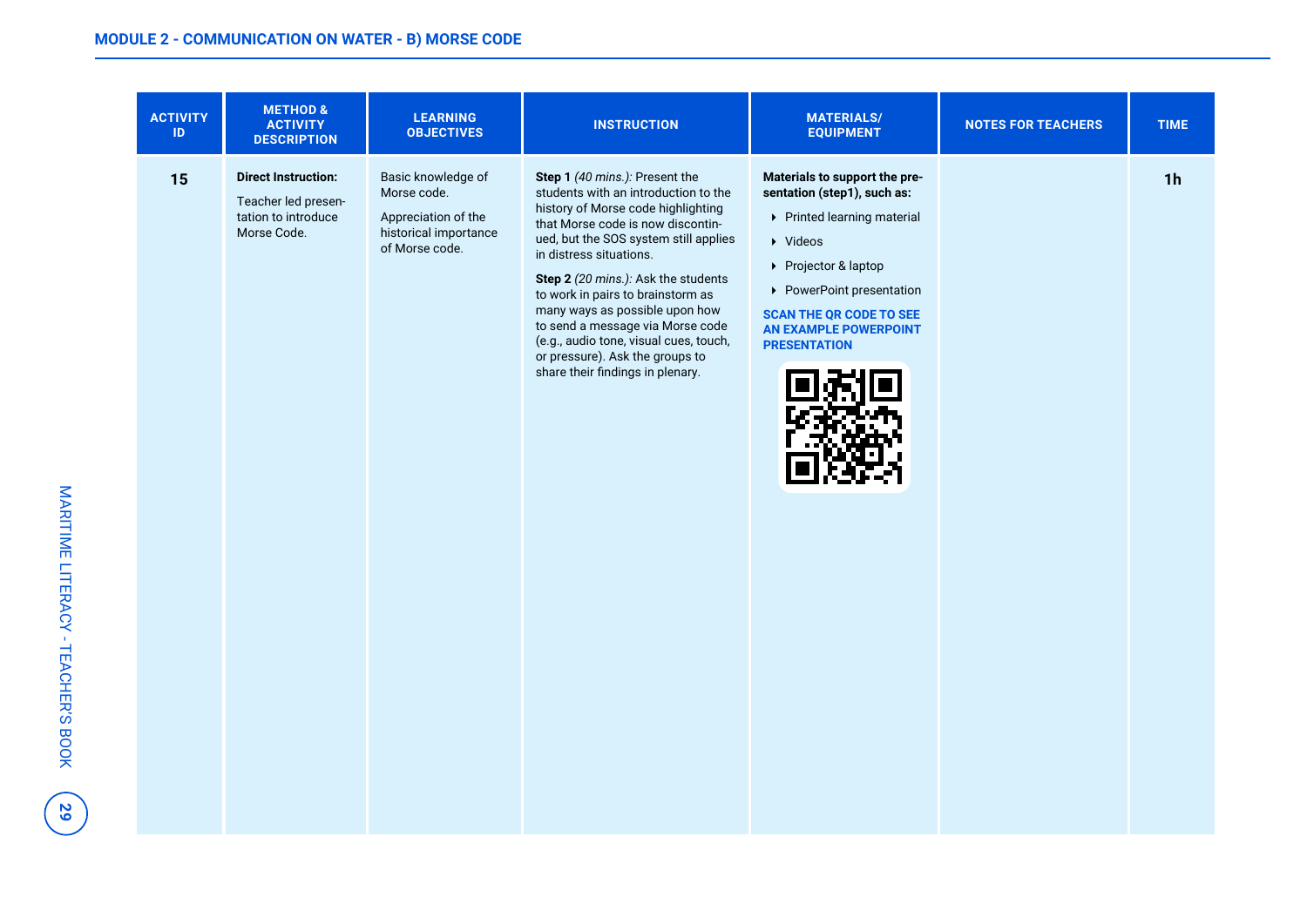## MODULE 2 - COMMUNICATION ON WATER - B) MORSE CODE

| ACTIVITY ID | METHOD & ACTIVITY DESCRIPTION | LEARNING OBJECTIVES | INSTRUCTION | MATERIALS/ EQUIPMENT | NOTES FOR TEACHERS | TIME |
|---|---|---|---|---|---|---|
| 15 | **Direct Instruction:**<br><br>Teacher led presentation to introduce Morse Code. | Basic knowledge of Morse code.<br><br>Appreciation of the historical importance of Morse code. | **Step 1** *(40 mins.):* Present the students with an introduction to the history of Morse code highlighting that Morse code is now discontinued, but the SOS system still applies in distress situations.<br><br>**Step 2** *(20 mins.):* Ask the students to work in pairs to brainstorm as many ways as possible upon how to send a message via Morse code (e.g., audio tone, visual cues, touch, or pressure). Ask the groups to share their findings in plenary. | **Materials to support the presentation (step1), such as:**<br><br>▸ Printed learning material<br>▸ Videos<br>▸ Projector & laptop<br>▸ PowerPoint presentation<br><br>**SCAN THE QR CODE TO SEE AN EXAMPLE POWERPOINT PRESENTATION** | | **1h** |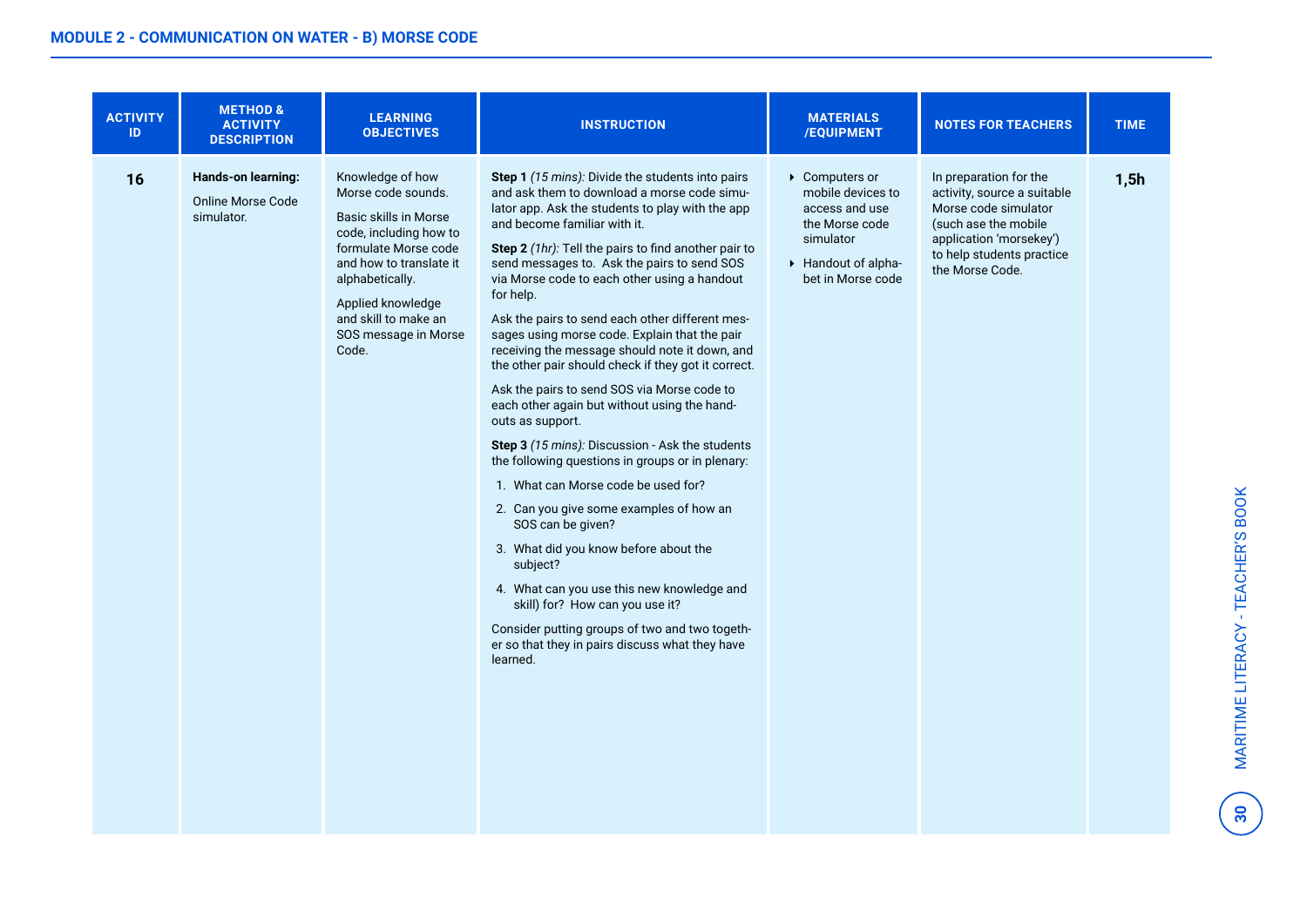## MODULE 2 - COMMUNICATION ON WATER - B) MORSE CODE

| ACTIVITY ID | METHOD & ACTIVITY DESCRIPTION | LEARNING OBJECTIVES | INSTRUCTION | MATERIALS /EQUIPMENT | NOTES FOR TEACHERS | TIME |
|---|---|---|---|---|---|---|
| **16** | **Hands-on learning:**<br><br>Online Morse Code simulator. | Knowledge of how Morse code sounds.<br><br>Basic skills in Morse code, including how to formulate Morse code and how to translate it alphabetically.<br><br>Applied knowledge and skill to make an SOS message in Morse Code. | **Step 1** *(15 mins):* Divide the students into pairs and ask them to download a morse code simulator app. Ask the students to play with the app and become familiar with it.<br><br>**Step 2** *(1hr):* Tell the pairs to find another pair to send messages to. Ask the pairs to send SOS via Morse code to each other using a handout for help.<br><br>Ask the pairs to send each other different messages using morse code. Explain that the pair receiving the message should note it down, and the other pair should check if they got it correct.<br><br>Ask the pairs to send SOS via Morse code to each other again but without using the handouts as support.<br><br>**Step 3** *(15 mins):* Discussion - Ask the students the following questions in groups or in plenary:<br><br>1. What can Morse code be used for?<br>2. Can you give some examples of how an SOS can be given?<br>3. What did you know before about the subject?<br>4. What can you use this new knowledge and skill) for? How can you use it?<br><br>Consider putting groups of two and two together so that they in pairs discuss what they have learned. | ▸ Computers or mobile devices to access and use the Morse code simulator<br><br>▸ Handout of alphabet in Morse code | In preparation for the activity, source a suitable Morse code simulator (such ase the mobile application 'morsekey') to help students practice the Morse Code. | **1,5h** |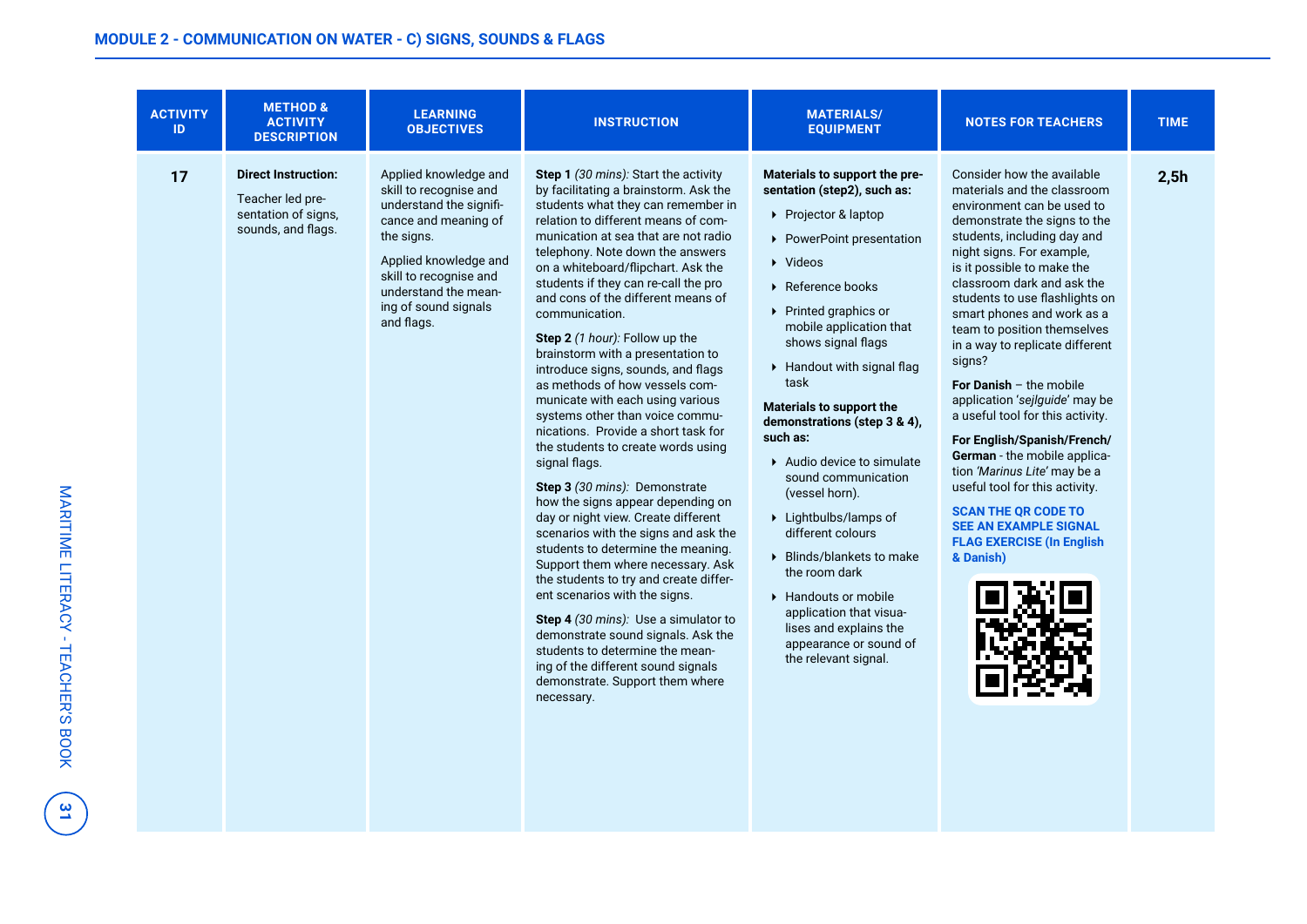## MODULE 2 - COMMUNICATION ON WATER - C) SIGNS, SOUNDS & FLAGS

| ACTIVITY ID | METHOD & ACTIVITY DESCRIPTION | LEARNING OBJECTIVES | INSTRUCTION | MATERIALS/ EQUIPMENT | NOTES FOR TEACHERS | TIME |
|---|---|---|---|---|---|---|
| **17** | **Direct Instruction:**<br><br>Teacher led presentation of signs, sounds, and flags. | Applied knowledge and skill to recognise and understand the significance and meaning of the signs.<br><br>Applied knowledge and skill to recognise and understand the meaning of sound signals and flags. | **Step 1** *(30 mins):* Start the activity by facilitating a brainstorm. Ask the students what they can remember in relation to different means of communication at sea that are not radio telephony. Note down the answers on a whiteboard/flipchart. Ask the students if they can re-call the pro and cons of the different means of communication.<br><br>**Step 2** *(1 hour):* Follow up the brainstorm with a presentation to introduce signs, sounds, and flags as methods of how vessels communicate with each using various systems other than voice communications. Provide a short task for the students to create words using signal flags.<br><br>**Step 3** *(30 mins):* Demonstrate how the signs appear depending on day or night view. Create different scenarios with the signs and ask the students to determine the meaning. Support them where necessary. Ask the students to try and create different scenarios with the signs.<br><br>**Step 4** *(30 mins):* Use a simulator to demonstrate sound signals. Ask the students to determine the meaning of the different sound signals demonstrate. Support them where necessary. | **Materials to support the presentation (step2), such as:**<br>‣ Projector & laptop<br>‣ PowerPoint presentation<br>‣ Videos<br>‣ Reference books<br>‣ Printed graphics or mobile application that shows signal flags<br>‣ Handout with signal flag task<br><br>**Materials to support the demonstrations (step 3 & 4), such as:**<br>‣ Audio device to simulate sound communication (vessel horn).<br>‣ Lightbulbs/lamps of different colours<br>‣ Blinds/blankets to make the room dark<br>‣ Handouts or mobile application that visualises and explains the appearance or sound of the relevant signal. | Consider how the available materials and the classroom environment can be used to demonstrate the signs to the students, including day and night signs. For example, is it possible to make the classroom dark and ask the students to use flashlights on smart phones and work as a team to position themselves in a way to replicate different signs?<br><br>**For Danish** – the mobile application '*sejlguide*' may be a useful tool for this activity.<br><br>**For English/Spanish/French/German** - the mobile application *'Marinus Lite'* may be a useful tool for this activity.<br><br>**SCAN THE QR CODE TO SEE AN EXAMPLE SIGNAL FLAG EXERCISE (In English & Danish)** | **2,5h** |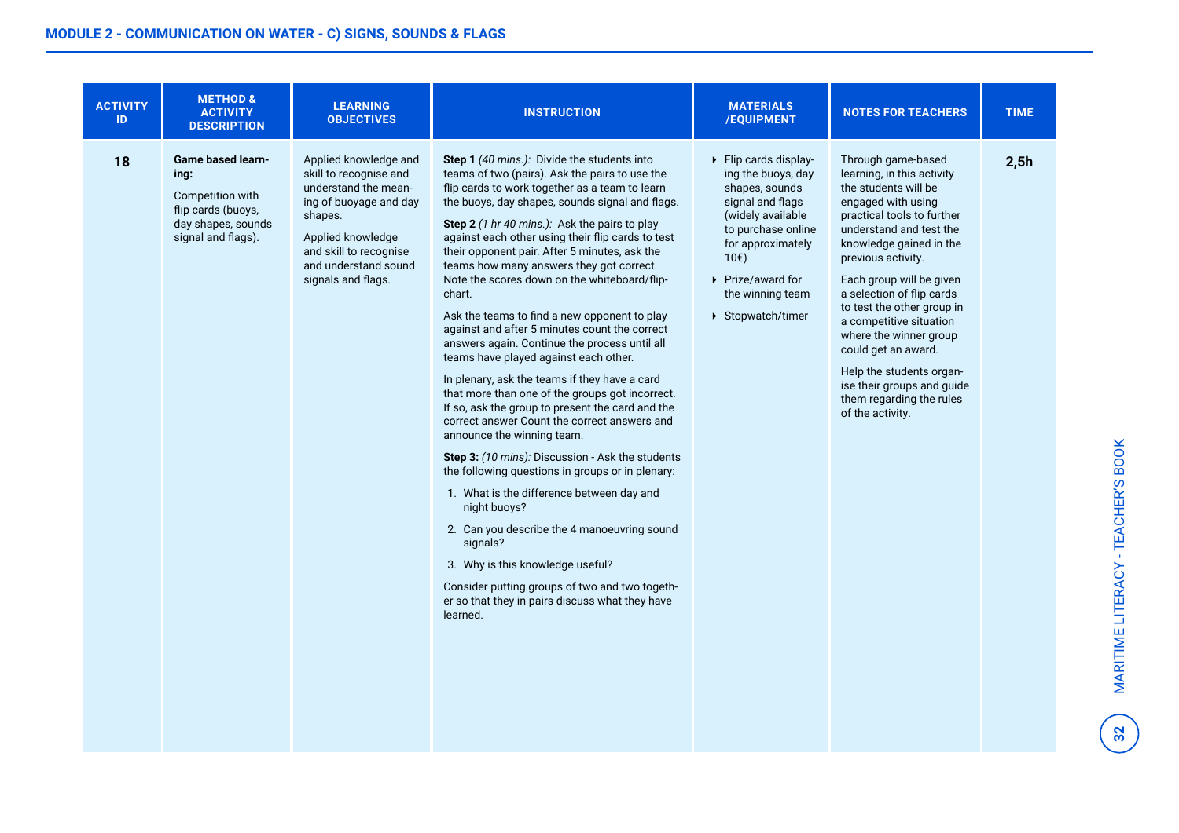## MODULE 2 - COMMUNICATION ON WATER - C) SIGNS, SOUNDS & FLAGS

| ACTIVITY ID | METHOD & ACTIVITY DESCRIPTION | LEARNING OBJECTIVES | INSTRUCTION | MATERIALS /EQUIPMENT | NOTES FOR TEACHERS | TIME |
|---|---|---|---|---|---|---|
| **18** | **Game based learning:**<br><br>Competition with flip cards (buoys, day shapes, sounds signal and flags). | Applied knowledge and skill to recognise and understand the meaning of buoyage and day shapes.<br><br>Applied knowledge and skill to recognise and understand sound signals and flags. | **Step 1** *(40 mins.):* Divide the students into teams of two (pairs). Ask the pairs to use the flip cards to work together as a team to learn the buoys, day shapes, sounds signal and flags.<br><br>**Step 2** *(1 hr 40 mins.):* Ask the pairs to play against each other using their flip cards to test their opponent pair. After 5 minutes, ask the teams how many answers they got correct. Note the scores down on the whiteboard/flip-chart.<br><br>Ask the teams to find a new opponent to play against and after 5 minutes count the correct answers again. Continue the process until all teams have played against each other.<br><br>In plenary, ask the teams if they have a card that more than one of the groups got incorrect. If so, ask the group to present the card and the correct answer Count the correct answers and announce the winning team.<br><br>**Step 3:** *(10 mins):* Discussion - Ask the students the following questions in groups or in plenary:<br><br>1. What is the difference between day and night buoys?<br>2. Can you describe the 4 manoeuvring sound signals?<br>3. Why is this knowledge useful?<br><br>Consider putting groups of two and two together so that they in pairs discuss what they have learned. | • Flip cards displaying the buoys, day shapes, sounds signal and flags (widely available to purchase online for approximately 10€)<br>• Prize/award for the winning team<br>• Stopwatch/timer | Through game-based learning, in this activity the students will be engaged with using practical tools to further understand and test the knowledge gained in the previous activity.<br><br>Each group will be given a selection of flip cards to test the other group in a competitive situation where the winner group could get an award.<br><br>Help the students organise their groups and guide them regarding the rules of the activity. | **2,5h** |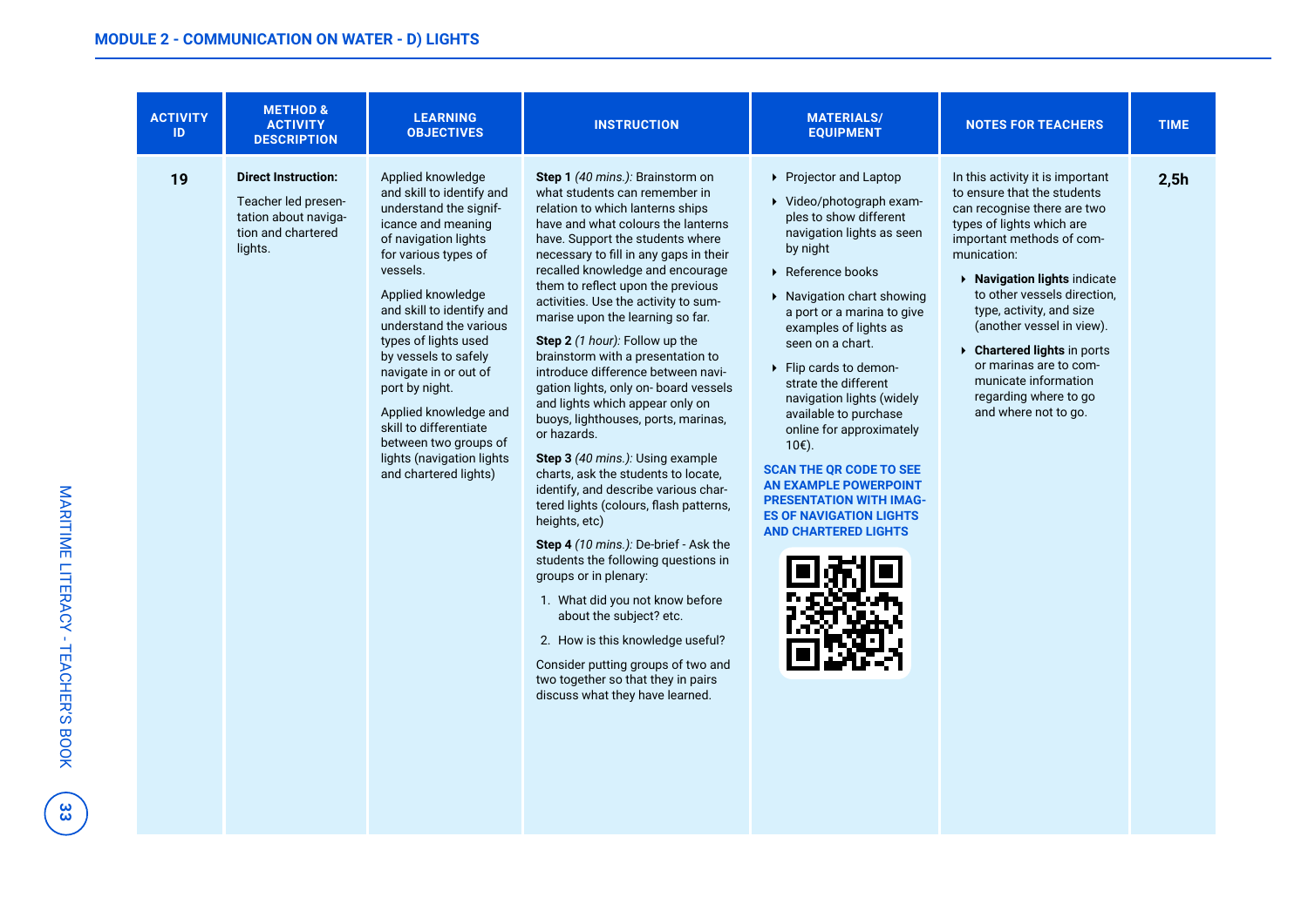## MODULE 2 - COMMUNICATION ON WATER - D) LIGHTS

| ACTIVITY ID | METHOD & ACTIVITY DESCRIPTION | LEARNING OBJECTIVES | INSTRUCTION | MATERIALS/ EQUIPMENT | NOTES FOR TEACHERS | TIME |
|---|---|---|---|---|---|---|
| **19** | **Direct Instruction:**<br><br>Teacher led presentation about navigation and chartered lights. | Applied knowledge and skill to identify and understand the significance and meaning of navigation lights for various types of vessels.<br><br>Applied knowledge and skill to identify and understand the various types of lights used by vessels to safely navigate in or out of port by night.<br><br>Applied knowledge and skill to differentiate between two groups of lights (navigation lights and chartered lights) | **Step 1** *(40 mins.):* Brainstorm on what students can remember in relation to which lanterns ships have and what colours the lanterns have. Support the students where necessary to fill in any gaps in their recalled knowledge and encourage them to reflect upon the previous activities. Use the activity to summarise upon the learning so far.<br><br>**Step 2** *(1 hour):* Follow up the brainstorm with a presentation to introduce difference between navigation lights, only on- board vessels and lights which appear only on buoys, lighthouses, ports, marinas, or hazards.<br><br>**Step 3** *(40 mins.):* Using example charts, ask the students to locate, identify, and describe various chartered lights (colours, flash patterns, heights, etc)<br><br>**Step 4** *(10 mins.):* De-brief - Ask the students the following questions in groups or in plenary:<br>1. What did you not know before about the subject? etc.<br>2. How is this knowledge useful?<br><br>Consider putting groups of two and two together so that they in pairs discuss what they have learned. | ▸ Projector and Laptop<br>▸ Video/photograph examples to show different navigation lights as seen by night<br>▸ Reference books<br>▸ Navigation chart showing a port or a marina to give examples of lights as seen on a chart.<br>▸ Flip cards to demonstrate the different navigation lights (widely available to purchase online for approximately 10€).<br><br>**SCAN THE QR CODE TO SEE AN EXAMPLE POWERPOINT PRESENTATION WITH IMAGES OF NAVIGATION LIGHTS AND CHARTERED LIGHTS** | In this activity it is important to ensure that the students can recognise there are two types of lights which are important methods of communication:<br>▸ **Navigation lights** indicate to other vessels direction, type, activity, and size (another vessel in view).<br>▸ **Chartered lights** in ports or marinas are to communicate information regarding where to go and where not to go. | **2,5h** |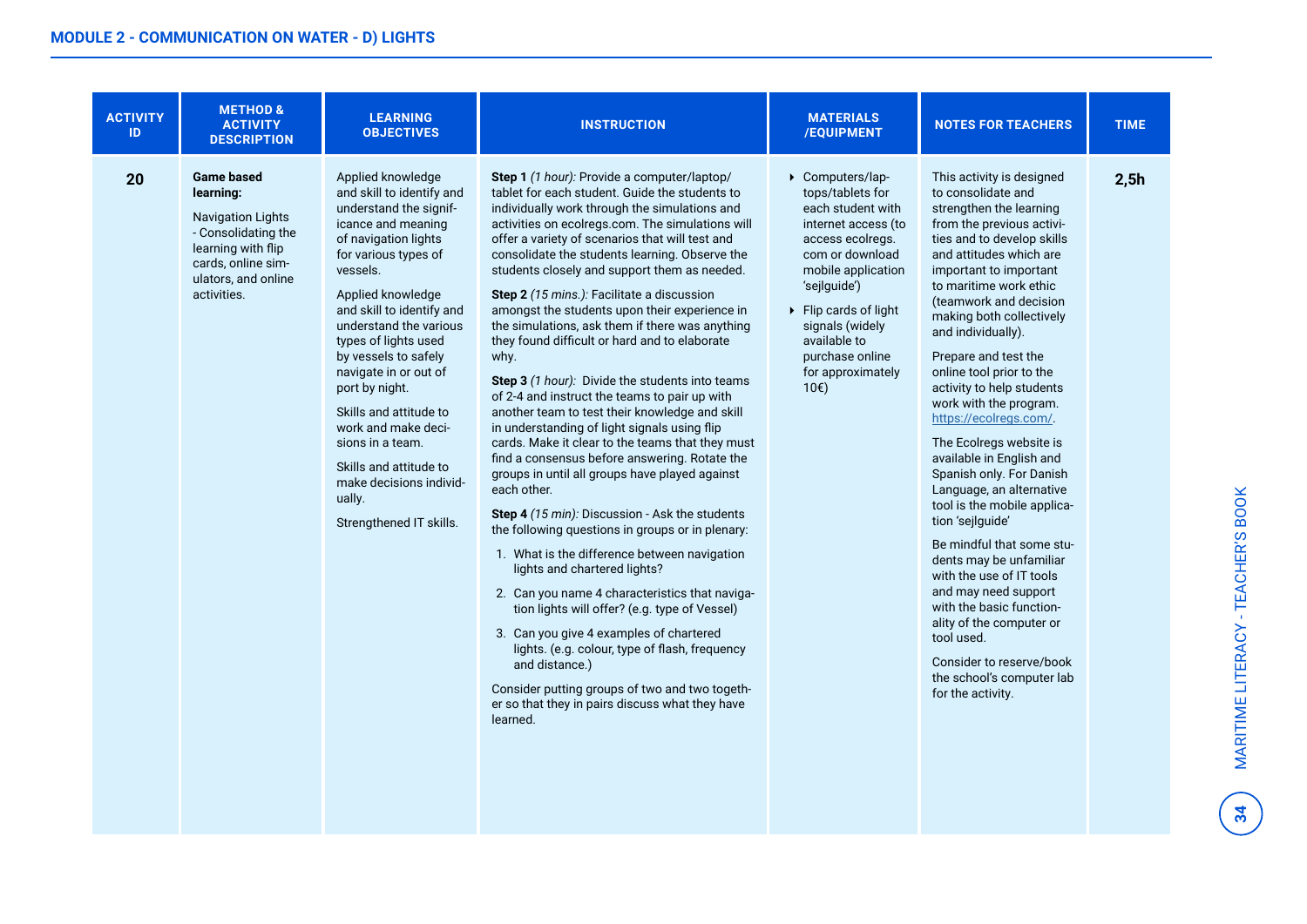## MODULE 2 - COMMUNICATION ON WATER - D) LIGHTS

| ACTIVITY ID | METHOD & ACTIVITY DESCRIPTION | LEARNING OBJECTIVES | INSTRUCTION | MATERIALS /EQUIPMENT | NOTES FOR TEACHERS | TIME |
|---|---|---|---|---|---|---|
| **20** | **Game based learning:**<br><br>Navigation Lights - Consolidating the learning with flip cards, online simulators, and online activities. | Applied knowledge and skill to identify and understand the significance and meaning of navigation lights for various types of vessels.<br><br>Applied knowledge and skill to identify and understand the various types of lights used by vessels to safely navigate in or out of port by night.<br><br>Skills and attitude to work and make decisions in a team.<br><br>Skills and attitude to make decisions individually.<br><br>Strengthened IT skills. | **Step 1** *(1 hour):* Provide a computer/laptop/tablet for each student. Guide the students to individually work through the simulations and activities on ecolregs.com. The simulations will offer a variety of scenarios that will test and consolidate the students learning. Observe the students closely and support them as needed.<br><br>**Step 2** *(15 mins.):* Facilitate a discussion amongst the students upon their experience in the simulations, ask them if there was anything they found difficult or hard and to elaborate why.<br><br>**Step 3** *(1 hour):* Divide the students into teams of 2-4 and instruct the teams to pair up with another team to test their knowledge and skill in understanding of light signals using flip cards. Make it clear to the teams that they must find a consensus before answering. Rotate the groups in until all groups have played against each other.<br><br>**Step 4** *(15 min):* Discussion - Ask the students the following questions in groups or in plenary:<br><br>1. What is the difference between navigation lights and chartered lights?<br>2. Can you name 4 characteristics that navigation lights will offer? (e.g. type of Vessel)<br>3. Can you give 4 examples of chartered lights. (e.g. colour, type of flash, frequency and distance.)<br><br>Consider putting groups of two and two together so that they in pairs discuss what they have learned. | ▸ Computers/laptops/tablets for each student with internet access (to access ecolregs.com or download mobile application 'sejlguide')<br><br>▸ Flip cards of light signals (widely available to purchase online for approximately 10€) | This activity is designed to consolidate and strengthen the learning from the previous activities and to develop skills and attitudes which are important to important to maritime work ethic (teamwork and decision making both collectively and individually).<br><br>Prepare and test the online tool prior to the activity to help students work with the program. https://ecolregs.com/.<br><br>The Ecolregs website is available in English and Spanish only. For Danish Language, an alternative tool is the mobile application 'sejlguide'<br><br>Be mindful that some students may be unfamiliar with the use of IT tools and may need support with the basic functionality of the computer or tool used.<br><br>Consider to reserve/book the school's computer lab for the activity. | **2,5h** |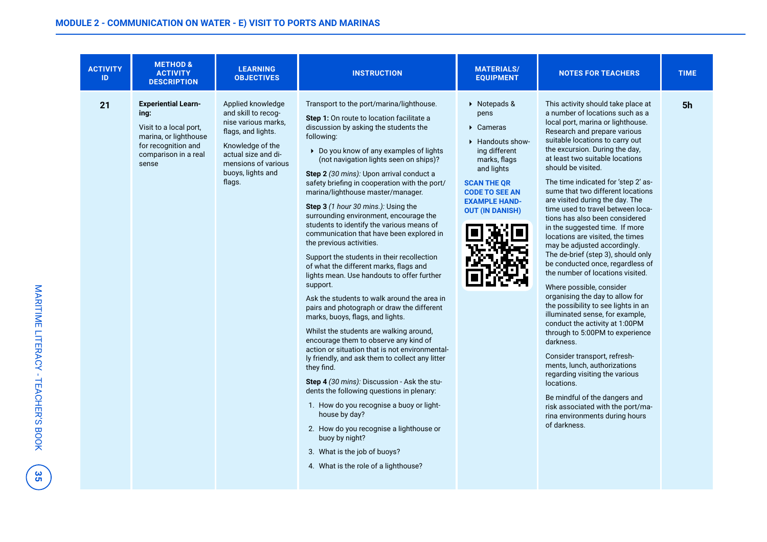## MODULE 2 - COMMUNICATION ON WATER - E) VISIT TO PORTS AND MARINAS

| ACTIVITY ID | METHOD & ACTIVITY DESCRIPTION | LEARNING OBJECTIVES | INSTRUCTION | MATERIALS/ EQUIPMENT | NOTES FOR TEACHERS | TIME |
|---|---|---|---|---|---|---|
| 21 | **Experiential Learning:**<br><br>Visit to a local port, marina, or lighthouse for recognition and comparison in a real sense | Applied knowledge and skill to recognise various marks, flags, and lights.<br><br>Knowledge of the actual size and dimensions of various buoys, lights and flags. | Transport to the port/marina/lighthouse.<br><br>**Step 1:** On route to location facilitate a discussion by asking the students the following:<br><br>‣ Do you know of any examples of lights (not navigation lights seen on ships)?<br><br>**Step 2** *(30 mins):* Upon arrival conduct a safety briefing in cooperation with the port/ marina/lighthouse master/manager.<br><br>**Step 3** *(1 hour 30 mins.):* Using the surrounding environment, encourage the students to identify the various means of communication that have been explored in the previous activities.<br><br>Support the students in their recollection of what the different marks, flags and lights mean. Use handouts to offer further support.<br><br>Ask the students to walk around the area in pairs and photograph or draw the different marks, buoys, flags, and lights.<br><br>Whilst the students are walking around, encourage them to observe any kind of action or situation that is not environmentally friendly, and ask them to collect any litter they find.<br><br>**Step 4** *(30 mins):* Discussion - Ask the students the following questions in plenary:<br><br>1. How do you recognise a buoy or lighthouse by day?<br>2. How do you recognise a lighthouse or buoy by night?<br>3. What is the job of buoys?<br>4. What is the role of a lighthouse? | ‣ Notepads & pens<br>‣ Cameras<br>‣ Handouts showing different marks, flags and lights<br><br>**SCAN THE QR CODE TO SEE AN EXAMPLE HANDOUT (IN DANISH)** | This activity should take place at a number of locations such as a local port, marina or lighthouse. Research and prepare various suitable locations to carry out the excursion. During the day, at least two suitable locations should be visited.<br><br>The time indicated for 'step 2' assume that two different locations are visited during the day. The time used to travel between locations has also been considered in the suggested time. If more locations are visited, the times may be adjusted accordingly. The de-brief (step 3), should only be conducted once, regardless of the number of locations visited.<br><br>Where possible, consider organising the day to allow for the possibility to see lights in an illuminated sense, for example, conduct the activity at 1:00PM through to 5:00PM to experience darkness.<br><br>Consider transport, refreshments, lunch, authorizations regarding visiting the various locations.<br><br>Be mindful of the dangers and risk associated with the port/marina environments during hours of darkness. | **5h** |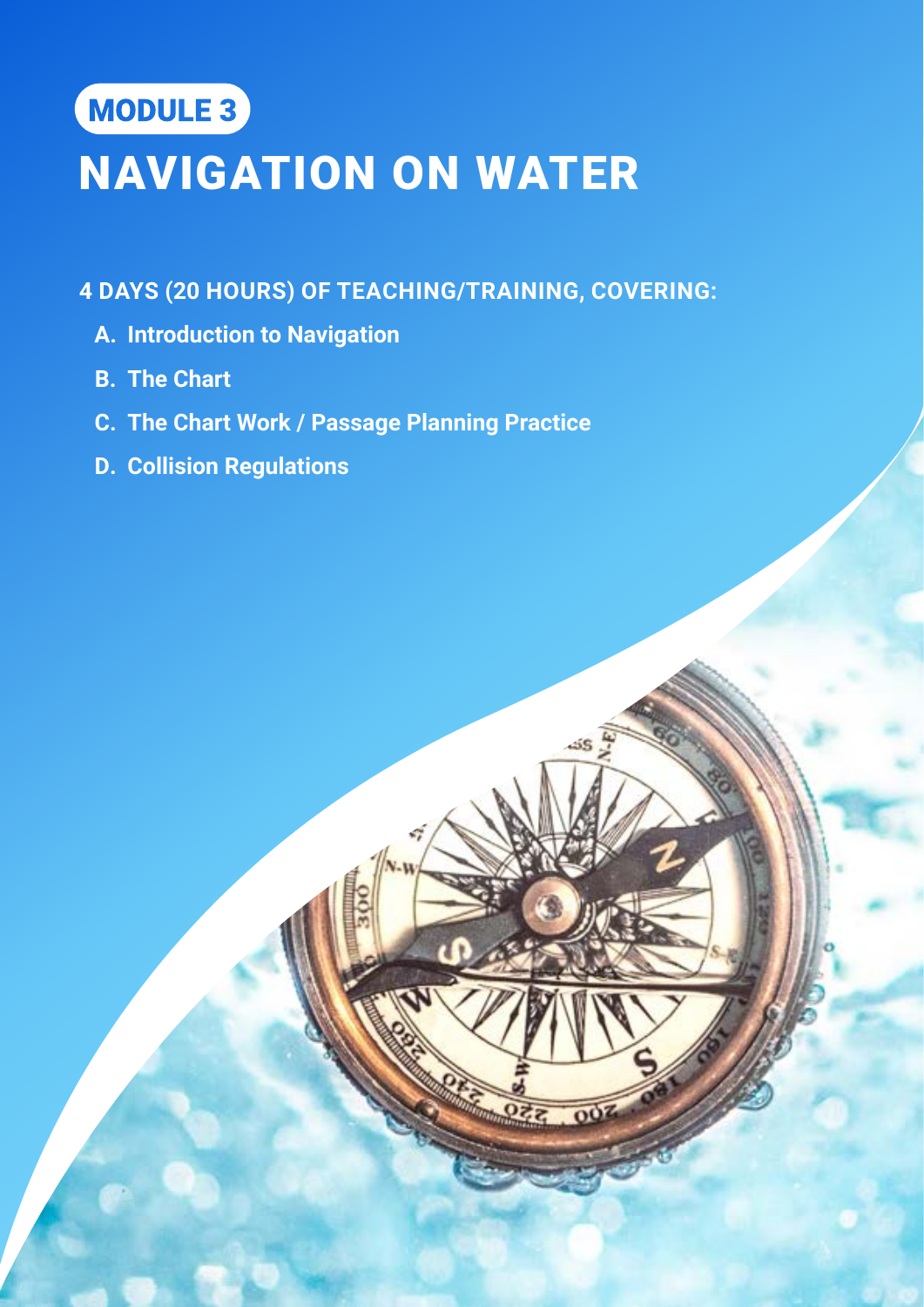MODULE 3

# NAVIGATION ON WATER

**4 DAYS (20 HOURS) OF TEACHING/TRAINING, COVERING:**

- **A. Introduction to Navigation**
- **B. The Chart**
- **C. The Chart Work / Passage Planning Practice**
- **D. Collision Regulations**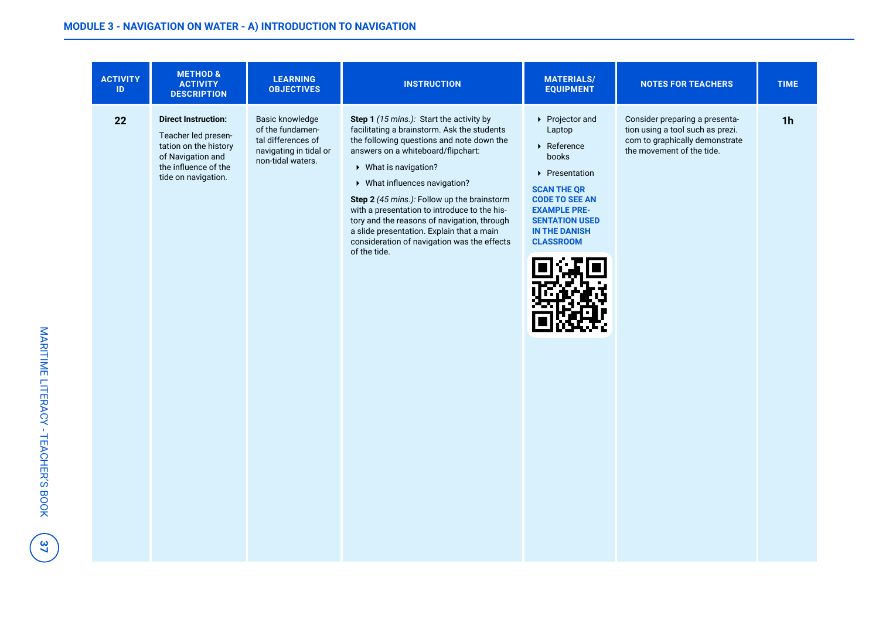## MODULE 3 - NAVIGATION ON WATER - A) INTRODUCTION TO NAVIGATION

| ACTIVITY ID | METHOD & ACTIVITY DESCRIPTION | LEARNING OBJECTIVES | INSTRUCTION | MATERIALS/ EQUIPMENT | NOTES FOR TEACHERS | TIME |
|---|---|---|---|---|---|---|
| **22** | **Direct Instruction:**<br><br>Teacher led presentation on the history of Navigation and the influence of the tide on navigation. | Basic knowledge of the fundamental differences of navigating in tidal or non-tidal waters. | **Step 1** *(15 mins.):* Start the activity by facilitating a brainstorm. Ask the students the following questions and note down the answers on a whiteboard/flipchart:<br>- What is navigation?<br>- What influences navigation?<br><br>**Step 2** *(45 mins.):* Follow up the brainstorm with a presentation to introduce to the history and the reasons of navigation, through a slide presentation. Explain that a main consideration of navigation was the effects of the tide. | - Projector and Laptop<br>- Reference books<br>- Presentation<br><br>**SCAN THE QR CODE TO SEE AN EXAMPLE PRESENTATION USED IN THE DANISH CLASSROOM** | Consider preparing a presentation using a tool such as prezi.com to graphically demonstrate the movement of the tide. | **1h** |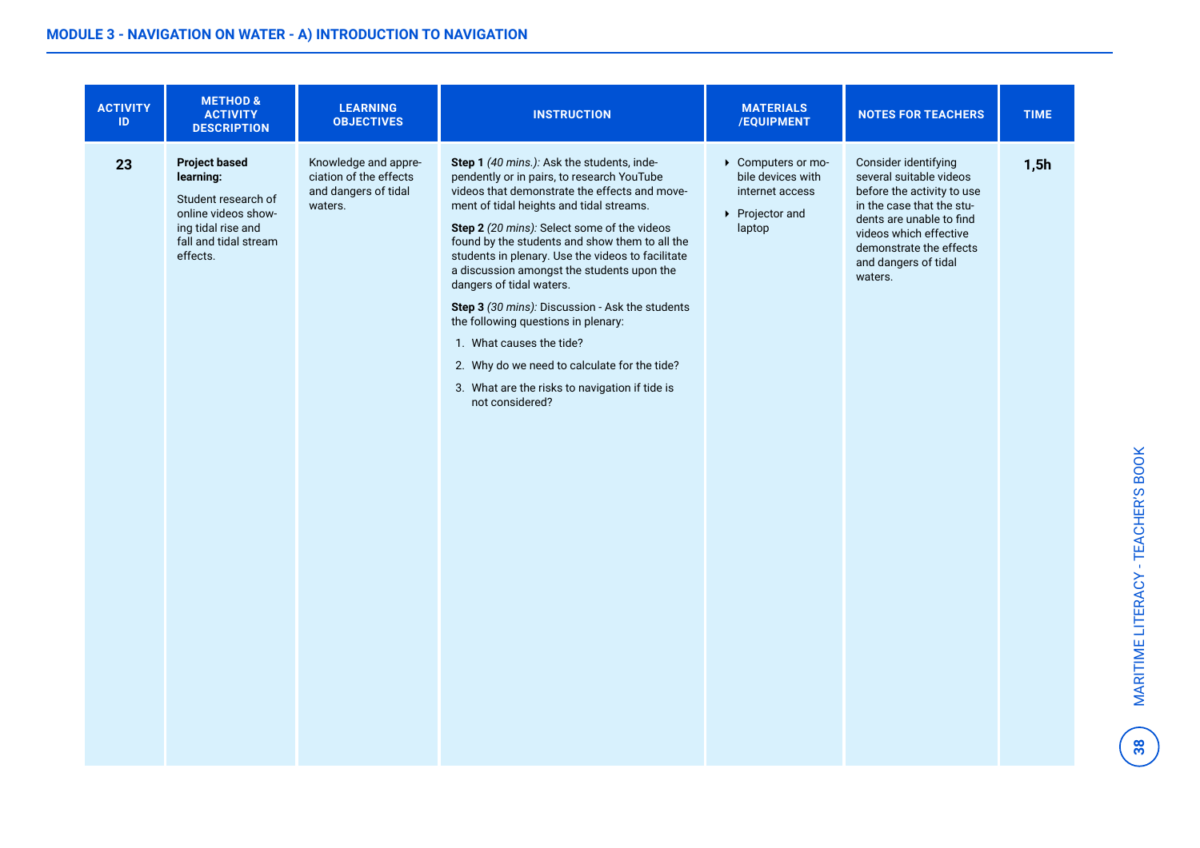**MODULE 3 - NAVIGATION ON WATER - A) INTRODUCTION TO NAVIGATION**

| ACTIVITY ID | METHOD & ACTIVITY DESCRIPTION | LEARNING OBJECTIVES | INSTRUCTION | MATERIALS /EQUIPMENT | NOTES FOR TEACHERS | TIME |
|---|---|---|---|---|---|---|
| **23** | **Project based learning:**<br><br>Student research of online videos showing tidal rise and fall and tidal stream effects. | Knowledge and appreciation of the effects and dangers of tidal waters. | **Step 1** *(40 mins.):* Ask the students, independently or in pairs, to research YouTube videos that demonstrate the effects and movement of tidal heights and tidal streams.<br><br>**Step 2** *(20 mins):* Select some of the videos found by the students and show them to all the students in plenary. Use the videos to facilitate a discussion amongst the students upon the dangers of tidal waters.<br><br>**Step 3** *(30 mins):* Discussion - Ask the students the following questions in plenary:<br>1. What causes the tide?<br>2. Why do we need to calculate for the tide?<br>3. What are the risks to navigation if tide is not considered? | - Computers or mobile devices with internet access<br>- Projector and laptop | Consider identifying several suitable videos before the activity to use in the case that the students are unable to find videos which effective demonstrate the effects and dangers of tidal waters. | **1,5h** |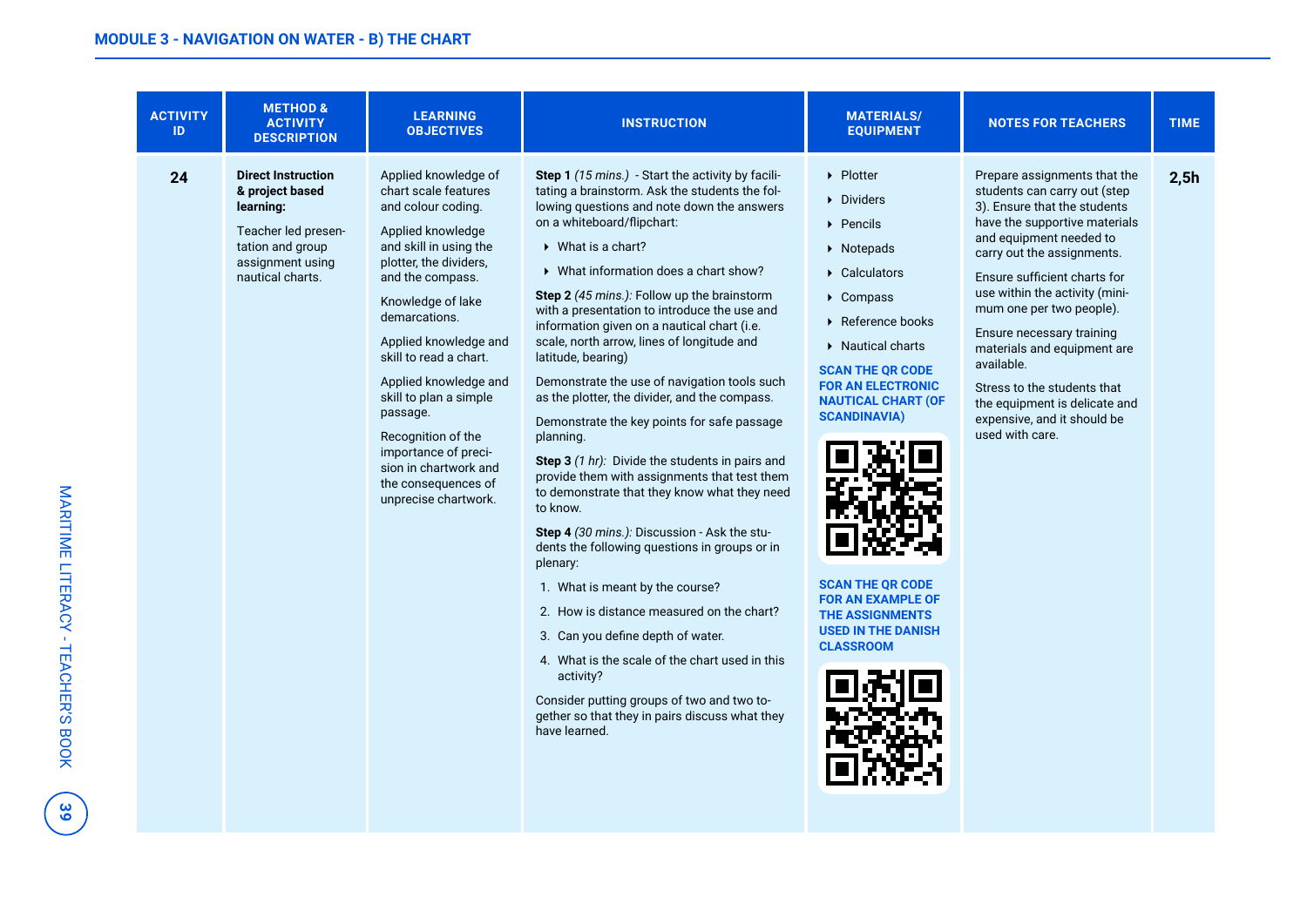## MODULE 3 - NAVIGATION ON WATER - B) THE CHART

| ACTIVITY ID | METHOD & ACTIVITY DESCRIPTION | LEARNING OBJECTIVES | INSTRUCTION | MATERIALS/ EQUIPMENT | NOTES FOR TEACHERS | TIME |
|---|---|---|---|---|---|---|
| 24 | **Direct Instruction & project based learning:**<br><br>Teacher led presentation and group assignment using nautical charts. | Applied knowledge of chart scale features and colour coding.<br><br>Applied knowledge and skill in using the plotter, the dividers, and the compass.<br><br>Knowledge of lake demarcations.<br><br>Applied knowledge and skill to read a chart.<br><br>Applied knowledge and skill to plan a simple passage.<br><br>Recognition of the importance of precision in chartwork and the consequences of unprecise chartwork. | **Step 1** *(15 mins.)* - Start the activity by facilitating a brainstorm. Ask the students the following questions and note down the answers on a whiteboard/flipchart:<br>‣ What is a chart?<br>‣ What information does a chart show?<br><br>**Step 2** *(45 mins.):* Follow up the brainstorm with a presentation to introduce the use and information given on a nautical chart (i.e. scale, north arrow, lines of longitude and latitude, bearing)<br><br>Demonstrate the use of navigation tools such as the plotter, the divider, and the compass.<br><br>Demonstrate the key points for safe passage planning.<br><br>**Step 3** *(1 hr):* Divide the students in pairs and provide them with assignments that test them to demonstrate that they know what they need to know.<br><br>**Step 4** *(30 mins.):* Discussion - Ask the students the following questions in groups or in plenary:<br>1. What is meant by the course?<br>2. How is distance measured on the chart?<br>3. Can you define depth of water.<br>4. What is the scale of the chart used in this activity?<br><br>Consider putting groups of two and two together so that they in pairs discuss what they have learned. | ‣ Plotter<br>‣ Dividers<br>‣ Pencils<br>‣ Notepads<br>‣ Calculators<br>‣ Compass<br>‣ Reference books<br>‣ Nautical charts<br><br>**SCAN THE QR CODE FOR AN ELECTRONIC NAUTICAL CHART (OF SCANDINAVIA)**<br><br>**SCAN THE QR CODE FOR AN EXAMPLE OF THE ASSIGNMENTS USED IN THE DANISH CLASSROOM** | Prepare assignments that the students can carry out (step 3). Ensure that the students have the supportive materials and equipment needed to carry out the assignments.<br><br>Ensure sufficient charts for use within the activity (minimum one per two people).<br><br>Ensure necessary training materials and equipment are available.<br><br>Stress to the students that the equipment is delicate and expensive, and it should be used with care. | 2,5h |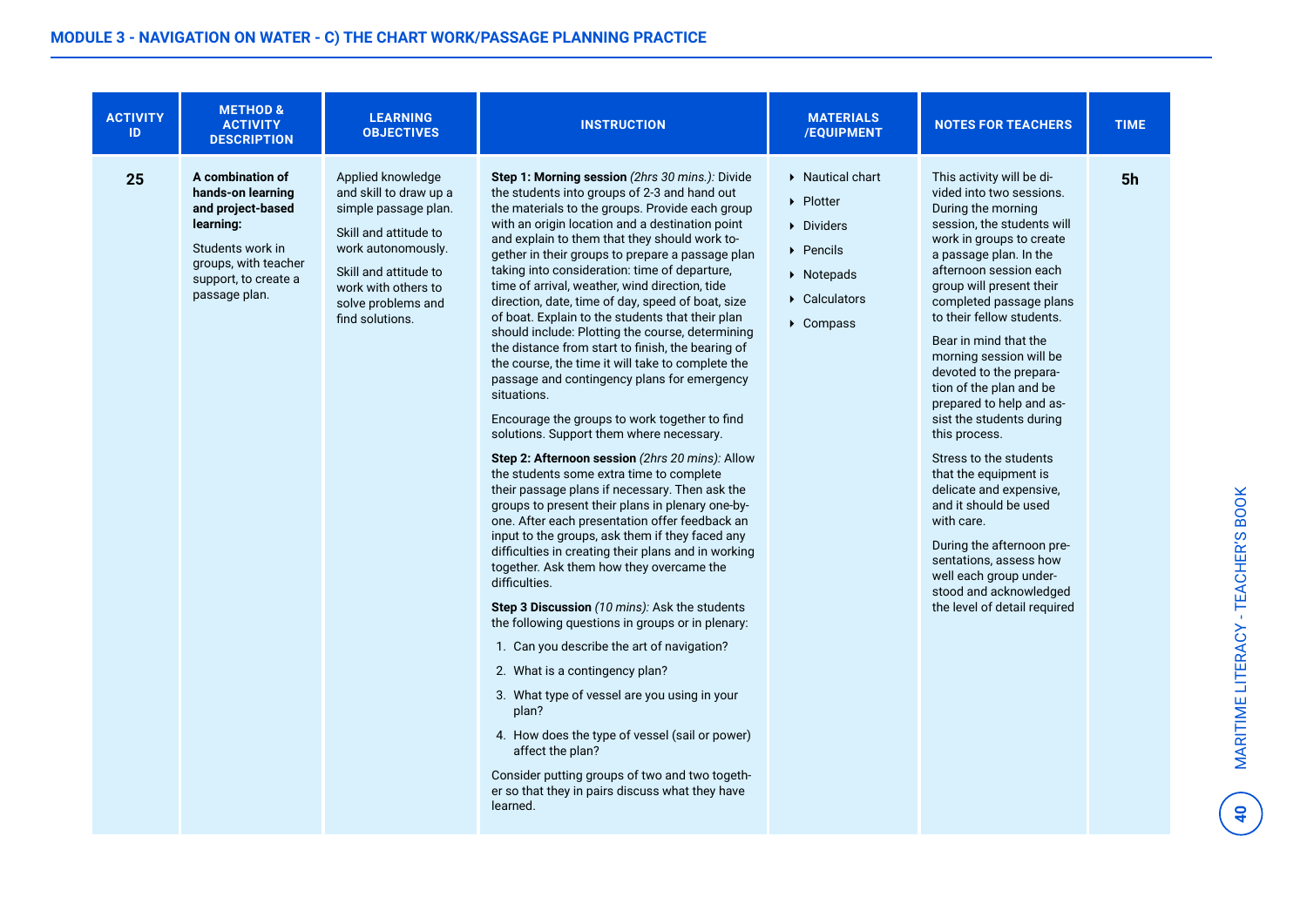## MODULE 3 - NAVIGATION ON WATER - C) THE CHART WORK/PASSAGE PLANNING PRACTICE

| ACTIVITY ID | METHOD & ACTIVITY DESCRIPTION | LEARNING OBJECTIVES | INSTRUCTION | MATERIALS /EQUIPMENT | NOTES FOR TEACHERS | TIME |
|---|---|---|---|---|---|---|
| **25** | **A combination of hands-on learning and project-based learning:**<br><br>Students work in groups, with teacher support, to create a passage plan. | Applied knowledge and skill to draw up a simple passage plan.<br><br>Skill and attitude to work autonomously.<br><br>Skill and attitude to work with others to solve problems and find solutions. | **Step 1: Morning session** *(2hrs 30 mins.):* Divide the students into groups of 2-3 and hand out the materials to the groups. Provide each group with an origin location and a destination point and explain to them that they should work together in their groups to prepare a passage plan taking into consideration: time of departure, time of arrival, weather, wind direction, tide direction, date, time of day, speed of boat, size of boat. Explain to the students that their plan should include: Plotting the course, determining the distance from start to finish, the bearing of the course, the time it will take to complete the passage and contingency plans for emergency situations.<br><br>Encourage the groups to work together to find solutions. Support them where necessary.<br><br>**Step 2: Afternoon session** *(2hrs 20 mins):* Allow the students some extra time to complete their passage plans if necessary. Then ask the groups to present their plans in plenary one-by-one. After each presentation offer feedback an input to the groups, ask them if they faced any difficulties in creating their plans and in working together. Ask them how they overcame the difficulties.<br><br>**Step 3 Discussion** *(10 mins):* Ask the students the following questions in groups or in plenary:<br>1. Can you describe the art of navigation?<br>2. What is a contingency plan?<br>3. What type of vessel are you using in your plan?<br>4. How does the type of vessel (sail or power) affect the plan?<br><br>Consider putting groups of two and two together so that they in pairs discuss what they have learned. | ‣ Nautical chart<br>‣ Plotter<br>‣ Dividers<br>‣ Pencils<br>‣ Notepads<br>‣ Calculators<br>‣ Compass | This activity will be divided into two sessions. During the morning session, the students will work in groups to create a passage plan. In the afternoon session each group will present their completed passage plans to their fellow students.<br><br>Bear in mind that the morning session will be devoted to the preparation of the plan and be prepared to help and assist the students during this process.<br><br>Stress to the students that the equipment is delicate and expensive, and it should be used with care.<br><br>During the afternoon presentations, assess how well each group understood and acknowledged the level of detail required | **5h** |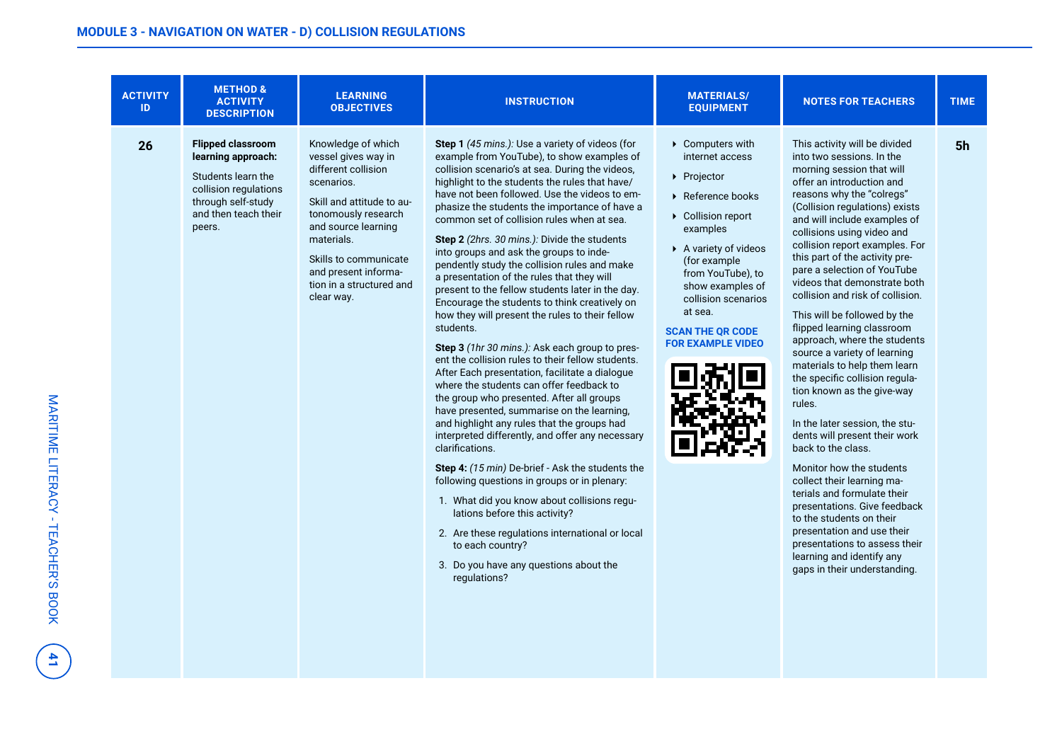## MODULE 3 - NAVIGATION ON WATER - D) COLLISION REGULATIONS

| ACTIVITY ID | METHOD & ACTIVITY DESCRIPTION | LEARNING OBJECTIVES | INSTRUCTION | MATERIALS/ EQUIPMENT | NOTES FOR TEACHERS | TIME |
|---|---|---|---|---|---|---|
| 26 | **Flipped classroom learning approach:**<br><br>Students learn the collision regulations through self-study and then teach their peers. | Knowledge of which vessel gives way in different collision scenarios.<br><br>Skill and attitude to autonomously research and source learning materials.<br><br>Skills to communicate and present information in a structured and clear way. | **Step 1** *(45 mins.):* Use a variety of videos (for example from YouTube), to show examples of collision scenario's at sea. During the videos, highlight to the students the rules that have/have not been followed. Use the videos to emphasize the students the importance of have a common set of collision rules when at sea.<br><br>**Step 2** *(2hrs. 30 mins.):* Divide the students into groups and ask the groups to independently study the collision rules and make a presentation of the rules that they will present to the fellow students later in the day. Encourage the students to think creatively on how they will present the rules to their fellow students.<br><br>**Step 3** *(1hr 30 mins.):* Ask each group to present the collision rules to their fellow students. After Each presentation, facilitate a dialogue where the students can offer feedback to the group who presented. After all groups have presented, summarise on the learning, and highlight any rules that the groups had interpreted differently, and offer any necessary clarifications.<br><br>**Step 4:** *(15 min)* De-brief - Ask the students the following questions in groups or in plenary:<br><br>1. What did you know about collisions regulations before this activity?<br>2. Are these regulations international or local to each country?<br>3. Do you have any questions about the regulations? | ▸ Computers with internet access<br>▸ Projector<br>▸ Reference books<br>▸ Collision report examples<br>▸ A variety of videos (for example from YouTube), to show examples of collision scenarios at sea.<br><br>**SCAN THE QR CODE FOR EXAMPLE VIDEO** | This activity will be divided into two sessions. In the morning session that will offer an introduction and reasons why the "colregs" (Collision regulations) exists and will include examples of collisions using video and collision report examples. For this part of the activity prepare a selection of YouTube videos that demonstrate both collision and risk of collision.<br><br>This will be followed by the flipped learning classroom approach, where the students source a variety of learning materials to help them learn the specific collision regulation known as the give-way rules.<br><br>In the later session, the students will present their work back to the class.<br><br>Monitor how the students collect their learning materials and formulate their presentations. Give feedback to the students on their presentation and use their presentations to assess their learning and identify any gaps in their understanding. | 5h |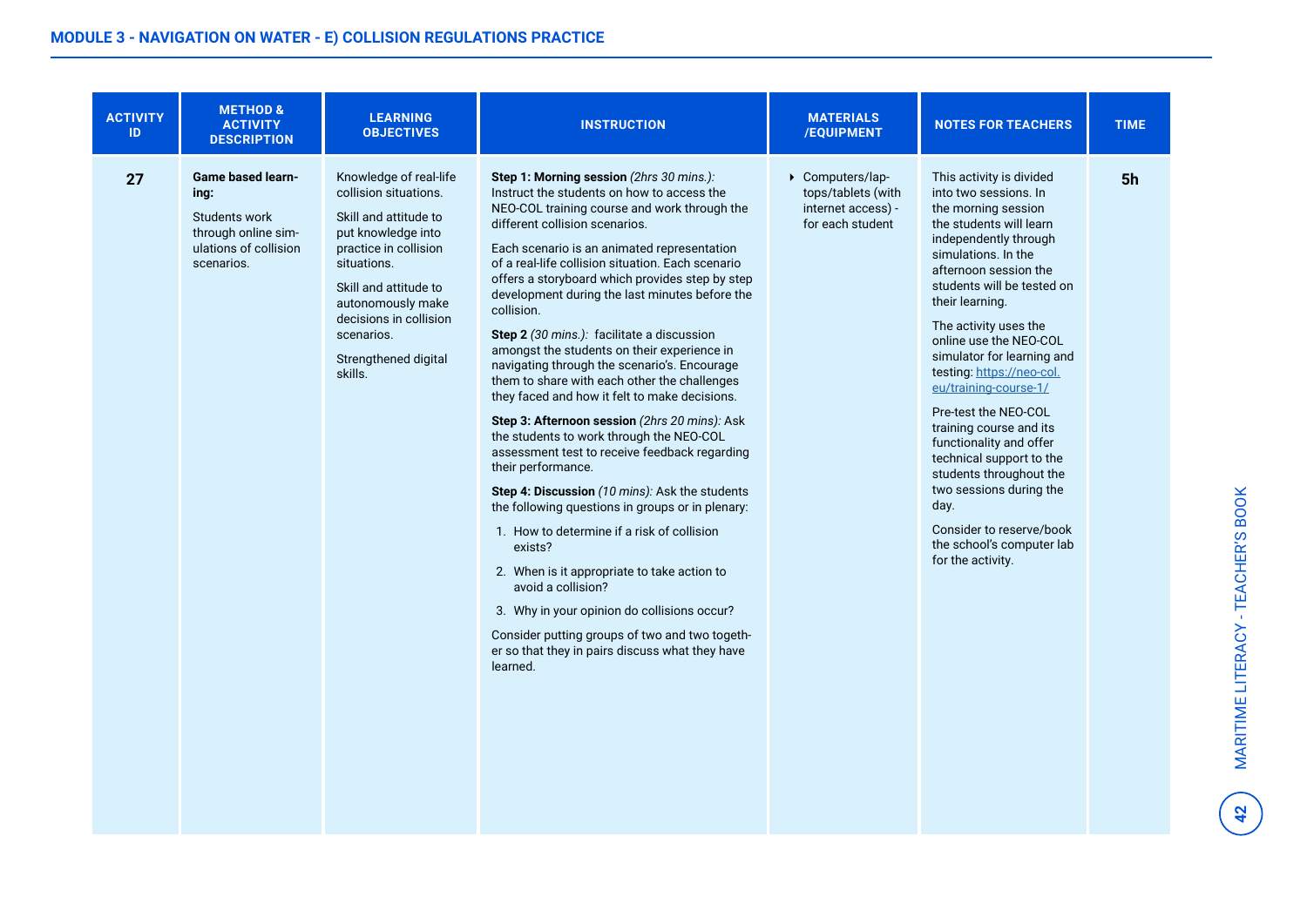## MODULE 3 - NAVIGATION ON WATER - E) COLLISION REGULATIONS PRACTICE

| ACTIVITY ID | METHOD & ACTIVITY DESCRIPTION | LEARNING OBJECTIVES | INSTRUCTION | MATERIALS /EQUIPMENT | NOTES FOR TEACHERS | TIME |
|---|---|---|---|---|---|---|
| **27** | **Game based learning:**<br><br>Students work through online simulations of collision scenarios. | Knowledge of real-life collision situations.<br><br>Skill and attitude to put knowledge into practice in collision situations.<br><br>Skill and attitude to autonomously make decisions in collision scenarios.<br><br>Strengthened digital skills. | **Step 1: Morning session** *(2hrs 30 mins.):* Instruct the students on how to access the NEO-COL training course and work through the different collision scenarios.<br><br>Each scenario is an animated representation of a real-life collision situation. Each scenario offers a storyboard which provides step by step development during the last minutes before the collision.<br><br>**Step 2** *(30 mins.):* facilitate a discussion amongst the students on their experience in navigating through the scenario's. Encourage them to share with each other the challenges they faced and how it felt to make decisions.<br><br>**Step 3: Afternoon session** *(2hrs 20 mins):* Ask the students to work through the NEO-COL assessment test to receive feedback regarding their performance.<br><br>**Step 4: Discussion** *(10 mins):* Ask the students the following questions in groups or in plenary:<br>1. How to determine if a risk of collision exists?<br>2. When is it appropriate to take action to avoid a collision?<br>3. Why in your opinion do collisions occur?<br><br>Consider putting groups of two and two together so that they in pairs discuss what they have learned. | - Computers/laptops/tablets (with internet access) - for each student | This activity is divided into two sessions. In the morning session the students will learn independently through simulations. In the afternoon session the students will be tested on their learning.<br><br>The activity uses the online use the NEO-COL simulator for learning and testing: https://neo-col.eu/training-course-1/<br><br>Pre-test the NEO-COL training course and its functionality and offer technical support to the students throughout the two sessions during the day.<br><br>Consider to reserve/book the school's computer lab for the activity. | **5h** |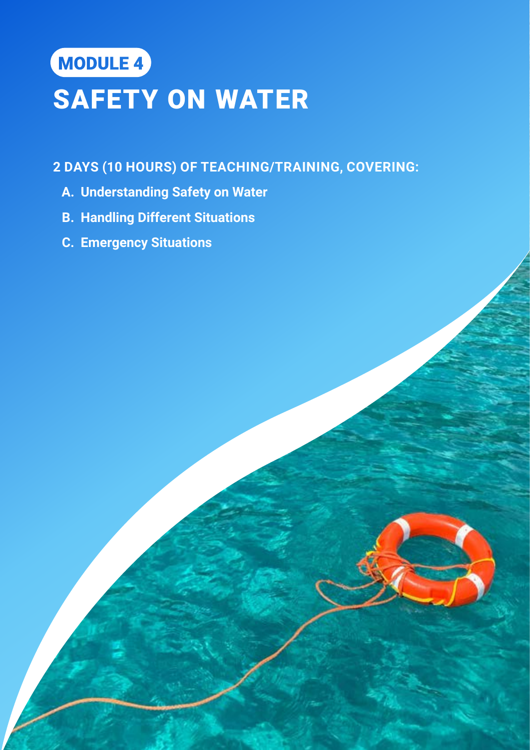MODULE 4

# SAFETY ON WATER

**2 DAYS (10 HOURS) OF TEACHING/TRAINING, COVERING:**

A. Understanding Safety on Water
B. Handling Different Situations
C. Emergency Situations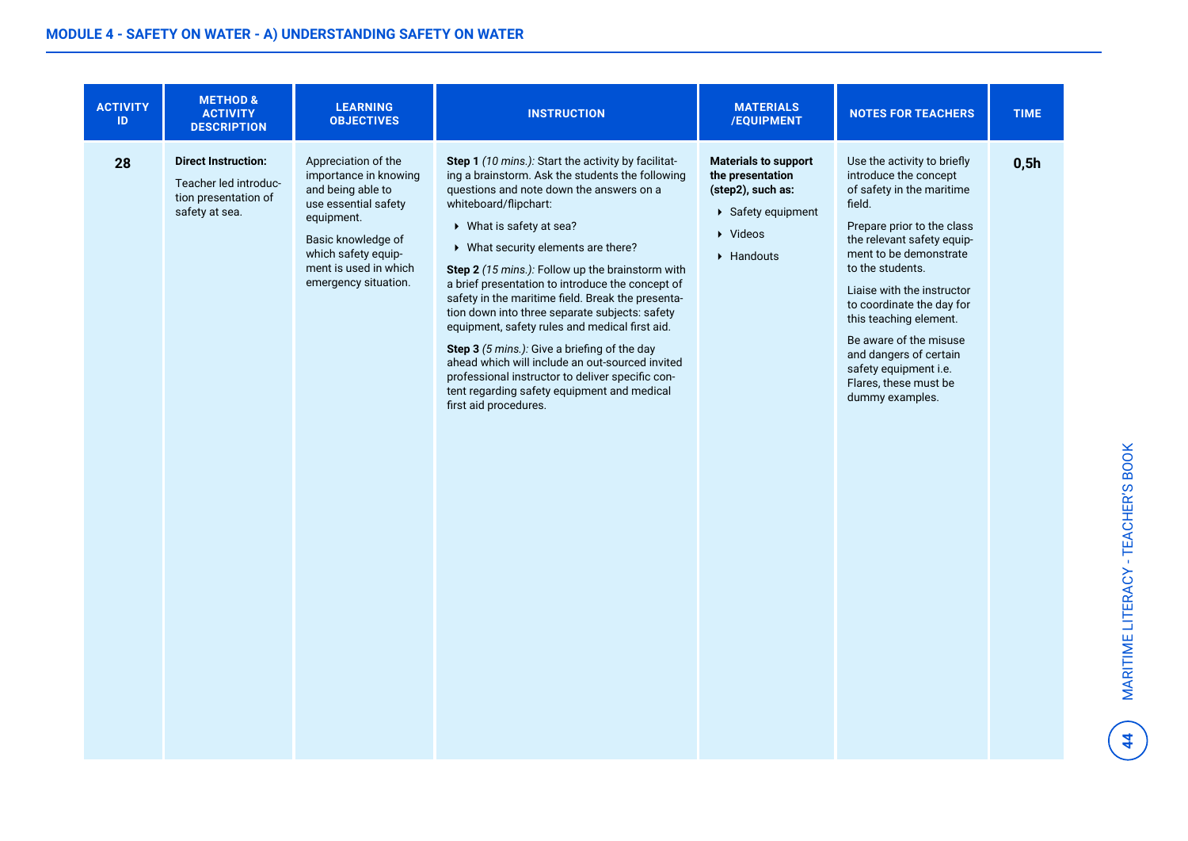## MODULE 4 - SAFETY ON WATER - A) UNDERSTANDING SAFETY ON WATER

| ACTIVITY ID | METHOD & ACTIVITY DESCRIPTION | LEARNING OBJECTIVES | INSTRUCTION | MATERIALS /EQUIPMENT | NOTES FOR TEACHERS | TIME |
|---|---|---|---|---|---|---|
| **28** | **Direct Instruction:**<br><br>Teacher led introduction presentation of safety at sea. | Appreciation of the importance in knowing and being able to use essential safety equipment.<br><br>Basic knowledge of which safety equipment is used in which emergency situation. | **Step 1** *(10 mins.):* Start the activity by facilitating a brainstorm. Ask the students the following questions and note down the answers on a whiteboard/flipchart:<br>- What is safety at sea?<br>- What security elements are there?<br><br>**Step 2** *(15 mins.):* Follow up the brainstorm with a brief presentation to introduce the concept of safety in the maritime field. Break the presentation down into three separate subjects: safety equipment, safety rules and medical first aid.<br><br>**Step 3** *(5 mins.):* Give a briefing of the day ahead which will include an out-sourced invited professional instructor to deliver specific content regarding safety equipment and medical first aid procedures. | **Materials to support the presentation (step2), such as:**<br>- Safety equipment<br>- Videos<br>- Handouts | Use the activity to briefly introduce the concept of safety in the maritime field.<br><br>Prepare prior to the class the relevant safety equipment to be demonstrate to the students.<br><br>Liaise with the instructor to coordinate the day for this teaching element.<br><br>Be aware of the misuse and dangers of certain safety equipment i.e. Flares, these must be dummy examples. | **0,5h** |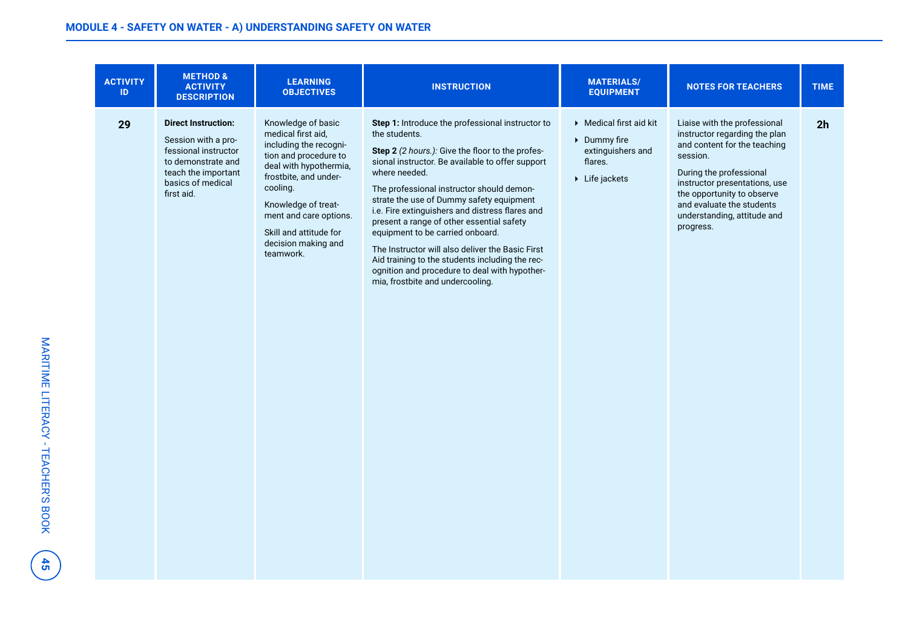## MODULE 4 - SAFETY ON WATER - A) UNDERSTANDING SAFETY ON WATER

| ACTIVITY ID | METHOD & ACTIVITY DESCRIPTION | LEARNING OBJECTIVES | INSTRUCTION | MATERIALS/ EQUIPMENT | NOTES FOR TEACHERS | TIME |
|---|---|---|---|---|---|---|
| 29 | **Direct Instruction:**<br><br>Session with a professional instructor to demonstrate and teach the important basics of medical first aid. | Knowledge of basic medical first aid, including the recognition and procedure to deal with hypothermia, frostbite, and undercooling.<br><br>Knowledge of treatment and care options.<br><br>Skill and attitude for decision making and teamwork. | **Step 1:** Introduce the professional instructor to the students.<br><br>**Step 2** *(2 hours.):* Give the floor to the professional instructor. Be available to offer support where needed.<br><br>The professional instructor should demonstrate the use of Dummy safety equipment i.e. Fire extinguishers and distress flares and present a range of other essential safety equipment to be carried onboard.<br><br>The Instructor will also deliver the Basic First Aid training to the students including the recognition and procedure to deal with hypothermia, frostbite and undercooling. | ‣ Medical first aid kit<br>‣ Dummy fire extinguishers and flares.<br>‣ Life jackets | Liaise with the professional instructor regarding the plan and content for the teaching session.<br><br>During the professional instructor presentations, use the opportunity to observe and evaluate the students understanding, attitude and progress. | 2h |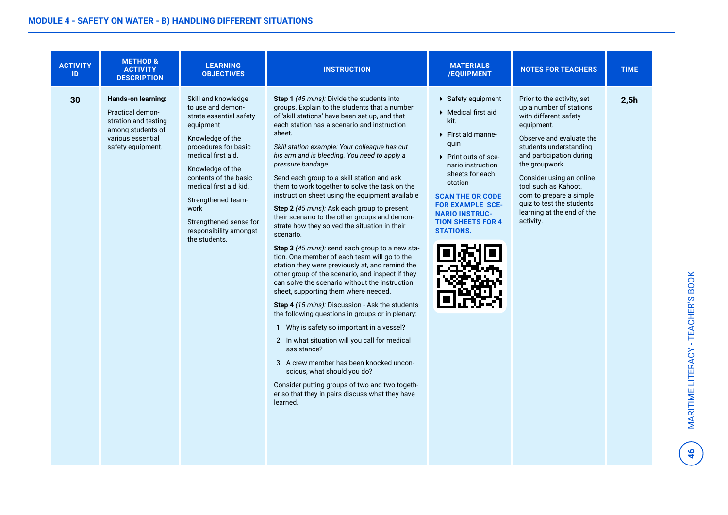## MODULE 4 - SAFETY ON WATER - B) HANDLING DIFFERENT SITUATIONS

| ACTIVITY ID | METHOD & ACTIVITY DESCRIPTION | LEARNING OBJECTIVES | INSTRUCTION | MATERIALS /EQUIPMENT | NOTES FOR TEACHERS | TIME |
|---|---|---|---|---|---|---|
| **30** | **Hands-on learning:**<br><br>Practical demonstration and testing among students of various essential safety equipment. | Skill and knowledge to use and demonstrate essential safety equipment<br><br>Knowledge of the procedures for basic medical first aid.<br><br>Knowledge of the contents of the basic medical first aid kid.<br><br>Strengthened teamwork<br><br>Strengthened sense for responsibility amongst the students. | **Step 1** *(45 mins):* Divide the students into groups. Explain to the students that a number of 'skill stations' have been set up, and that each station has a scenario and instruction sheet.<br><br>*Skill station example: Your colleague has cut his arm and is bleeding. You need to apply a pressure bandage.*<br><br>Send each group to a skill station and ask them to work together to solve the task on the instruction sheet using the equipment available<br><br>**Step 2** *(45 mins):* Ask each group to present their scenario to the other groups and demonstrate how they solved the situation in their scenario.<br><br>**Step 3** *(45 mins):* send each group to a new station. One member of each team will go to the station they were previously at, and remind the other group of the scenario, and inspect if they can solve the scenario without the instruction sheet, supporting them where needed.<br><br>**Step 4** *(15 mins):* Discussion - Ask the students the following questions in groups or in plenary:<br>1. Why is safety so important in a vessel?<br>2. In what situation will you call for medical assistance?<br>3. A crew member has been knocked unconscious, what should you do?<br><br>Consider putting groups of two and two together so that they in pairs discuss what they have learned. | ▸ Safety equipment<br>▸ Medical first aid kit.<br>▸ First aid mannequin<br>▸ Print outs of scenario instruction sheets for each station<br><br>**SCAN THE QR CODE FOR EXAMPLE SCENARIO INSTRUCTION SHEETS FOR 4 STATIONS.** | Prior to the activity, set up a number of stations with different safety equipment.<br><br>Observe and evaluate the students understanding and participation during the groupwork.<br><br>Consider using an online tool such as Kahoot.com to prepare a simple quiz to test the students learning at the end of the activity. | **2,5h** |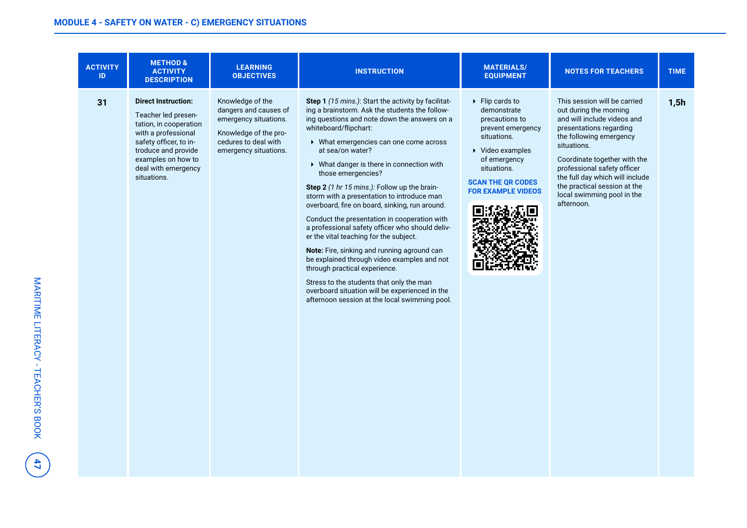## MODULE 4 - SAFETY ON WATER - C) EMERGENCY SITUATIONS

| ACTIVITY ID | METHOD & ACTIVITY DESCRIPTION | LEARNING OBJECTIVES | INSTRUCTION | MATERIALS/ EQUIPMENT | NOTES FOR TEACHERS | TIME |
|---|---|---|---|---|---|---|
| 31 | **Direct Instruction:**<br><br>Teacher led presentation, in cooperation with a professional safety officer, to introduce and provide examples on how to deal with emergency situations. | Knowledge of the dangers and causes of emergency situations.<br><br>Knowledge of the procedures to deal with emergency situations. | **Step 1** *(15 mins.)*: Start the activity by facilitating a brainstorm. Ask the students the following questions and note down the answers on a whiteboard/flipchart:<br>▸ What emergencies can one come across at sea/on water?<br>▸ What danger is there in connection with those emergencies?<br><br>**Step 2** *(1 hr 15 mins.)*: Follow up the brainstorm with a presentation to introduce man overboard, fire on board, sinking, run around.<br><br>Conduct the presentation in cooperation with a professional safety officer who should deliver the vital teaching for the subject.<br><br>**Note:** Fire, sinking and running aground can be explained through video examples and not through practical experience.<br><br>Stress to the students that only the man overboard situation will be experienced in the afternoon session at the local swimming pool. | ▸ Flip cards to demonstrate precautions to prevent emergency situations.<br>▸ Video examples of emergency situations.<br><br>**SCAN THE QR CODES FOR EXAMPLE VIDEOS** | This session will be carried out during the morning and will include videos and presentations regarding the following emergency situations.<br><br>Coordinate together with the professional safety officer the full day which will include the practical session at the local swimming pool in the afternoon. | **1,5h** |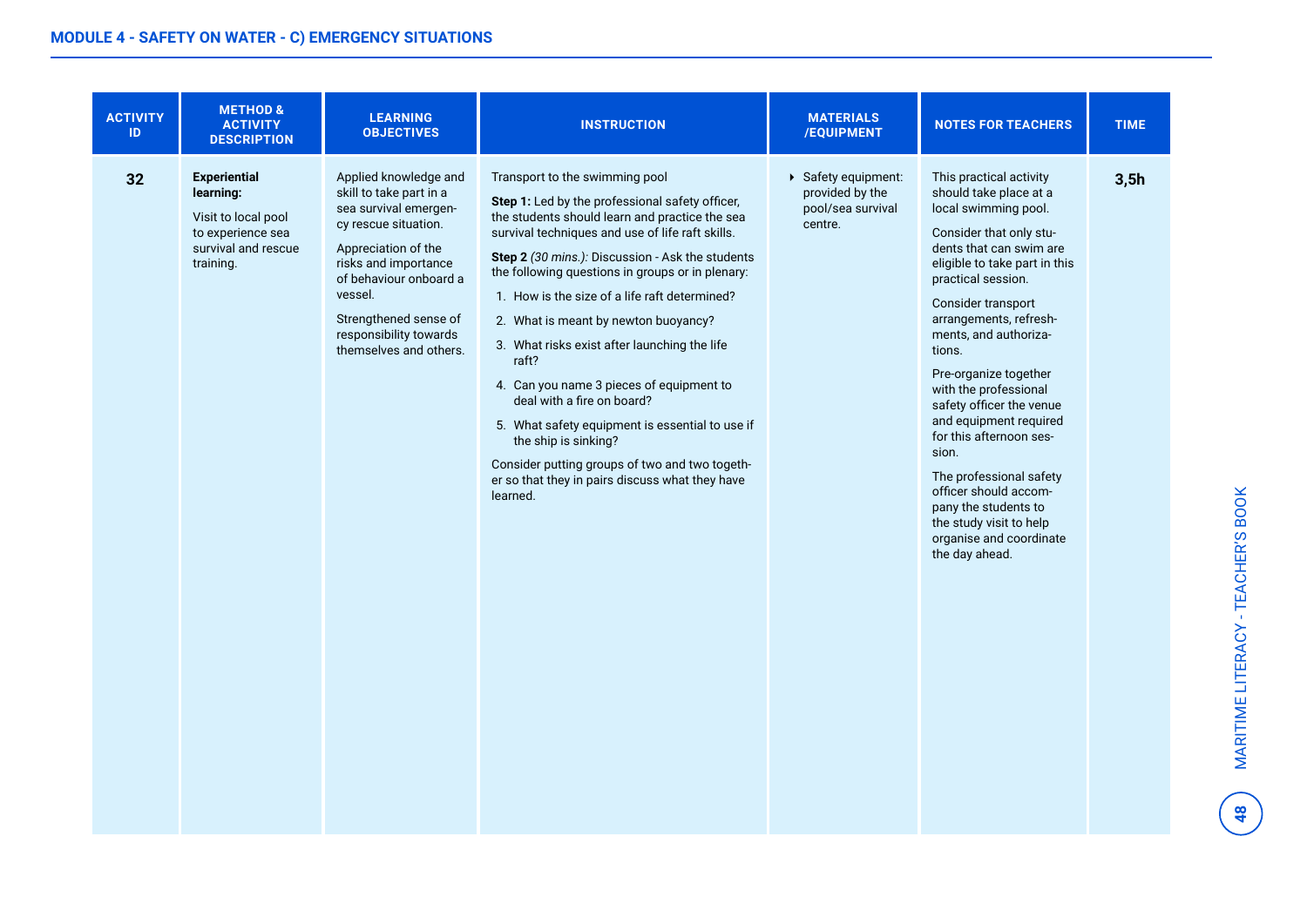## MODULE 4 - SAFETY ON WATER - C) EMERGENCY SITUATIONS

| ACTIVITY ID | METHOD & ACTIVITY DESCRIPTION | LEARNING OBJECTIVES | INSTRUCTION | MATERIALS /EQUIPMENT | NOTES FOR TEACHERS | TIME |
|---|---|---|---|---|---|---|
| **32** | **Experiential learning:**<br><br>Visit to local pool to experience sea survival and rescue training. | Applied knowledge and skill to take part in a sea survival emergency rescue situation.<br><br>Appreciation of the risks and importance of behaviour onboard a vessel.<br><br>Strengthened sense of responsibility towards themselves and others. | Transport to the swimming pool<br><br>**Step 1:** Led by the professional safety officer, the students should learn and practice the sea survival techniques and use of life raft skills.<br><br>**Step 2** *(30 mins.)*: Discussion - Ask the students the following questions in groups or in plenary:<br><br>1. How is the size of a life raft determined?<br>2. What is meant by newton buoyancy?<br>3. What risks exist after launching the life raft?<br>4. Can you name 3 pieces of equipment to deal with a fire on board?<br>5. What safety equipment is essential to use if the ship is sinking?<br><br>Consider putting groups of two and two together so that they in pairs discuss what they have learned. | - Safety equipment: provided by the pool/sea survival centre. | This practical activity should take place at a local swimming pool.<br><br>Consider that only students that can swim are eligible to take part in this practical session.<br><br>Consider transport arrangements, refreshments, and authorizations.<br><br>Pre-organize together with the professional safety officer the venue and equipment required for this afternoon session.<br><br>The professional safety officer should accompany the students to the study visit to help organise and coordinate the day ahead. | **3,5h** |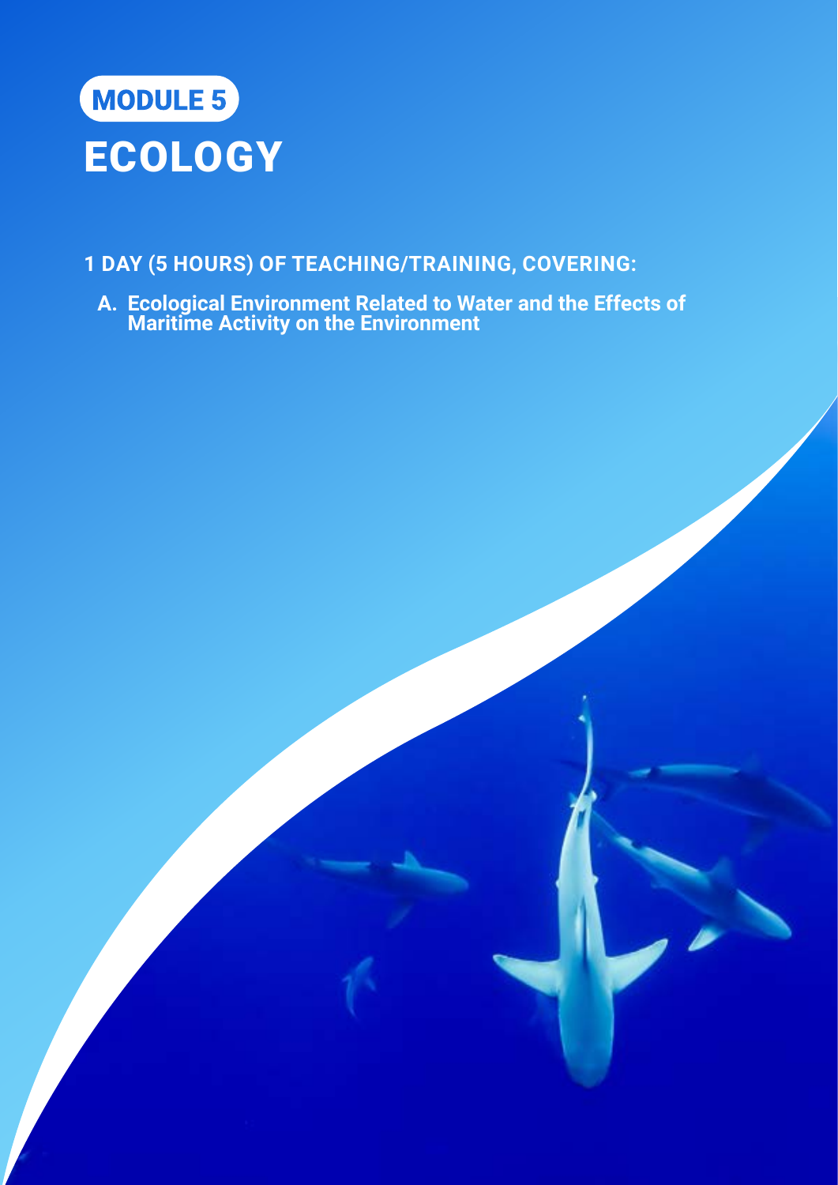MODULE 5

# ECOLOGY

**1 DAY (5 HOURS) OF TEACHING/TRAINING, COVERING:**

**A. Ecological Environment Related to Water and the Effects of Maritime Activity on the Environment**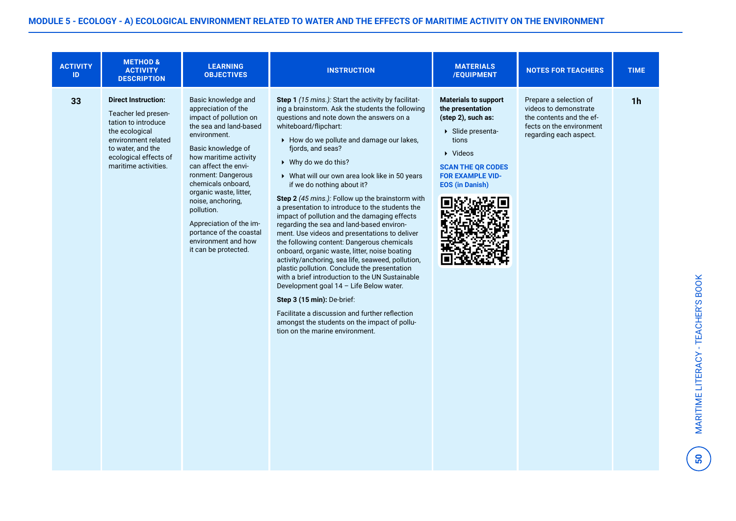## MODULE 5 - ECOLOGY - A) ECOLOGICAL ENVIRONMENT RELATED TO WATER AND THE EFFECTS OF MARITIME ACTIVITY ON THE ENVIRONMENT

| ACTIVITY ID | METHOD & ACTIVITY DESCRIPTION | LEARNING OBJECTIVES | INSTRUCTION | MATERIALS /EQUIPMENT | NOTES FOR TEACHERS | TIME |
|---|---|---|---|---|---|---|
| **33** | **Direct Instruction:**<br><br>Teacher led presentation to introduce the ecological environment related to water, and the ecological effects of maritime activities. | Basic knowledge and appreciation of the impact of pollution on the sea and land-based environment.<br><br>Basic knowledge of how maritime activity can affect the environment: Dangerous chemicals onboard, organic waste, litter, noise, anchoring, pollution.<br><br>Appreciation of the importance of the coastal environment and how it can be protected. | **Step 1** *(15 mins.):* Start the activity by facilitating a brainstorm. Ask the students the following questions and note down the answers on a whiteboard/flipchart:<br>▸ How do we pollute and damage our lakes, fjords, and seas?<br>▸ Why do we do this?<br>▸ What will our own area look like in 50 years if we do nothing about it?<br><br>**Step 2** *(45 mins.):* Follow up the brainstorm with a presentation to introduce to the students the impact of pollution and the damaging effects regarding the sea and land-based environment. Use videos and presentations to deliver the following content: Dangerous chemicals onboard, organic waste, litter, noise boating activity/anchoring, sea life, seaweed, pollution, plastic pollution. Conclude the presentation with a brief introduction to the UN Sustainable Development goal 14 – Life Below water.<br><br>**Step 3 (15 min):** De-brief:<br><br>Facilitate a discussion and further reflection amongst the students on the impact of pollution on the marine environment. | **Materials to support the presentation (step 2), such as:**<br>▸ Slide presentations<br>▸ Videos<br><br>**SCAN THE QR CODES FOR EXAMPLE VIDEOS (in Danish)** | Prepare a selection of videos to demonstrate the contents and the effects on the environment regarding each aspect. | **1h** |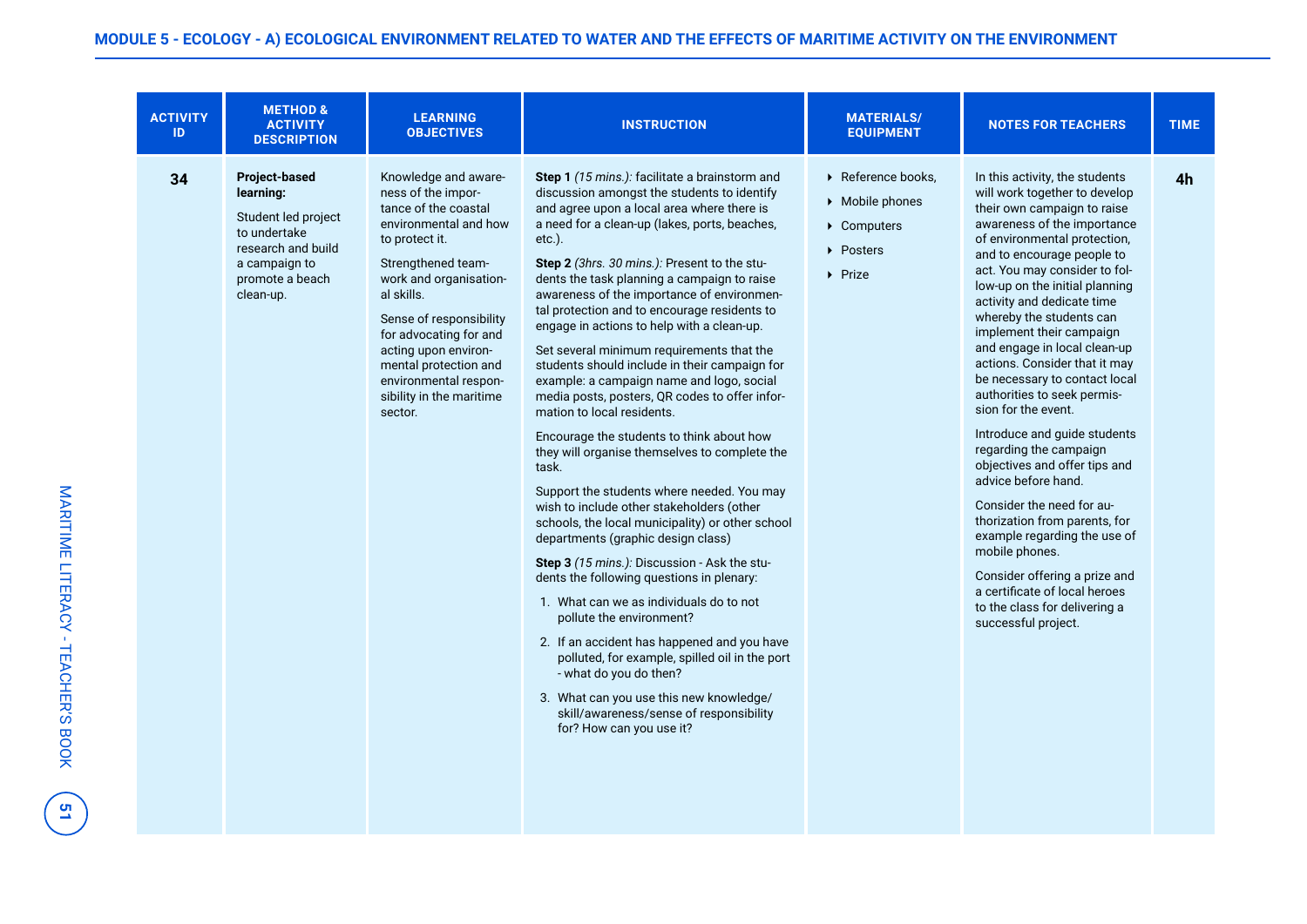## MODULE 5 - ECOLOGY - A) ECOLOGICAL ENVIRONMENT RELATED TO WATER AND THE EFFECTS OF MARITIME ACTIVITY ON THE ENVIRONMENT

| ACTIVITY ID | METHOD & ACTIVITY DESCRIPTION | LEARNING OBJECTIVES | INSTRUCTION | MATERIALS/ EQUIPMENT | NOTES FOR TEACHERS | TIME |
|---|---|---|---|---|---|---|
| **34** | **Project-based learning:**<br><br>Student led project to undertake research and build a campaign to promote a beach clean-up. | Knowledge and awareness of the importance of the coastal environmental and how to protect it.<br><br>Strengthened teamwork and organisational skills.<br><br>Sense of responsibility for advocating for and acting upon environmental protection and environmental responsibility in the maritime sector. | **Step 1** *(15 mins.):* facilitate a brainstorm and discussion amongst the students to identify and agree upon a local area where there is a need for a clean-up (lakes, ports, beaches, etc.).<br><br>**Step 2** *(3hrs. 30 mins.):* Present to the students the task planning a campaign to raise awareness of the importance of environmental protection and to encourage residents to engage in actions to help with a clean-up.<br><br>Set several minimum requirements that the students should include in their campaign for example: a campaign name and logo, social media posts, posters, QR codes to offer information to local residents.<br><br>Encourage the students to think about how they will organise themselves to complete the task.<br><br>Support the students where needed. You may wish to include other stakeholders (other schools, the local municipality) or other school departments (graphic design class)<br><br>**Step 3** *(15 mins.):* Discussion - Ask the students the following questions in plenary:<br><br>1. What can we as individuals do to not pollute the environment?<br>2. If an accident has happened and you have polluted, for example, spilled oil in the port - what do you do then?<br>3. What can you use this new knowledge/ skill/awareness/sense of responsibility for? How can you use it? | ▸ Reference books,<br>▸ Mobile phones<br>▸ Computers<br>▸ Posters<br>▸ Prize | In this activity, the students will work together to develop their own campaign to raise awareness of the importance of environmental protection, and to encourage people to act. You may consider to follow-up on the initial planning activity and dedicate time whereby the students can implement their campaign and engage in local clean-up actions. Consider that it may be necessary to contact local authorities to seek permission for the event.<br><br>Introduce and guide students regarding the campaign objectives and offer tips and advice before hand.<br><br>Consider the need for authorization from parents, for example regarding the use of mobile phones.<br><br>Consider offering a prize and a certificate of local heroes to the class for delivering a successful project. | **4h** |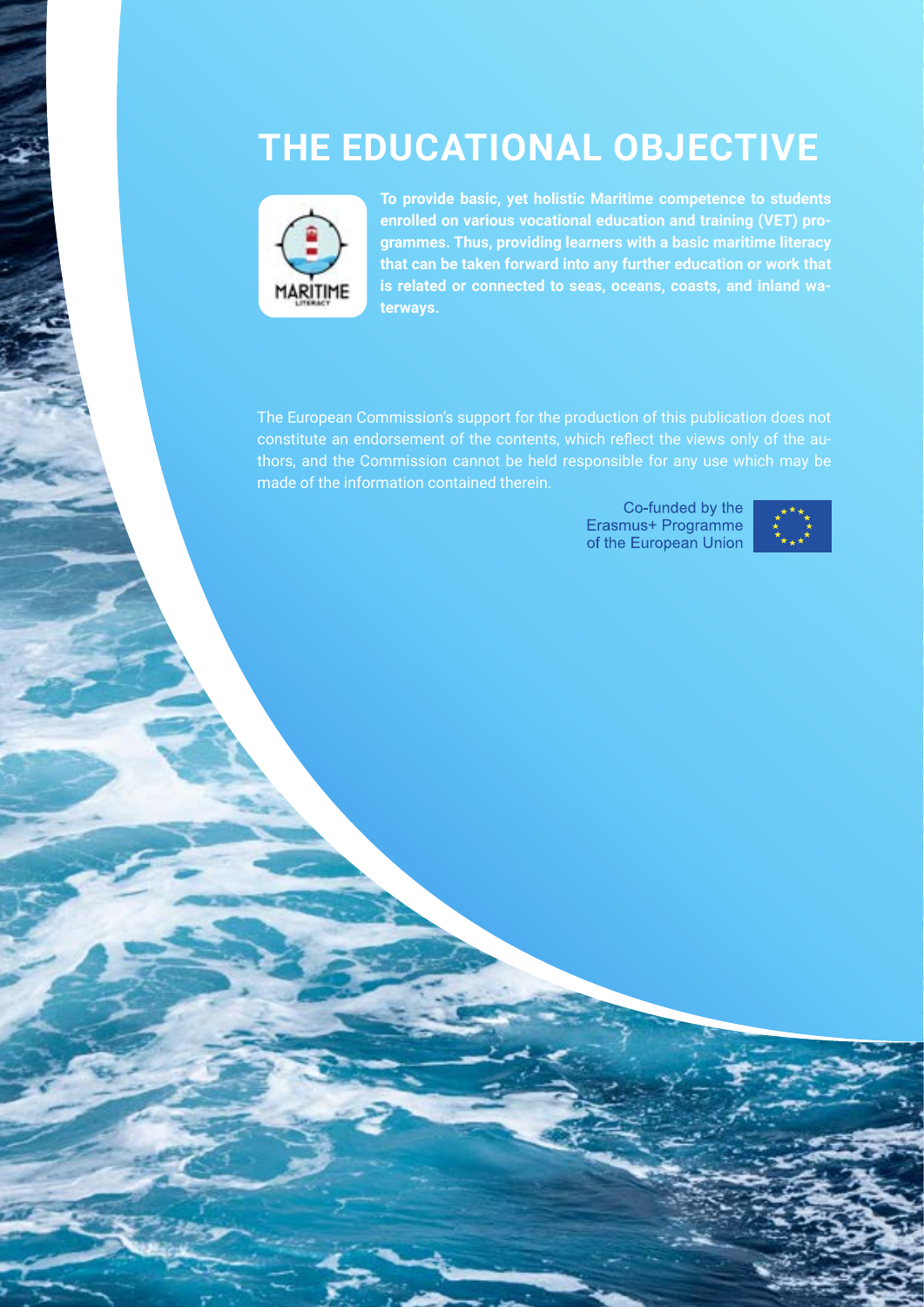# THE EDUCATIONAL OBJECTIVE

**To provide basic, yet holistic Maritime competence to students enrolled on various vocational education and training (VET) programmes. Thus, providing learners with a basic maritime literacy that can be taken forward into any further education or work that is related or connected to seas, oceans, coasts, and inland waterways.**

The European Commission's support for the production of this publication does not constitute an endorsement of the contents, which reflect the views only of the authors, and the Commission cannot be held responsible for any use which may be made of the information contained therein.

Co-funded by the Erasmus+ Programme of the European Union